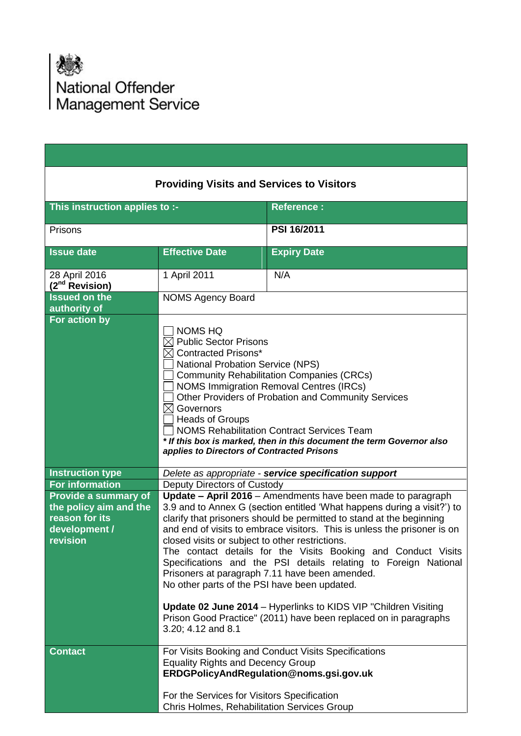National Offender Management Service

## Providing Visits and Services to Visitors

| This instruction applies to :- | | Reference : |
|---|---|---|
| Prisons | | **PSI 16/2011** |
| **Issue date** | **Effective Date** | **Expiry Date** |
| 28 April 2016 **(2nd Revision)** | 1 April 2011 | N/A |
| **Issued on the authority of** | NOMS Agency Board | |
| **For action by** | ☐ NOMS HQ<br>☒ Public Sector Prisons<br>☒ Contracted Prisons*<br>☐ National Probation Service (NPS)<br>☐ Community Rehabilitation Companies (CRCs)<br>☐ NOMS Immigration Removal Centres (IRCs)<br>☐ Other Providers of Probation and Community Services<br>☒ Governors<br>☐ Heads of Groups<br>☐ NOMS Rehabilitation Contract Services Team<br>***If this box is marked, then in this document the term Governor also applies to Directors of Contracted Prisons** | |
| **Instruction type** | *Delete as appropriate -* ***service specification support*** | |
| **For information** | Deputy Directors of Custody | |
| **Provide a summary of the policy aim and the reason for its development / revision** | **Update – April 2016** – Amendments have been made to paragraph 3.9 and to Annex G (section entitled 'What happens during a visit?') to clarify that prisoners should be permitted to stand at the beginning and end of visits to embrace visitors. This is unless the prisoner is on closed visits or subject to other restrictions.<br>The contact details for the Visits Booking and Conduct Visits Specifications and the PSI details relating to Foreign National Prisoners at paragraph 7.11 have been amended.<br>No other parts of the PSI have been updated.<br><br>**Update 02 June 2014** – Hyperlinks to KIDS VIP "Children Visiting Prison Good Practice" (2011) have been replaced on in paragraphs 3.20; 4.12 and 8.1 | |
| **Contact** | For Visits Booking and Conduct Visits Specifications<br>Equality Rights and Decency Group<br>**ERDGPolicyAndRegulation@noms.gsi.gov.uk**<br><br>For the Services for Visitors Specification<br>Chris Holmes, Rehabilitation Services Group | |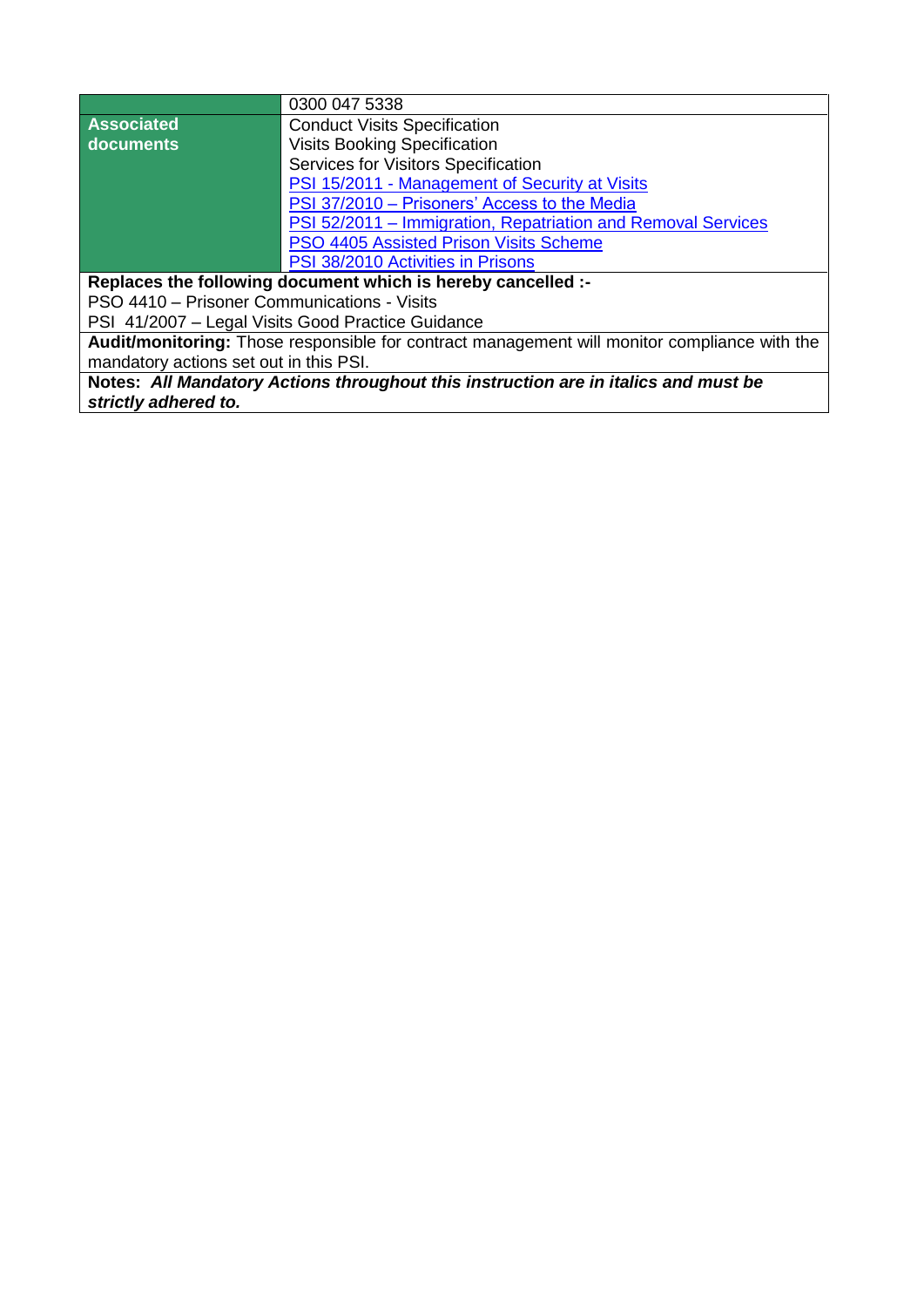| | |
|---|---|
| | 0300 047 5338 |
| **Associated documents** | Conduct Visits Specification<br>Visits Booking Specification<br>Services for Visitors Specification<br>PSI 15/2011 - Management of Security at Visits<br>PSI 37/2010 – Prisoners' Access to the Media<br>PSI 52/2011 – Immigration, Repatriation and Removal Services<br>PSO 4405 Assisted Prison Visits Scheme<br>PSI 38/2010 Activities in Prisons |

**Replaces the following document which is hereby cancelled :-**
PSO 4410 – Prisoner Communications - Visits
PSI 41/2007 – Legal Visits Good Practice Guidance

**Audit/monitoring:** Those responsible for contract management will monitor compliance with the mandatory actions set out in this PSI.

**Notes:** ***All Mandatory Actions throughout this instruction are in italics and must be strictly adhered to.***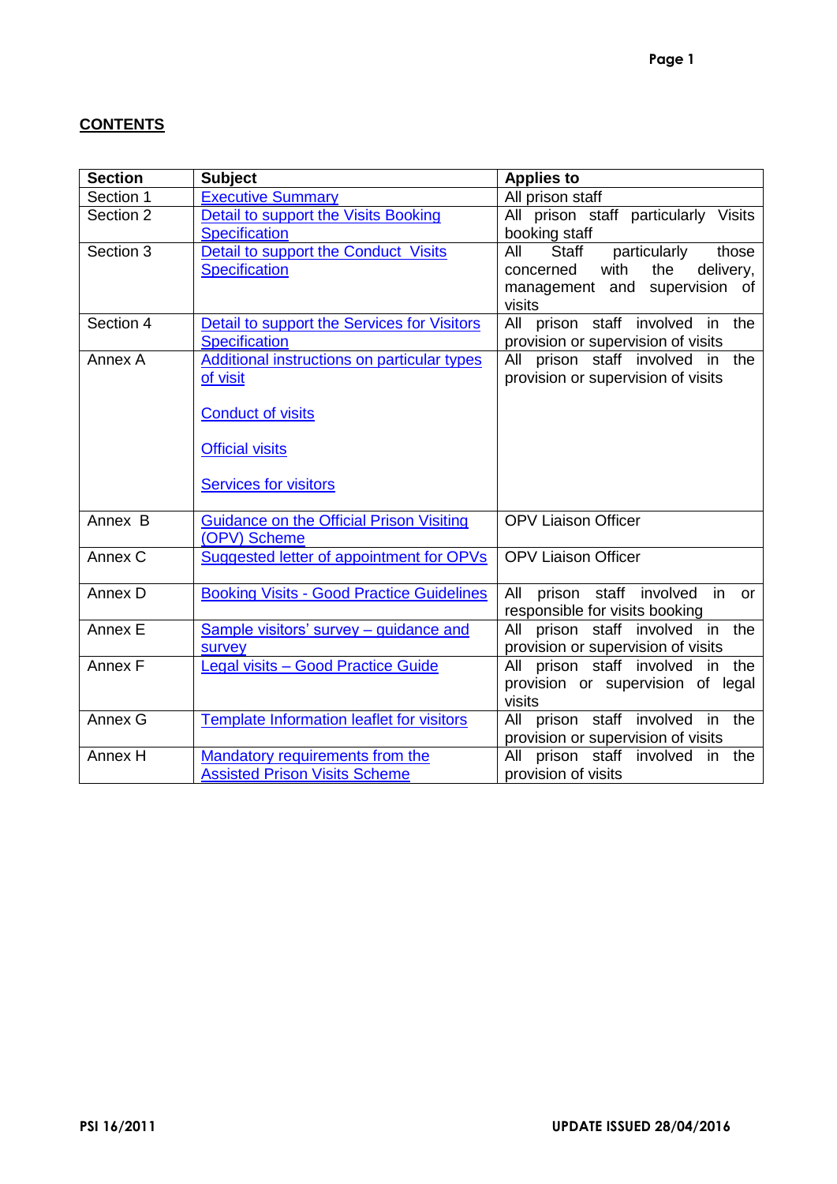## CONTENTS

| Section | Subject | Applies to |
|---|---|---|
| Section 1 | Executive Summary | All prison staff |
| Section 2 | Detail to support the Visits Booking Specification | All prison staff particularly Visits booking staff |
| Section 3 | Detail to support the Conduct Visits Specification | All Staff concerned with the delivery, management and supervision of visits |
| Section 4 | Detail to support the Services for Visitors Specification | All prison staff involved in the provision or supervision of visits |
| Annex A | Additional instructions on particular types of visit<br><br>Conduct of visits<br><br>Official visits<br><br>Services for visitors | All prison staff involved in the provision or supervision of visits |
| Annex B | Guidance on the Official Prison Visiting (OPV) Scheme | OPV Liaison Officer |
| Annex C | Suggested letter of appointment for OPVs | OPV Liaison Officer |
| Annex D | Booking Visits - Good Practice Guidelines | All prison staff involved in or responsible for visits booking |
| Annex E | Sample visitors' survey – guidance and survey | All prison staff involved in the provision or supervision of visits |
| Annex F | Legal visits – Good Practice Guide | All prison staff involved in the provision or supervision of legal visits |
| Annex G | Template Information leaflet for visitors | All prison staff involved in the provision or supervision of visits |
| Annex H | Mandatory requirements from the Assisted Prison Visits Scheme | All prison staff involved in the provision of visits |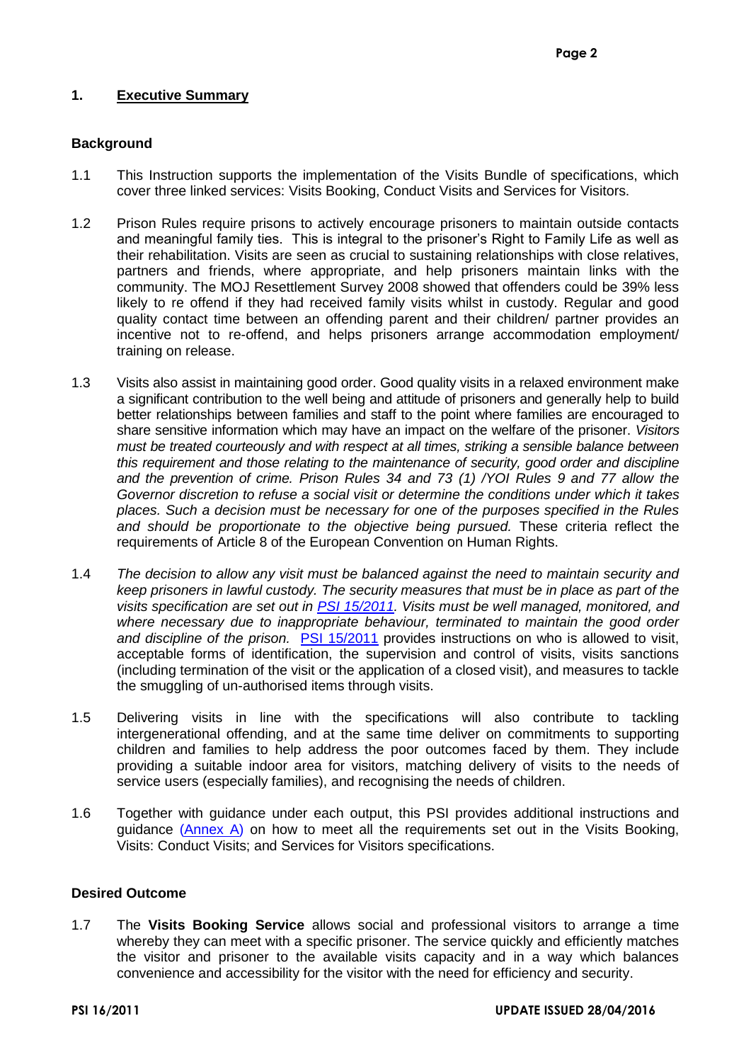## 1. **Executive Summary**

### Background

1.1 This Instruction supports the implementation of the Visits Bundle of specifications, which cover three linked services: Visits Booking, Conduct Visits and Services for Visitors.

1.2 Prison Rules require prisons to actively encourage prisoners to maintain outside contacts and meaningful family ties. This is integral to the prisoner's Right to Family Life as well as their rehabilitation. Visits are seen as crucial to sustaining relationships with close relatives, partners and friends, where appropriate, and help prisoners maintain links with the community. The MOJ Resettlement Survey 2008 showed that offenders could be 39% less likely to re offend if they had received family visits whilst in custody. Regular and good quality contact time between an offending parent and their children/ partner provides an incentive not to re-offend, and helps prisoners arrange accommodation employment/ training on release.

1.3 Visits also assist in maintaining good order. Good quality visits in a relaxed environment make a significant contribution to the well being and attitude of prisoners and generally help to build better relationships between families and staff to the point where families are encouraged to share sensitive information which may have an impact on the welfare of the prisoner. *Visitors must be treated courteously and with respect at all times, striking a sensible balance between this requirement and those relating to the maintenance of security, good order and discipline and the prevention of crime. Prison Rules 34 and 73 (1) /YOI Rules 9 and 77 allow the Governor discretion to refuse a social visit or determine the conditions under which it takes places. Such a decision must be necessary for one of the purposes specified in the Rules and should be proportionate to the objective being pursued.* These criteria reflect the requirements of Article 8 of the European Convention on Human Rights.

1.4 *The decision to allow any visit must be balanced against the need to maintain security and keep prisoners in lawful custody. The security measures that must be in place as part of the visits specification are set out in PSI 15/2011. Visits must be well managed, monitored, and where necessary due to inappropriate behaviour, terminated to maintain the good order and discipline of the prison.* PSI 15/2011 provides instructions on who is allowed to visit, acceptable forms of identification, the supervision and control of visits, visits sanctions (including termination of the visit or the application of a closed visit), and measures to tackle the smuggling of un-authorised items through visits.

1.5 Delivering visits in line with the specifications will also contribute to tackling intergenerational offending, and at the same time deliver on commitments to supporting children and families to help address the poor outcomes faced by them. They include providing a suitable indoor area for visitors, matching delivery of visits to the needs of service users (especially families), and recognising the needs of children.

1.6 Together with guidance under each output, this PSI provides additional instructions and guidance (Annex A) on how to meet all the requirements set out in the Visits Booking, Visits: Conduct Visits; and Services for Visitors specifications.

### Desired Outcome

1.7 The **Visits Booking Service** allows social and professional visitors to arrange a time whereby they can meet with a specific prisoner. The service quickly and efficiently matches the visitor and prisoner to the available visits capacity and in a way which balances convenience and accessibility for the visitor with the need for efficiency and security.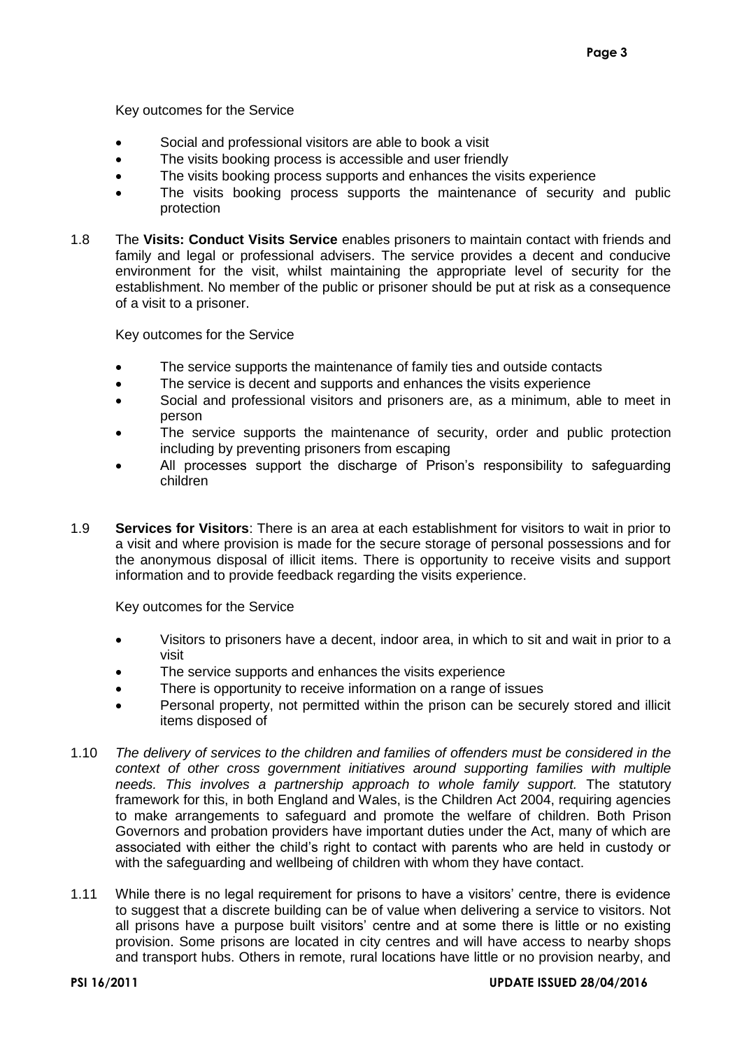Key outcomes for the Service

- Social and professional visitors are able to book a visit
- The visits booking process is accessible and user friendly
- The visits booking process supports and enhances the visits experience
- The visits booking process supports the maintenance of security and public protection

1.8 The **Visits: Conduct Visits Service** enables prisoners to maintain contact with friends and family and legal or professional advisers. The service provides a decent and conducive environment for the visit, whilst maintaining the appropriate level of security for the establishment. No member of the public or prisoner should be put at risk as a consequence of a visit to a prisoner.

Key outcomes for the Service

- The service supports the maintenance of family ties and outside contacts
- The service is decent and supports and enhances the visits experience
- Social and professional visitors and prisoners are, as a minimum, able to meet in person
- The service supports the maintenance of security, order and public protection including by preventing prisoners from escaping
- All processes support the discharge of Prison's responsibility to safeguarding children

1.9 **Services for Visitors**: There is an area at each establishment for visitors to wait in prior to a visit and where provision is made for the secure storage of personal possessions and for the anonymous disposal of illicit items. There is opportunity to receive visits and support information and to provide feedback regarding the visits experience.

Key outcomes for the Service

- Visitors to prisoners have a decent, indoor area, in which to sit and wait in prior to a visit
- The service supports and enhances the visits experience
- There is opportunity to receive information on a range of issues
- Personal property, not permitted within the prison can be securely stored and illicit items disposed of

1.10 *The delivery of services to the children and families of offenders must be considered in the context of other cross government initiatives around supporting families with multiple needs. This involves a partnership approach to whole family support.* The statutory framework for this, in both England and Wales, is the Children Act 2004, requiring agencies to make arrangements to safeguard and promote the welfare of children. Both Prison Governors and probation providers have important duties under the Act, many of which are associated with either the child's right to contact with parents who are held in custody or with the safeguarding and wellbeing of children with whom they have contact.

1.11 While there is no legal requirement for prisons to have a visitors' centre, there is evidence to suggest that a discrete building can be of value when delivering a service to visitors. Not all prisons have a purpose built visitors' centre and at some there is little or no existing provision. Some prisons are located in city centres and will have access to nearby shops and transport hubs. Others in remote, rural locations have little or no provision nearby, and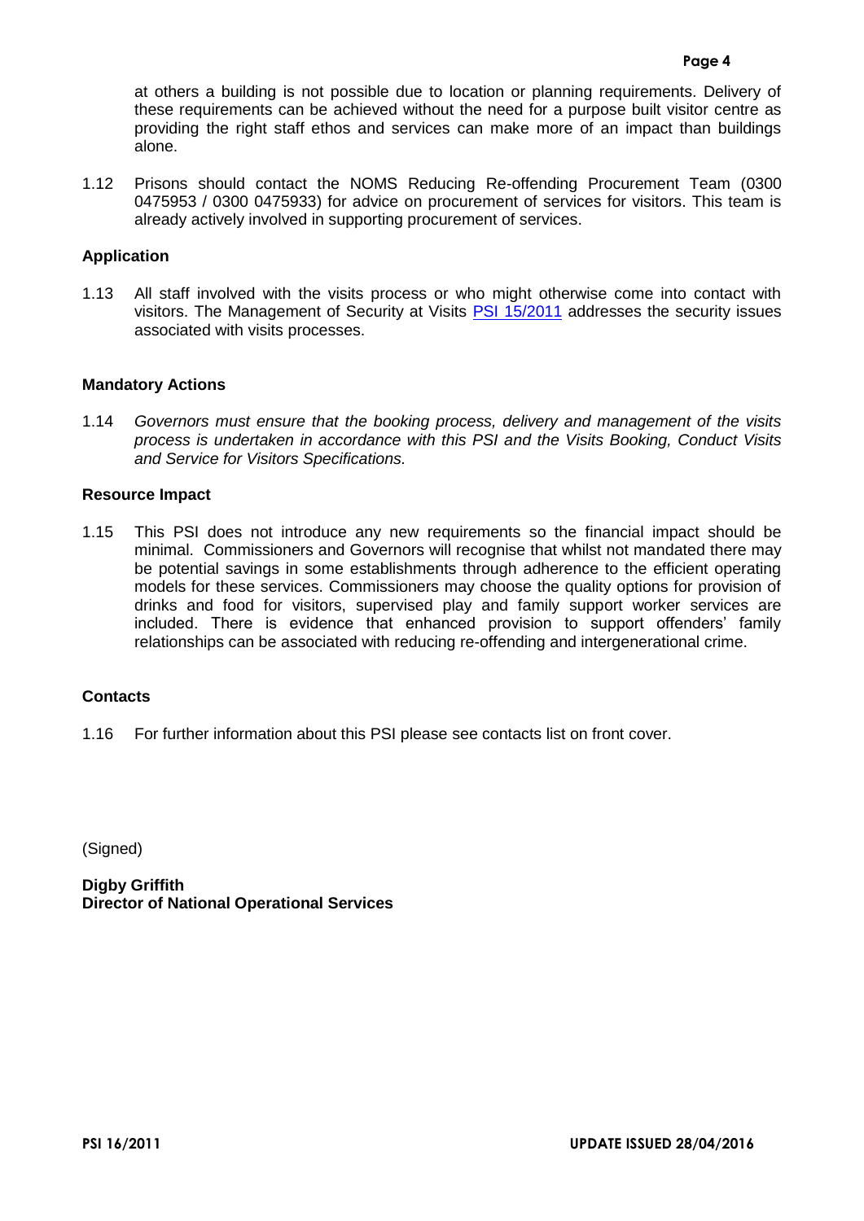at others a building is not possible due to location or planning requirements. Delivery of these requirements can be achieved without the need for a purpose built visitor centre as providing the right staff ethos and services can make more of an impact than buildings alone.

1.12 Prisons should contact the NOMS Reducing Re-offending Procurement Team (0300 0475953 / 0300 0475933) for advice on procurement of services for visitors. This team is already actively involved in supporting procurement of services.

**Application**

1.13 All staff involved with the visits process or who might otherwise come into contact with visitors. The Management of Security at Visits PSI 15/2011 addresses the security issues associated with visits processes.

**Mandatory Actions**

1.14 *Governors must ensure that the booking process, delivery and management of the visits process is undertaken in accordance with this PSI and the Visits Booking, Conduct Visits and Service for Visitors Specifications.*

**Resource Impact**

1.15 This PSI does not introduce any new requirements so the financial impact should be minimal. Commissioners and Governors will recognise that whilst not mandated there may be potential savings in some establishments through adherence to the efficient operating models for these services. Commissioners may choose the quality options for provision of drinks and food for visitors, supervised play and family support worker services are included. There is evidence that enhanced provision to support offenders' family relationships can be associated with reducing re-offending and intergenerational crime.

**Contacts**

1.16 For further information about this PSI please see contacts list on front cover.

(Signed)

**Digby Griffith**
**Director of National Operational Services**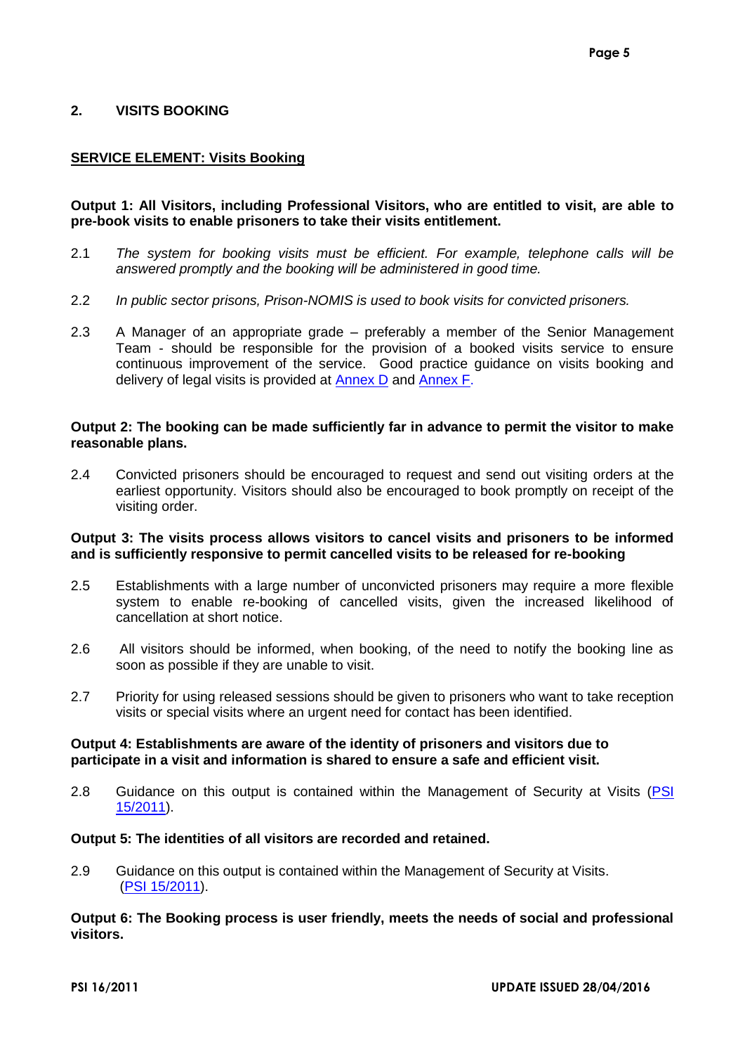## 2. VISITS BOOKING

**SERVICE ELEMENT: Visits Booking**

**Output 1: All Visitors, including Professional Visitors, who are entitled to visit, are able to pre-book visits to enable prisoners to take their visits entitlement.**

2.1 *The system for booking visits must be efficient. For example, telephone calls will be answered promptly and the booking will be administered in good time.*

2.2 *In public sector prisons, Prison-NOMIS is used to book visits for convicted prisoners.*

2.3 A Manager of an appropriate grade – preferably a member of the Senior Management Team - should be responsible for the provision of a booked visits service to ensure continuous improvement of the service. Good practice guidance on visits booking and delivery of legal visits is provided at Annex D and Annex F.

**Output 2: The booking can be made sufficiently far in advance to permit the visitor to make reasonable plans.**

2.4 Convicted prisoners should be encouraged to request and send out visiting orders at the earliest opportunity. Visitors should also be encouraged to book promptly on receipt of the visiting order.

**Output 3: The visits process allows visitors to cancel visits and prisoners to be informed and is sufficiently responsive to permit cancelled visits to be released for re-booking**

2.5 Establishments with a large number of unconvicted prisoners may require a more flexible system to enable re-booking of cancelled visits, given the increased likelihood of cancellation at short notice.

2.6 All visitors should be informed, when booking, of the need to notify the booking line as soon as possible if they are unable to visit.

2.7 Priority for using released sessions should be given to prisoners who want to take reception visits or special visits where an urgent need for contact has been identified.

**Output 4: Establishments are aware of the identity of prisoners and visitors due to participate in a visit and information is shared to ensure a safe and efficient visit.**

2.8 Guidance on this output is contained within the Management of Security at Visits (PSI 15/2011).

**Output 5: The identities of all visitors are recorded and retained.**

2.9 Guidance on this output is contained within the Management of Security at Visits. (PSI 15/2011).

**Output 6: The Booking process is user friendly, meets the needs of social and professional visitors.**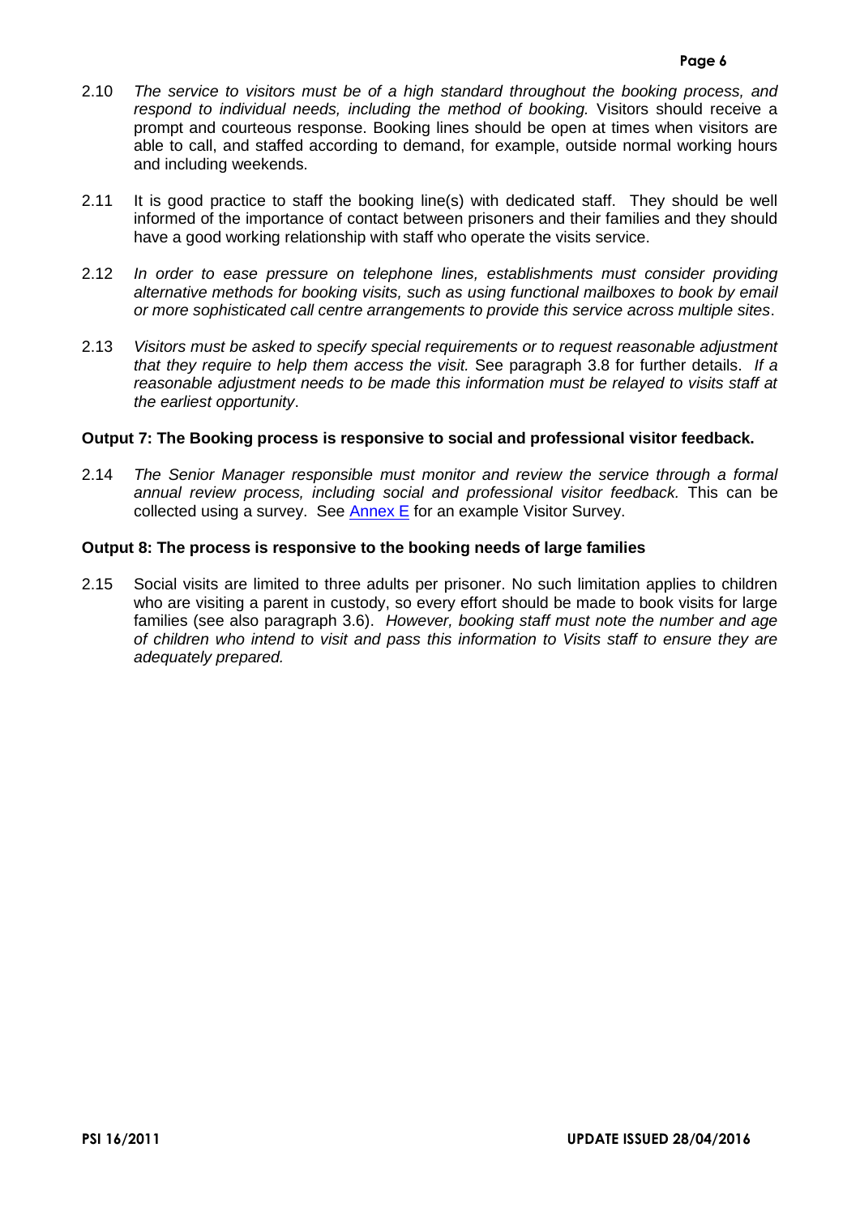2.10 *The service to visitors must be of a high standard throughout the booking process, and respond to individual needs, including the method of booking.* Visitors should receive a prompt and courteous response. Booking lines should be open at times when visitors are able to call, and staffed according to demand, for example, outside normal working hours and including weekends.

2.11 It is good practice to staff the booking line(s) with dedicated staff. They should be well informed of the importance of contact between prisoners and their families and they should have a good working relationship with staff who operate the visits service.

2.12 *In order to ease pressure on telephone lines, establishments must consider providing alternative methods for booking visits, such as using functional mailboxes to book by email or more sophisticated call centre arrangements to provide this service across multiple sites*.

2.13 *Visitors must be asked to specify special requirements or to request reasonable adjustment that they require to help them access the visit.* See paragraph 3.8 for further details. *If a reasonable adjustment needs to be made this information must be relayed to visits staff at the earliest opportunity*.

**Output 7: The Booking process is responsive to social and professional visitor feedback.**

2.14 *The Senior Manager responsible must monitor and review the service through a formal annual review process, including social and professional visitor feedback.* This can be collected using a survey. See Annex E for an example Visitor Survey.

**Output 8: The process is responsive to the booking needs of large families**

2.15 Social visits are limited to three adults per prisoner. No such limitation applies to children who are visiting a parent in custody, so every effort should be made to book visits for large families (see also paragraph 3.6). *However, booking staff must note the number and age of children who intend to visit and pass this information to Visits staff to ensure they are adequately prepared.*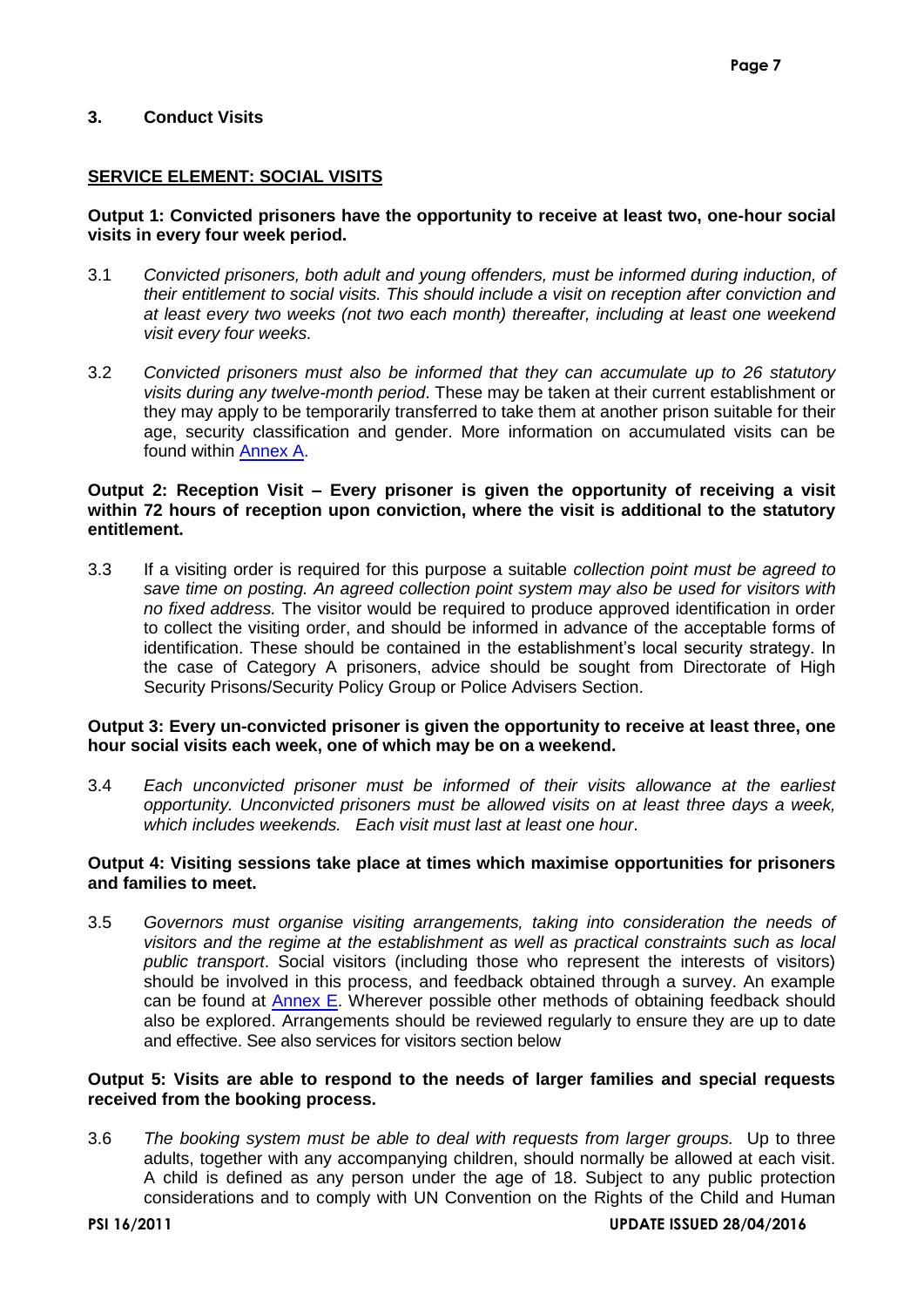## 3. Conduct Visits

### SERVICE ELEMENT: SOCIAL VISITS

**Output 1: Convicted prisoners have the opportunity to receive at least two, one-hour social visits in every four week period.**

3.1 *Convicted prisoners, both adult and young offenders, must be informed during induction, of their entitlement to social visits. This should include a visit on reception after conviction and at least every two weeks (not two each month) thereafter, including at least one weekend visit every four weeks.*

3.2 *Convicted prisoners must also be informed that they can accumulate up to 26 statutory visits during any twelve-month period*. These may be taken at their current establishment or they may apply to be temporarily transferred to take them at another prison suitable for their age, security classification and gender. More information on accumulated visits can be found within Annex A.

**Output 2: Reception Visit – Every prisoner is given the opportunity of receiving a visit within 72 hours of reception upon conviction, where the visit is additional to the statutory entitlement.**

3.3 If a visiting order is required for this purpose a suitable *collection point must be agreed to save time on posting. An agreed collection point system may also be used for visitors with no fixed address.* The visitor would be required to produce approved identification in order to collect the visiting order, and should be informed in advance of the acceptable forms of identification. These should be contained in the establishment's local security strategy. In the case of Category A prisoners, advice should be sought from Directorate of High Security Prisons/Security Policy Group or Police Advisers Section.

**Output 3: Every un-convicted prisoner is given the opportunity to receive at least three, one hour social visits each week, one of which may be on a weekend.**

3.4 *Each unconvicted prisoner must be informed of their visits allowance at the earliest opportunity. Unconvicted prisoners must be allowed visits on at least three days a week, which includes weekends. Each visit must last at least one hour*.

**Output 4: Visiting sessions take place at times which maximise opportunities for prisoners and families to meet.**

3.5 *Governors must organise visiting arrangements, taking into consideration the needs of visitors and the regime at the establishment as well as practical constraints such as local public transport*. Social visitors (including those who represent the interests of visitors) should be involved in this process, and feedback obtained through a survey. An example can be found at Annex E. Wherever possible other methods of obtaining feedback should also be explored. Arrangements should be reviewed regularly to ensure they are up to date and effective. See also services for visitors section below

**Output 5: Visits are able to respond to the needs of larger families and special requests received from the booking process.**

3.6 *The booking system must be able to deal with requests from larger groups.* Up to three adults, together with any accompanying children, should normally be allowed at each visit. A child is defined as any person under the age of 18. Subject to any public protection considerations and to comply with UN Convention on the Rights of the Child and Human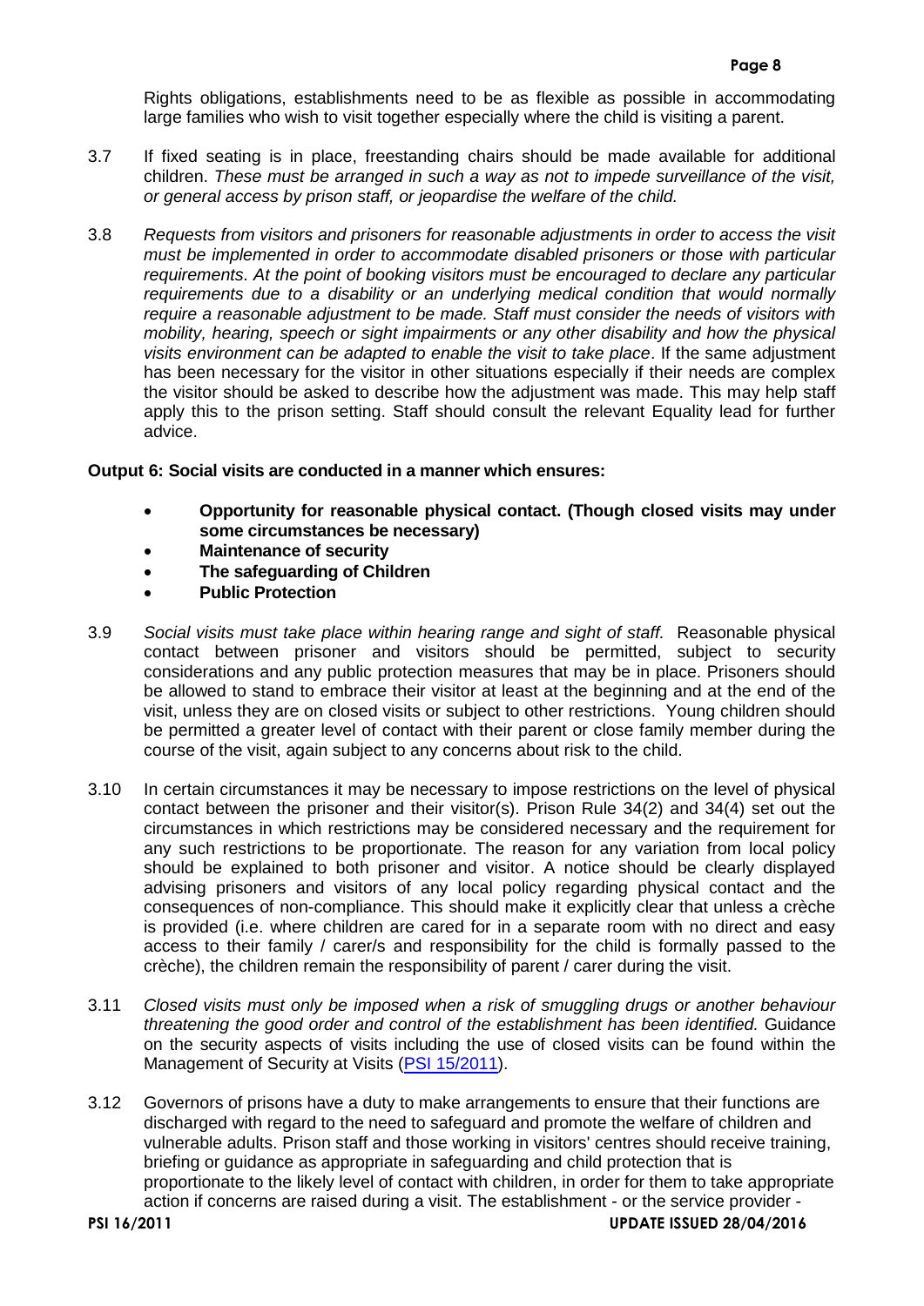Rights obligations, establishments need to be as flexible as possible in accommodating large families who wish to visit together especially where the child is visiting a parent.

3.7 If fixed seating is in place, freestanding chairs should be made available for additional children. *These must be arranged in such a way as not to impede surveillance of the visit, or general access by prison staff, or jeopardise the welfare of the child.*

3.8 *Requests from visitors and prisoners for reasonable adjustments in order to access the visit must be implemented in order to accommodate disabled prisoners or those with particular requirements. At the point of booking visitors must be encouraged to declare any particular requirements due to a disability or an underlying medical condition that would normally require a reasonable adjustment to be made. Staff must consider the needs of visitors with mobility, hearing, speech or sight impairments or any other disability and how the physical visits environment can be adapted to enable the visit to take place*. If the same adjustment has been necessary for the visitor in other situations especially if their needs are complex the visitor should be asked to describe how the adjustment was made. This may help staff apply this to the prison setting. Staff should consult the relevant Equality lead for further advice.

**Output 6: Social visits are conducted in a manner which ensures:**

- **Opportunity for reasonable physical contact. (Though closed visits may under some circumstances be necessary)**
- **Maintenance of security**
- **The safeguarding of Children**
- **Public Protection**

3.9 *Social visits must take place within hearing range and sight of staff.* Reasonable physical contact between prisoner and visitors should be permitted, subject to security considerations and any public protection measures that may be in place. Prisoners should be allowed to stand to embrace their visitor at least at the beginning and at the end of the visit, unless they are on closed visits or subject to other restrictions. Young children should be permitted a greater level of contact with their parent or close family member during the course of the visit, again subject to any concerns about risk to the child.

3.10 In certain circumstances it may be necessary to impose restrictions on the level of physical contact between the prisoner and their visitor(s). Prison Rule 34(2) and 34(4) set out the circumstances in which restrictions may be considered necessary and the requirement for any such restrictions to be proportionate. The reason for any variation from local policy should be explained to both prisoner and visitor. A notice should be clearly displayed advising prisoners and visitors of any local policy regarding physical contact and the consequences of non-compliance. This should make it explicitly clear that unless a crèche is provided (i.e. where children are cared for in a separate room with no direct and easy access to their family / carer/s and responsibility for the child is formally passed to the crèche), the children remain the responsibility of parent / carer during the visit.

3.11 *Closed visits must only be imposed when a risk of smuggling drugs or another behaviour threatening the good order and control of the establishment has been identified.* Guidance on the security aspects of visits including the use of closed visits can be found within the Management of Security at Visits (PSI 15/2011).

3.12 Governors of prisons have a duty to make arrangements to ensure that their functions are discharged with regard to the need to safeguard and promote the welfare of children and vulnerable adults. Prison staff and those working in visitors' centres should receive training, briefing or guidance as appropriate in safeguarding and child protection that is proportionate to the likely level of contact with children, in order for them to take appropriate action if concerns are raised during a visit. The establishment - or the service provider -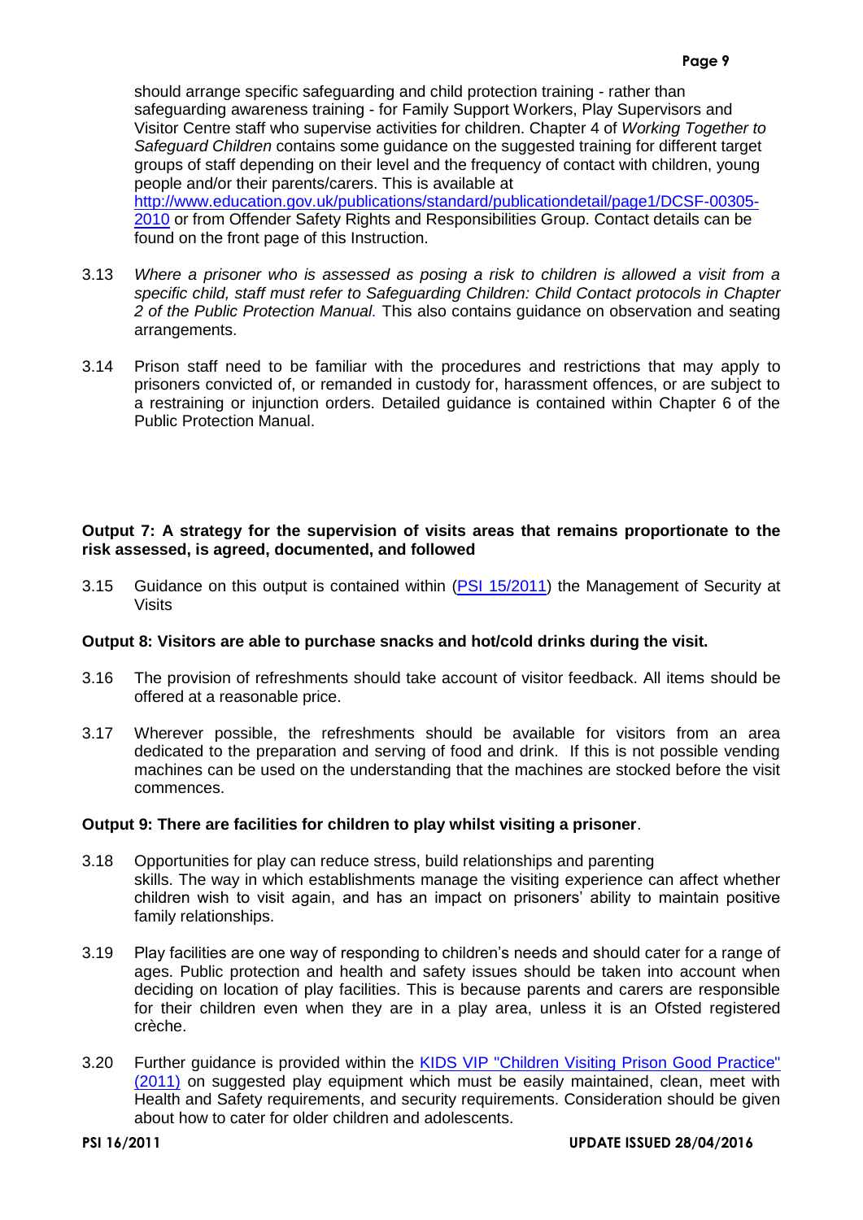should arrange specific safeguarding and child protection training - rather than safeguarding awareness training - for Family Support Workers, Play Supervisors and Visitor Centre staff who supervise activities for children. Chapter 4 of *Working Together to Safeguard Children* contains some guidance on the suggested training for different target groups of staff depending on their level and the frequency of contact with children, young people and/or their parents/carers. This is available at [http://www.education.gov.uk/publications/standard/publicationdetail/page1/DCSF-00305-2010](http://www.education.gov.uk/publications/standard/publicationdetail/page1/DCSF-00305-2010) or from Offender Safety Rights and Responsibilities Group. Contact details can be found on the front page of this Instruction.

3.13 *Where a prisoner who is assessed as posing a risk to children is allowed a visit from a specific child, staff must refer to Safeguarding Children: Child Contact protocols in Chapter 2 of the Public Protection Manual.* This also contains guidance on observation and seating arrangements.

3.14 Prison staff need to be familiar with the procedures and restrictions that may apply to prisoners convicted of, or remanded in custody for, harassment offences, or are subject to a restraining or injunction orders. Detailed guidance is contained within Chapter 6 of the Public Protection Manual.

**Output 7: A strategy for the supervision of visits areas that remains proportionate to the risk assessed, is agreed, documented, and followed**

3.15 Guidance on this output is contained within ([PSI 15/2011](PSI 15/2011)) the Management of Security at Visits

**Output 8: Visitors are able to purchase snacks and hot/cold drinks during the visit.**

3.16 The provision of refreshments should take account of visitor feedback. All items should be offered at a reasonable price.

3.17 Wherever possible, the refreshments should be available for visitors from an area dedicated to the preparation and serving of food and drink. If this is not possible vending machines can be used on the understanding that the machines are stocked before the visit commences.

**Output 9: There are facilities for children to play whilst visiting a prisoner**.

3.18 Opportunities for play can reduce stress, build relationships and parenting skills. The way in which establishments manage the visiting experience can affect whether children wish to visit again, and has an impact on prisoners' ability to maintain positive family relationships.

3.19 Play facilities are one way of responding to children's needs and should cater for a range of ages. Public protection and health and safety issues should be taken into account when deciding on location of play facilities. This is because parents and carers are responsible for their children even when they are in a play area, unless it is an Ofsted registered crèche.

3.20 Further guidance is provided within the KIDS VIP "Children Visiting Prison Good Practice" (2011) on suggested play equipment which must be easily maintained, clean, meet with Health and Safety requirements, and security requirements. Consideration should be given about how to cater for older children and adolescents.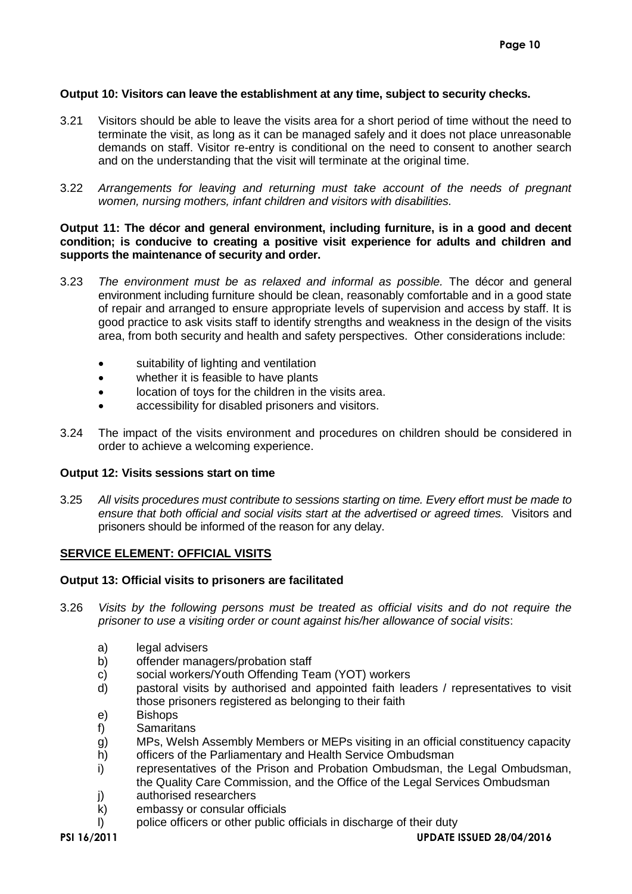**Output 10: Visitors can leave the establishment at any time, subject to security checks.**

3.21 Visitors should be able to leave the visits area for a short period of time without the need to terminate the visit, as long as it can be managed safely and it does not place unreasonable demands on staff. Visitor re-entry is conditional on the need to consent to another search and on the understanding that the visit will terminate at the original time.

3.22 *Arrangements for leaving and returning must take account of the needs of pregnant women, nursing mothers, infant children and visitors with disabilities.*

**Output 11: The décor and general environment, including furniture, is in a good and decent condition; is conducive to creating a positive visit experience for adults and children and supports the maintenance of security and order.**

3.23 *The environment must be as relaxed and informal as possible.* The décor and general environment including furniture should be clean, reasonably comfortable and in a good state of repair and arranged to ensure appropriate levels of supervision and access by staff. It is good practice to ask visits staff to identify strengths and weakness in the design of the visits area, from both security and health and safety perspectives. Other considerations include:

- suitability of lighting and ventilation
- whether it is feasible to have plants
- location of toys for the children in the visits area.
- accessibility for disabled prisoners and visitors.

3.24 The impact of the visits environment and procedures on children should be considered in order to achieve a welcoming experience.

**Output 12: Visits sessions start on time**

3.25 *All visits procedures must contribute to sessions starting on time. Every effort must be made to ensure that both official and social visits start at the advertised or agreed times.* Visitors and prisoners should be informed of the reason for any delay.

**SERVICE ELEMENT: OFFICIAL VISITS**

**Output 13: Official visits to prisoners are facilitated**

3.26 *Visits by the following persons must be treated as official visits and do not require the prisoner to use a visiting order or count against his/her allowance of social visits*:

a) legal advisers
b) offender managers/probation staff
c) social workers/Youth Offending Team (YOT) workers
d) pastoral visits by authorised and appointed faith leaders / representatives to visit those prisoners registered as belonging to their faith
e) Bishops
f) Samaritans
g) MPs, Welsh Assembly Members or MEPs visiting in an official constituency capacity
h) officers of the Parliamentary and Health Service Ombudsman
i) representatives of the Prison and Probation Ombudsman, the Legal Ombudsman, the Quality Care Commission, and the Office of the Legal Services Ombudsman
j) authorised researchers
k) embassy or consular officials
l) police officers or other public officials in discharge of their duty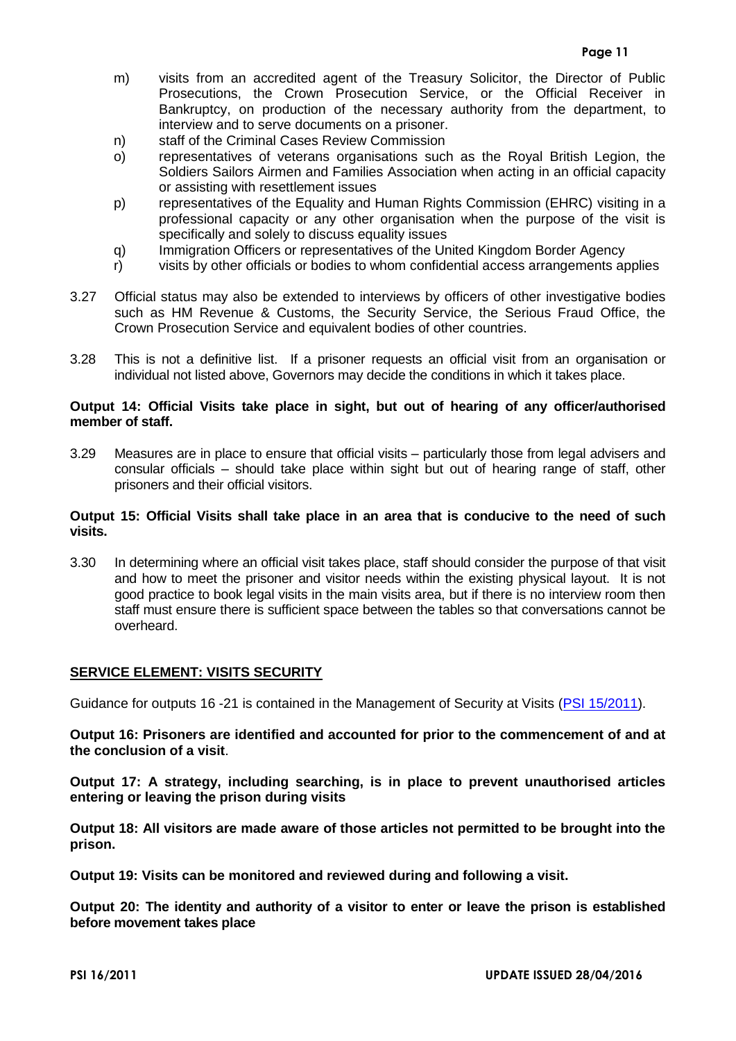m) visits from an accredited agent of the Treasury Solicitor, the Director of Public Prosecutions, the Crown Prosecution Service, or the Official Receiver in Bankruptcy, on production of the necessary authority from the department, to interview and to serve documents on a prisoner.
n) staff of the Criminal Cases Review Commission
o) representatives of veterans organisations such as the Royal British Legion, the Soldiers Sailors Airmen and Families Association when acting in an official capacity or assisting with resettlement issues
p) representatives of the Equality and Human Rights Commission (EHRC) visiting in a professional capacity or any other organisation when the purpose of the visit is specifically and solely to discuss equality issues
q) Immigration Officers or representatives of the United Kingdom Border Agency
r) visits by other officials or bodies to whom confidential access arrangements applies

3.27 Official status may also be extended to interviews by officers of other investigative bodies such as HM Revenue & Customs, the Security Service, the Serious Fraud Office, the Crown Prosecution Service and equivalent bodies of other countries.

3.28 This is not a definitive list. If a prisoner requests an official visit from an organisation or individual not listed above, Governors may decide the conditions in which it takes place.

**Output 14: Official Visits take place in sight, but out of hearing of any officer/authorised member of staff.**

3.29 Measures are in place to ensure that official visits – particularly those from legal advisers and consular officials – should take place within sight but out of hearing range of staff, other prisoners and their official visitors.

**Output 15: Official Visits shall take place in an area that is conducive to the need of such visits.**

3.30 In determining where an official visit takes place, staff should consider the purpose of that visit and how to meet the prisoner and visitor needs within the existing physical layout. It is not good practice to book legal visits in the main visits area, but if there is no interview room then staff must ensure there is sufficient space between the tables so that conversations cannot be overheard.

## SERVICE ELEMENT: VISITS SECURITY

Guidance for outputs 16 -21 is contained in the Management of Security at Visits (PSI 15/2011).

**Output 16: Prisoners are identified and accounted for prior to the commencement of and at the conclusion of a visit**.

**Output 17: A strategy, including searching, is in place to prevent unauthorised articles entering or leaving the prison during visits**

**Output 18: All visitors are made aware of those articles not permitted to be brought into the prison.**

**Output 19: Visits can be monitored and reviewed during and following a visit.**

**Output 20: The identity and authority of a visitor to enter or leave the prison is established before movement takes place**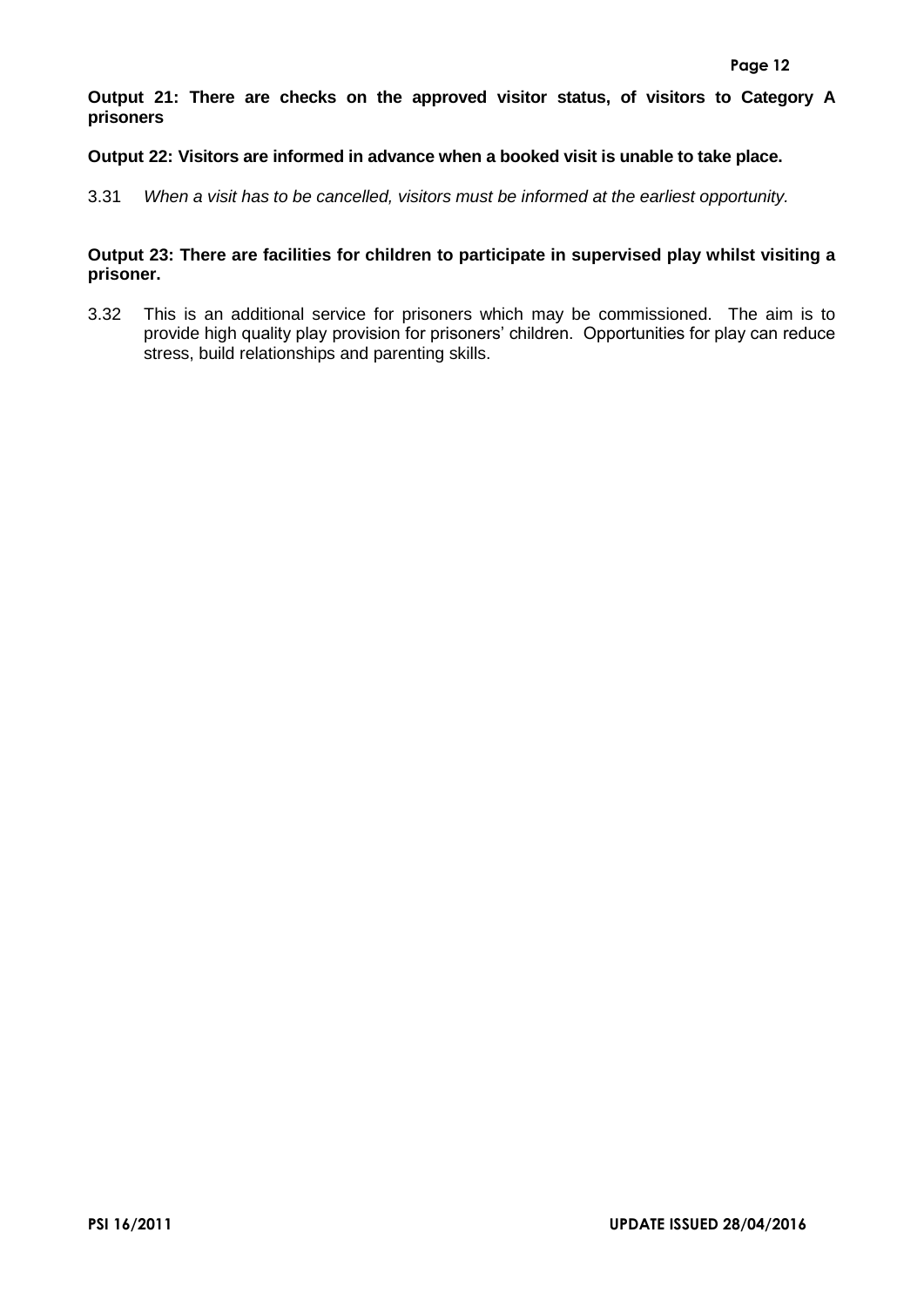**Output 21: There are checks on the approved visitor status, of visitors to Category A prisoners**

**Output 22: Visitors are informed in advance when a booked visit is unable to take place.**

3.31 *When a visit has to be cancelled, visitors must be informed at the earliest opportunity.*

**Output 23: There are facilities for children to participate in supervised play whilst visiting a prisoner.**

3.32 This is an additional service for prisoners which may be commissioned. The aim is to provide high quality play provision for prisoners' children. Opportunities for play can reduce stress, build relationships and parenting skills.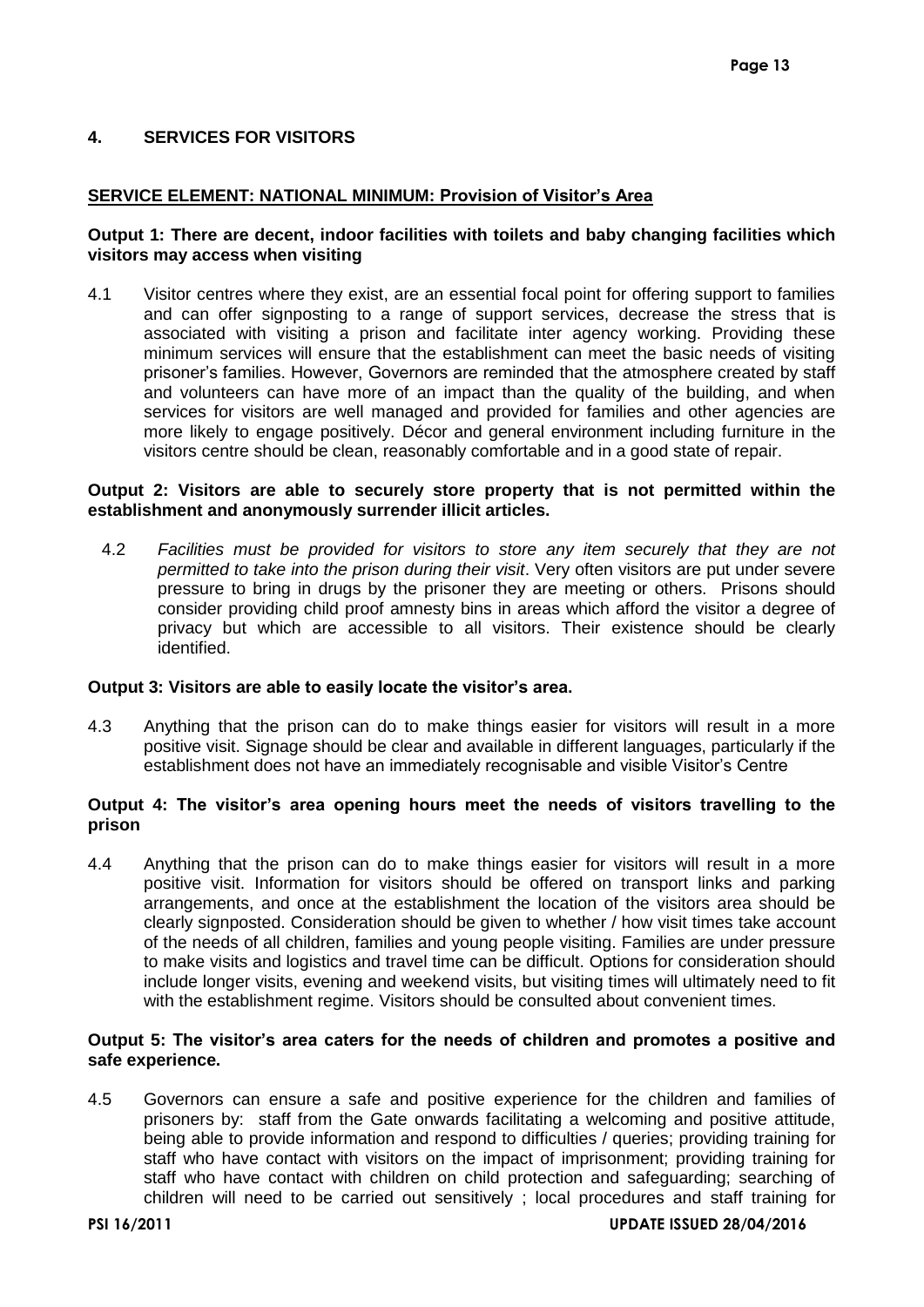## 4. SERVICES FOR VISITORS

**SERVICE ELEMENT: NATIONAL MINIMUM: Provision of Visitor's Area**

**Output 1: There are decent, indoor facilities with toilets and baby changing facilities which visitors may access when visiting**

4.1 Visitor centres where they exist, are an essential focal point for offering support to families and can offer signposting to a range of support services, decrease the stress that is associated with visiting a prison and facilitate inter agency working. Providing these minimum services will ensure that the establishment can meet the basic needs of visiting prisoner's families. However, Governors are reminded that the atmosphere created by staff and volunteers can have more of an impact than the quality of the building, and when services for visitors are well managed and provided for families and other agencies are more likely to engage positively. Décor and general environment including furniture in the visitors centre should be clean, reasonably comfortable and in a good state of repair.

**Output 2: Visitors are able to securely store property that is not permitted within the establishment and anonymously surrender illicit articles.**

4.2 *Facilities must be provided for visitors to store any item securely that they are not permitted to take into the prison during their visit*. Very often visitors are put under severe pressure to bring in drugs by the prisoner they are meeting or others. Prisons should consider providing child proof amnesty bins in areas which afford the visitor a degree of privacy but which are accessible to all visitors. Their existence should be clearly identified.

**Output 3: Visitors are able to easily locate the visitor's area.**

4.3 Anything that the prison can do to make things easier for visitors will result in a more positive visit. Signage should be clear and available in different languages, particularly if the establishment does not have an immediately recognisable and visible Visitor's Centre

**Output 4: The visitor's area opening hours meet the needs of visitors travelling to the prison**

4.4 Anything that the prison can do to make things easier for visitors will result in a more positive visit. Information for visitors should be offered on transport links and parking arrangements, and once at the establishment the location of the visitors area should be clearly signposted. Consideration should be given to whether / how visit times take account of the needs of all children, families and young people visiting. Families are under pressure to make visits and logistics and travel time can be difficult. Options for consideration should include longer visits, evening and weekend visits, but visiting times will ultimately need to fit with the establishment regime. Visitors should be consulted about convenient times.

**Output 5: The visitor's area caters for the needs of children and promotes a positive and safe experience.**

4.5 Governors can ensure a safe and positive experience for the children and families of prisoners by: staff from the Gate onwards facilitating a welcoming and positive attitude, being able to provide information and respond to difficulties / queries; providing training for staff who have contact with visitors on the impact of imprisonment; providing training for staff who have contact with children on child protection and safeguarding; searching of children will need to be carried out sensitively ; local procedures and staff training for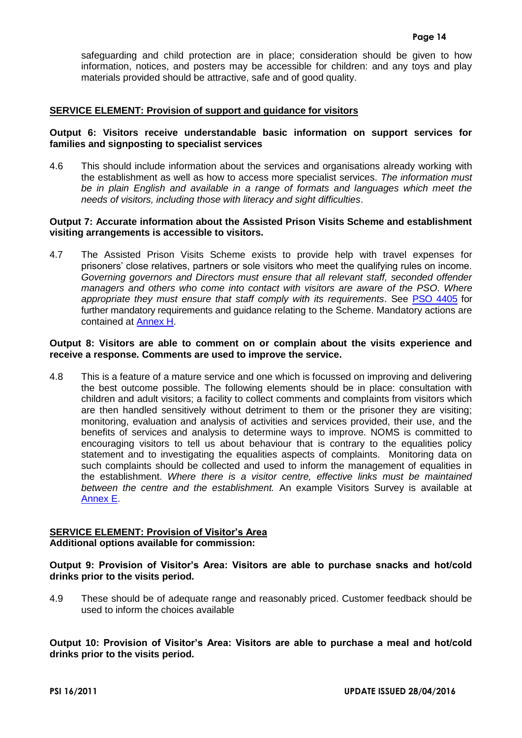safeguarding and child protection are in place; consideration should be given to how information, notices, and posters may be accessible for children: and any toys and play materials provided should be attractive, safe and of good quality.

**SERVICE ELEMENT: Provision of support and guidance for visitors**

**Output 6: Visitors receive understandable basic information on support services for families and signposting to specialist services**

4.6 This should include information about the services and organisations already working with the establishment as well as how to access more specialist services. *The information must be in plain English and available in a range of formats and languages which meet the needs of visitors, including those with literacy and sight difficulties*.

**Output 7: Accurate information about the Assisted Prison Visits Scheme and establishment visiting arrangements is accessible to visitors.**

4.7 The Assisted Prison Visits Scheme exists to provide help with travel expenses for prisoners' close relatives, partners or sole visitors who meet the qualifying rules on income. *Governing governors and Directors must ensure that all relevant staff, seconded offender managers and others who come into contact with visitors are aware of the PSO*. *Where appropriate they must ensure that staff comply with its requirements*. See PSO 4405 for further mandatory requirements and guidance relating to the Scheme. Mandatory actions are contained at Annex H.

**Output 8: Visitors are able to comment on or complain about the visits experience and receive a response. Comments are used to improve the service.**

4.8 This is a feature of a mature service and one which is focussed on improving and delivering the best outcome possible. The following elements should be in place: consultation with children and adult visitors; a facility to collect comments and complaints from visitors which are then handled sensitively without detriment to them or the prisoner they are visiting; monitoring, evaluation and analysis of activities and services provided, their use, and the benefits of services and analysis to determine ways to improve. NOMS is committed to encouraging visitors to tell us about behaviour that is contrary to the equalities policy statement and to investigating the equalities aspects of complaints. Monitoring data on such complaints should be collected and used to inform the management of equalities in the establishment. *Where there is a visitor centre, effective links must be maintained between the centre and the establishment.* An example Visitors Survey is available at Annex E.

**SERVICE ELEMENT: Provision of Visitor's Area**
**Additional options available for commission:**

**Output 9: Provision of Visitor's Area: Visitors are able to purchase snacks and hot/cold drinks prior to the visits period.**

4.9 These should be of adequate range and reasonably priced. Customer feedback should be used to inform the choices available

**Output 10: Provision of Visitor's Area: Visitors are able to purchase a meal and hot/cold drinks prior to the visits period.**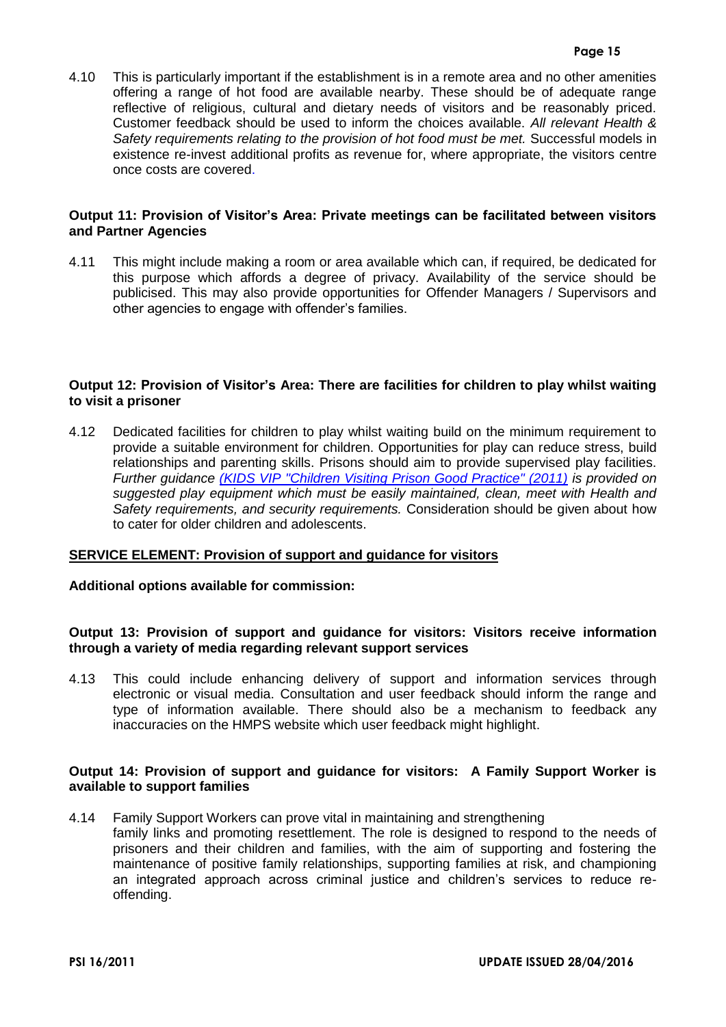4.10 This is particularly important if the establishment is in a remote area and no other amenities offering a range of hot food are available nearby. These should be of adequate range reflective of religious, cultural and dietary needs of visitors and be reasonably priced. Customer feedback should be used to inform the choices available. *All relevant Health & Safety requirements relating to the provision of hot food must be met.* Successful models in existence re-invest additional profits as revenue for, where appropriate, the visitors centre once costs are covered.

**Output 11: Provision of Visitor's Area: Private meetings can be facilitated between visitors and Partner Agencies**

4.11 This might include making a room or area available which can, if required, be dedicated for this purpose which affords a degree of privacy. Availability of the service should be publicised. This may also provide opportunities for Offender Managers / Supervisors and other agencies to engage with offender's families.

**Output 12: Provision of Visitor's Area: There are facilities for children to play whilst waiting to visit a prisoner**

4.12 Dedicated facilities for children to play whilst waiting build on the minimum requirement to provide a suitable environment for children. Opportunities for play can reduce stress, build relationships and parenting skills. Prisons should aim to provide supervised play facilities. *Further guidance (KIDS VIP "Children Visiting Prison Good Practice" (2011) is provided on suggested play equipment which must be easily maintained, clean, meet with Health and Safety requirements, and security requirements.* Consideration should be given about how to cater for older children and adolescents.

**<u>SERVICE ELEMENT: Provision of support and guidance for visitors</u>**

**Additional options available for commission:**

**Output 13: Provision of support and guidance for visitors: Visitors receive information through a variety of media regarding relevant support services**

4.13 This could include enhancing delivery of support and information services through electronic or visual media. Consultation and user feedback should inform the range and type of information available. There should also be a mechanism to feedback any inaccuracies on the HMPS website which user feedback might highlight.

**Output 14: Provision of support and guidance for visitors: A Family Support Worker is available to support families**

4.14 Family Support Workers can prove vital in maintaining and strengthening family links and promoting resettlement. The role is designed to respond to the needs of prisoners and their children and families, with the aim of supporting and fostering the maintenance of positive family relationships, supporting families at risk, and championing an integrated approach across criminal justice and children's services to reduce re-offending.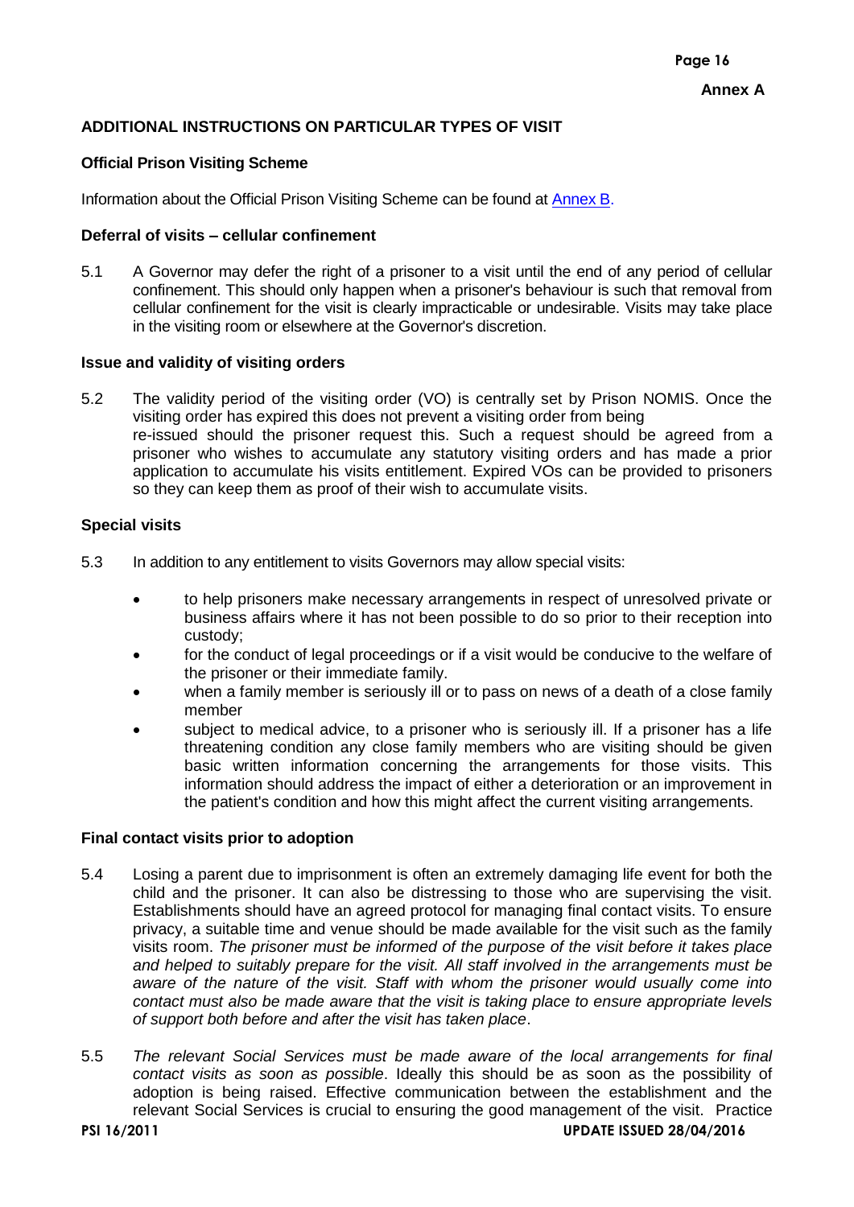**Annex A**

## ADDITIONAL INSTRUCTIONS ON PARTICULAR TYPES OF VISIT

### Official Prison Visiting Scheme

Information about the Official Prison Visiting Scheme can be found at Annex B.

### Deferral of visits – cellular confinement

5.1 A Governor may defer the right of a prisoner to a visit until the end of any period of cellular confinement. This should only happen when a prisoner's behaviour is such that removal from cellular confinement for the visit is clearly impracticable or undesirable. Visits may take place in the visiting room or elsewhere at the Governor's discretion.

### Issue and validity of visiting orders

5.2 The validity period of the visiting order (VO) is centrally set by Prison NOMIS. Once the visiting order has expired this does not prevent a visiting order from being re-issued should the prisoner request this. Such a request should be agreed from a prisoner who wishes to accumulate any statutory visiting orders and has made a prior application to accumulate his visits entitlement. Expired VOs can be provided to prisoners so they can keep them as proof of their wish to accumulate visits.

### Special visits

5.3 In addition to any entitlement to visits Governors may allow special visits:

- to help prisoners make necessary arrangements in respect of unresolved private or business affairs where it has not been possible to do so prior to their reception into custody;
- for the conduct of legal proceedings or if a visit would be conducive to the welfare of the prisoner or their immediate family.
- when a family member is seriously ill or to pass on news of a death of a close family member
- subject to medical advice, to a prisoner who is seriously ill. If a prisoner has a life threatening condition any close family members who are visiting should be given basic written information concerning the arrangements for those visits. This information should address the impact of either a deterioration or an improvement in the patient's condition and how this might affect the current visiting arrangements.

### Final contact visits prior to adoption

5.4 Losing a parent due to imprisonment is often an extremely damaging life event for both the child and the prisoner. It can also be distressing to those who are supervising the visit. Establishments should have an agreed protocol for managing final contact visits. To ensure privacy, a suitable time and venue should be made available for the visit such as the family visits room. *The prisoner must be informed of the purpose of the visit before it takes place and helped to suitably prepare for the visit. All staff involved in the arrangements must be aware of the nature of the visit. Staff with whom the prisoner would usually come into contact must also be made aware that the visit is taking place to ensure appropriate levels of support both before and after the visit has taken place*.

5.5 *The relevant Social Services must be made aware of the local arrangements for final contact visits as soon as possible*. Ideally this should be as soon as the possibility of adoption is being raised. Effective communication between the establishment and the relevant Social Services is crucial to ensuring the good management of the visit. Practice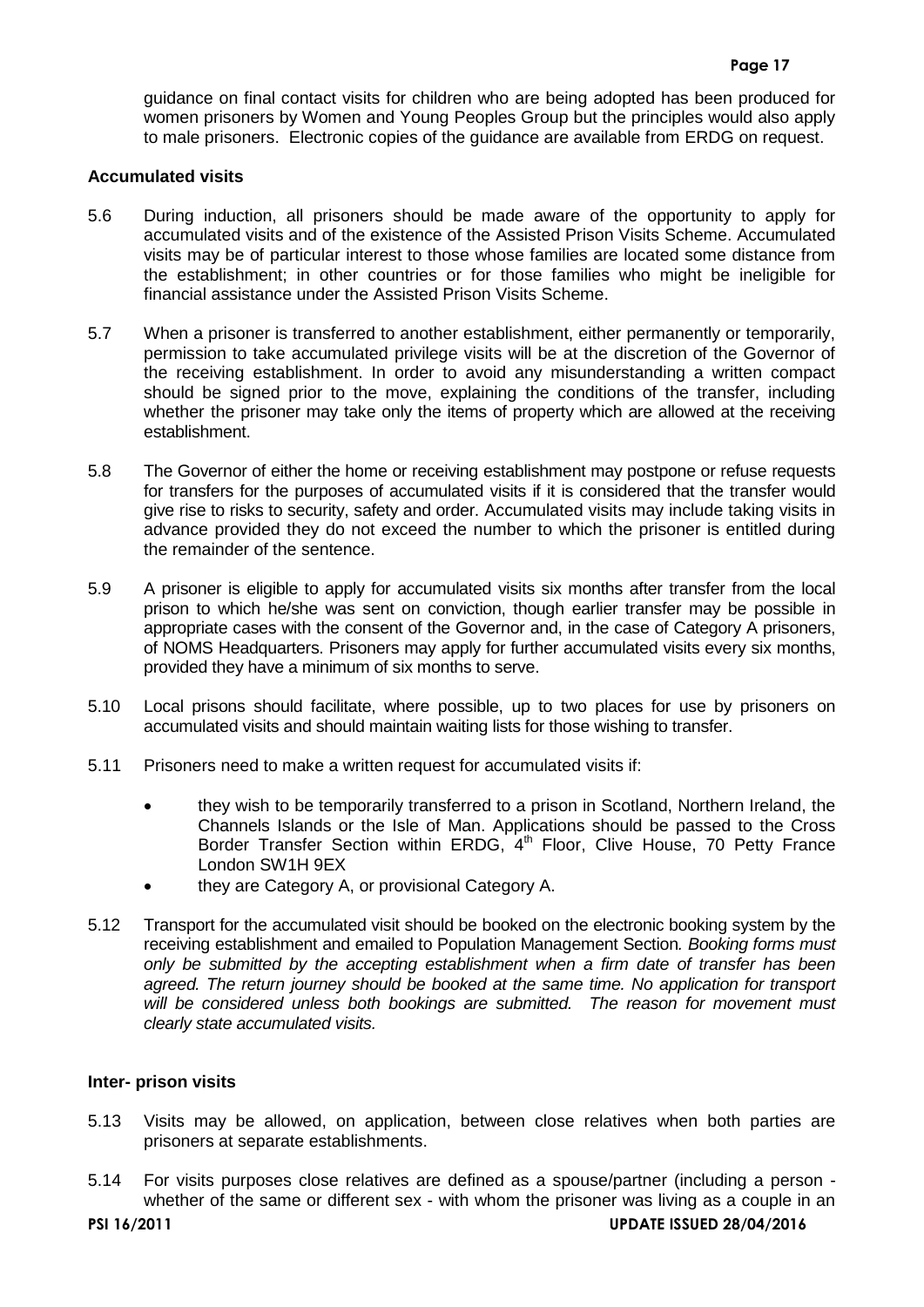guidance on final contact visits for children who are being adopted has been produced for women prisoners by Women and Young Peoples Group but the principles would also apply to male prisoners. Electronic copies of the guidance are available from ERDG on request.

### Accumulated visits

5.6 During induction, all prisoners should be made aware of the opportunity to apply for accumulated visits and of the existence of the Assisted Prison Visits Scheme. Accumulated visits may be of particular interest to those whose families are located some distance from the establishment; in other countries or for those families who might be ineligible for financial assistance under the Assisted Prison Visits Scheme.

5.7 When a prisoner is transferred to another establishment, either permanently or temporarily, permission to take accumulated privilege visits will be at the discretion of the Governor of the receiving establishment. In order to avoid any misunderstanding a written compact should be signed prior to the move, explaining the conditions of the transfer, including whether the prisoner may take only the items of property which are allowed at the receiving establishment.

5.8 The Governor of either the home or receiving establishment may postpone or refuse requests for transfers for the purposes of accumulated visits if it is considered that the transfer would give rise to risks to security, safety and order. Accumulated visits may include taking visits in advance provided they do not exceed the number to which the prisoner is entitled during the remainder of the sentence.

5.9 A prisoner is eligible to apply for accumulated visits six months after transfer from the local prison to which he/she was sent on conviction, though earlier transfer may be possible in appropriate cases with the consent of the Governor and, in the case of Category A prisoners, of NOMS Headquarters. Prisoners may apply for further accumulated visits every six months, provided they have a minimum of six months to serve.

5.10 Local prisons should facilitate, where possible, up to two places for use by prisoners on accumulated visits and should maintain waiting lists for those wishing to transfer.

5.11 Prisoners need to make a written request for accumulated visits if:

- they wish to be temporarily transferred to a prison in Scotland, Northern Ireland, the Channels Islands or the Isle of Man. Applications should be passed to the Cross Border Transfer Section within ERDG, 4th Floor, Clive House, 70 Petty France London SW1H 9EX
- they are Category A, or provisional Category A.

5.12 Transport for the accumulated visit should be booked on the electronic booking system by the receiving establishment and emailed to Population Management Section. *Booking forms must only be submitted by the accepting establishment when a firm date of transfer has been agreed. The return journey should be booked at the same time. No application for transport will be considered unless both bookings are submitted. The reason for movement must clearly state accumulated visits.*

### Inter- prison visits

5.13 Visits may be allowed, on application, between close relatives when both parties are prisoners at separate establishments.

5.14 For visits purposes close relatives are defined as a spouse/partner (including a person - whether of the same or different sex - with whom the prisoner was living as a couple in an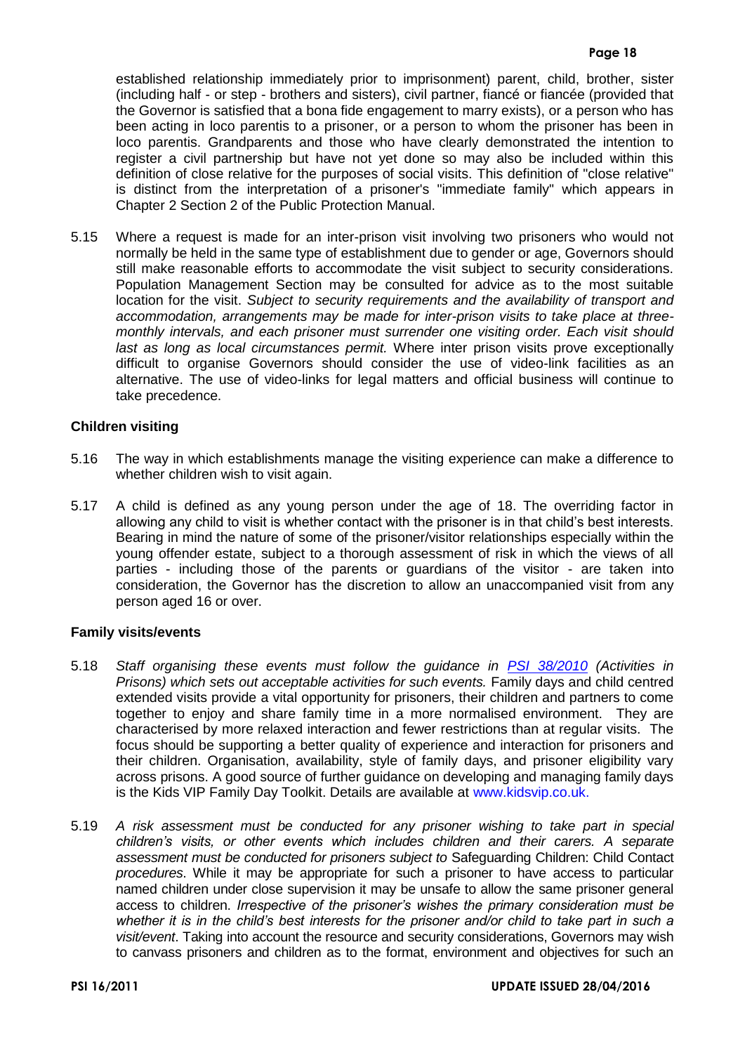established relationship immediately prior to imprisonment) parent, child, brother, sister (including half - or step - brothers and sisters), civil partner, fiancé or fiancée (provided that the Governor is satisfied that a bona fide engagement to marry exists), or a person who has been acting in loco parentis to a prisoner, or a person to whom the prisoner has been in loco parentis. Grandparents and those who have clearly demonstrated the intention to register a civil partnership but have not yet done so may also be included within this definition of close relative for the purposes of social visits. This definition of "close relative" is distinct from the interpretation of a prisoner's "immediate family" which appears in Chapter 2 Section 2 of the Public Protection Manual.

5.15 Where a request is made for an inter-prison visit involving two prisoners who would not normally be held in the same type of establishment due to gender or age, Governors should still make reasonable efforts to accommodate the visit subject to security considerations. Population Management Section may be consulted for advice as to the most suitable location for the visit. *Subject to security requirements and the availability of transport and accommodation, arrangements may be made for inter-prison visits to take place at three-monthly intervals, and each prisoner must surrender one visiting order. Each visit should last as long as local circumstances permit.* Where inter prison visits prove exceptionally difficult to organise Governors should consider the use of video-link facilities as an alternative. The use of video-links for legal matters and official business will continue to take precedence.

**Children visiting**

5.16 The way in which establishments manage the visiting experience can make a difference to whether children wish to visit again.

5.17 A child is defined as any young person under the age of 18. The overriding factor in allowing any child to visit is whether contact with the prisoner is in that child's best interests. Bearing in mind the nature of some of the prisoner/visitor relationships especially within the young offender estate, subject to a thorough assessment of risk in which the views of all parties - including those of the parents or guardians of the visitor - are taken into consideration, the Governor has the discretion to allow an unaccompanied visit from any person aged 16 or over.

**Family visits/events**

5.18 *Staff organising these events must follow the guidance in [PSI 38/2010](PSI 38/2010) (Activities in Prisons) which sets out acceptable activities for such events.* Family days and child centred extended visits provide a vital opportunity for prisoners, their children and partners to come together to enjoy and share family time in a more normalised environment. They are characterised by more relaxed interaction and fewer restrictions than at regular visits. The focus should be supporting a better quality of experience and interaction for prisoners and their children. Organisation, availability, style of family days, and prisoner eligibility vary across prisons. A good source of further guidance on developing and managing family days is the Kids VIP Family Day Toolkit. Details are available at www.kidsvip.co.uk.

5.19 *A risk assessment must be conducted for any prisoner wishing to take part in special children's visits, or other events which includes children and their carers. A separate assessment must be conducted for prisoners subject to* Safeguarding Children: Child Contact *procedures*. While it may be appropriate for such a prisoner to have access to particular named children under close supervision it may be unsafe to allow the same prisoner general access to children. *Irrespective of the prisoner's wishes the primary consideration must be whether it is in the child's best interests for the prisoner and/or child to take part in such a visit/event*. Taking into account the resource and security considerations, Governors may wish to canvass prisoners and children as to the format, environment and objectives for such an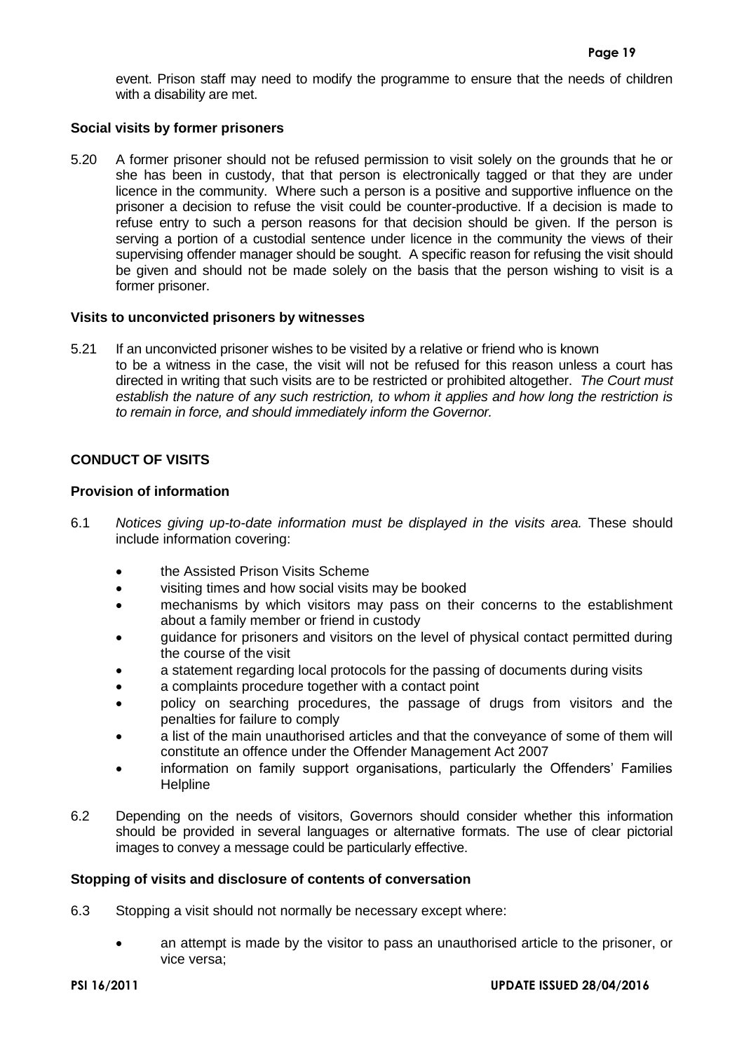event. Prison staff may need to modify the programme to ensure that the needs of children with a disability are met.

### Social visits by former prisoners

5.20 A former prisoner should not be refused permission to visit solely on the grounds that he or she has been in custody, that that person is electronically tagged or that they are under licence in the community. Where such a person is a positive and supportive influence on the prisoner a decision to refuse the visit could be counter-productive. If a decision is made to refuse entry to such a person reasons for that decision should be given. If the person is serving a portion of a custodial sentence under licence in the community the views of their supervising offender manager should be sought. A specific reason for refusing the visit should be given and should not be made solely on the basis that the person wishing to visit is a former prisoner.

### Visits to unconvicted prisoners by witnesses

5.21 If an unconvicted prisoner wishes to be visited by a relative or friend who is known to be a witness in the case, the visit will not be refused for this reason unless a court has directed in writing that such visits are to be restricted or prohibited altogether. *The Court must establish the nature of any such restriction, to whom it applies and how long the restriction is to remain in force, and should immediately inform the Governor.*

## CONDUCT OF VISITS

### Provision of information

6.1 *Notices giving up-to-date information must be displayed in the visits area.* These should include information covering:

- the Assisted Prison Visits Scheme
- visiting times and how social visits may be booked
- mechanisms by which visitors may pass on their concerns to the establishment about a family member or friend in custody
- guidance for prisoners and visitors on the level of physical contact permitted during the course of the visit
- a statement regarding local protocols for the passing of documents during visits
- a complaints procedure together with a contact point
- policy on searching procedures, the passage of drugs from visitors and the penalties for failure to comply
- a list of the main unauthorised articles and that the conveyance of some of them will constitute an offence under the Offender Management Act 2007
- information on family support organisations, particularly the Offenders' Families Helpline

6.2 Depending on the needs of visitors, Governors should consider whether this information should be provided in several languages or alternative formats. The use of clear pictorial images to convey a message could be particularly effective.

### Stopping of visits and disclosure of contents of conversation

6.3 Stopping a visit should not normally be necessary except where:

- an attempt is made by the visitor to pass an unauthorised article to the prisoner, or vice versa;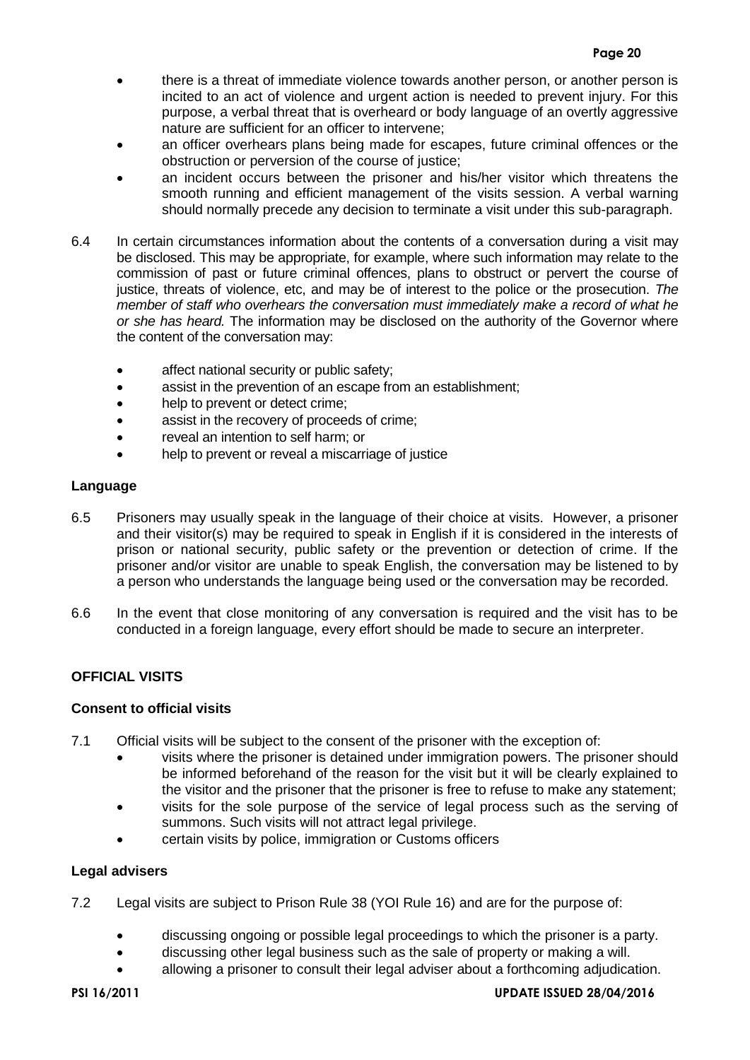- there is a threat of immediate violence towards another person, or another person is incited to an act of violence and urgent action is needed to prevent injury. For this purpose, a verbal threat that is overheard or body language of an overtly aggressive nature are sufficient for an officer to intervene;
- an officer overhears plans being made for escapes, future criminal offences or the obstruction or perversion of the course of justice;
- an incident occurs between the prisoner and his/her visitor which threatens the smooth running and efficient management of the visits session. A verbal warning should normally precede any decision to terminate a visit under this sub-paragraph.

6.4 In certain circumstances information about the contents of a conversation during a visit may be disclosed. This may be appropriate, for example, where such information may relate to the commission of past or future criminal offences, plans to obstruct or pervert the course of justice, threats of violence, etc, and may be of interest to the police or the prosecution. *The member of staff who overhears the conversation must immediately make a record of what he or she has heard.* The information may be disclosed on the authority of the Governor where the content of the conversation may:

- affect national security or public safety;
- assist in the prevention of an escape from an establishment;
- help to prevent or detect crime;
- assist in the recovery of proceeds of crime;
- reveal an intention to self harm; or
- help to prevent or reveal a miscarriage of justice

### Language

6.5 Prisoners may usually speak in the language of their choice at visits. However, a prisoner and their visitor(s) may be required to speak in English if it is considered in the interests of prison or national security, public safety or the prevention or detection of crime. If the prisoner and/or visitor are unable to speak English, the conversation may be listened to by a person who understands the language being used or the conversation may be recorded.

6.6 In the event that close monitoring of any conversation is required and the visit has to be conducted in a foreign language, every effort should be made to secure an interpreter.

## OFFICIAL VISITS

### Consent to official visits

7.1 Official visits will be subject to the consent of the prisoner with the exception of:

- visits where the prisoner is detained under immigration powers. The prisoner should be informed beforehand of the reason for the visit but it will be clearly explained to the visitor and the prisoner that the prisoner is free to refuse to make any statement;
- visits for the sole purpose of the service of legal process such as the serving of summons. Such visits will not attract legal privilege.
- certain visits by police, immigration or Customs officers

### Legal advisers

7.2 Legal visits are subject to Prison Rule 38 (YOI Rule 16) and are for the purpose of:

- discussing ongoing or possible legal proceedings to which the prisoner is a party.
- discussing other legal business such as the sale of property or making a will.
- allowing a prisoner to consult their legal adviser about a forthcoming adjudication.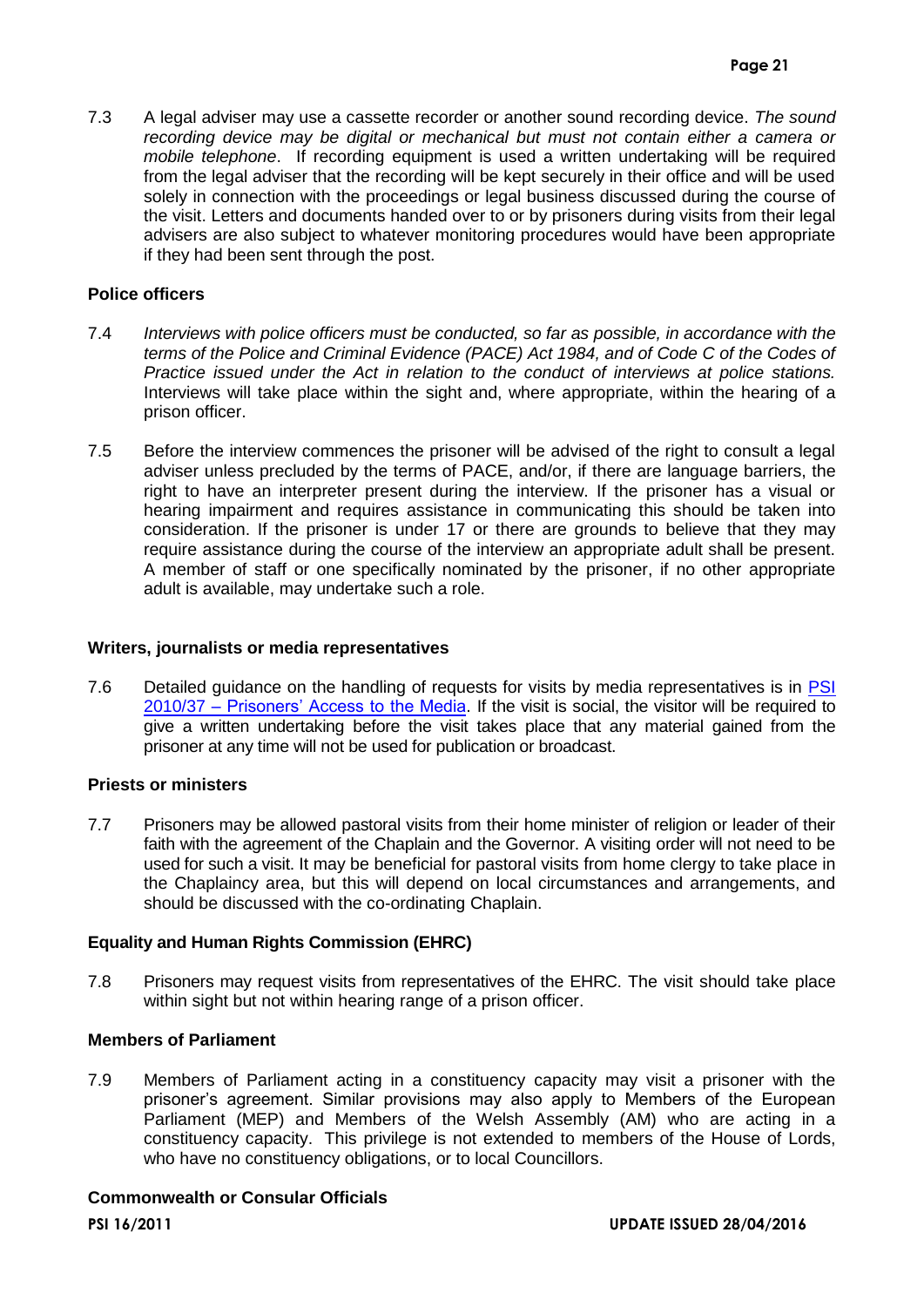7.3 A legal adviser may use a cassette recorder or another sound recording device. *The sound recording device may be digital or mechanical but must not contain either a camera or mobile telephone*. If recording equipment is used a written undertaking will be required from the legal adviser that the recording will be kept securely in their office and will be used solely in connection with the proceedings or legal business discussed during the course of the visit. Letters and documents handed over to or by prisoners during visits from their legal advisers are also subject to whatever monitoring procedures would have been appropriate if they had been sent through the post.

**Police officers**

7.4 *Interviews with police officers must be conducted, so far as possible, in accordance with the terms of the Police and Criminal Evidence (PACE) Act 1984, and of Code C of the Codes of Practice issued under the Act in relation to the conduct of interviews at police stations.* Interviews will take place within the sight and, where appropriate, within the hearing of a prison officer.

7.5 Before the interview commences the prisoner will be advised of the right to consult a legal adviser unless precluded by the terms of PACE, and/or, if there are language barriers, the right to have an interpreter present during the interview. If the prisoner has a visual or hearing impairment and requires assistance in communicating this should be taken into consideration. If the prisoner is under 17 or there are grounds to believe that they may require assistance during the course of the interview an appropriate adult shall be present. A member of staff or one specifically nominated by the prisoner, if no other appropriate adult is available, may undertake such a role.

**Writers, journalists or media representatives**

7.6 Detailed guidance on the handling of requests for visits by media representatives is in PSI 2010/37 – Prisoners' Access to the Media. If the visit is social, the visitor will be required to give a written undertaking before the visit takes place that any material gained from the prisoner at any time will not be used for publication or broadcast.

**Priests or ministers**

7.7 Prisoners may be allowed pastoral visits from their home minister of religion or leader of their faith with the agreement of the Chaplain and the Governor. A visiting order will not need to be used for such a visit. It may be beneficial for pastoral visits from home clergy to take place in the Chaplaincy area, but this will depend on local circumstances and arrangements, and should be discussed with the co-ordinating Chaplain.

**Equality and Human Rights Commission (EHRC)**

7.8 Prisoners may request visits from representatives of the EHRC. The visit should take place within sight but not within hearing range of a prison officer.

**Members of Parliament**

7.9 Members of Parliament acting in a constituency capacity may visit a prisoner with the prisoner's agreement. Similar provisions may also apply to Members of the European Parliament (MEP) and Members of the Welsh Assembly (AM) who are acting in a constituency capacity. This privilege is not extended to members of the House of Lords, who have no constituency obligations, or to local Councillors.

**Commonwealth or Consular Officials**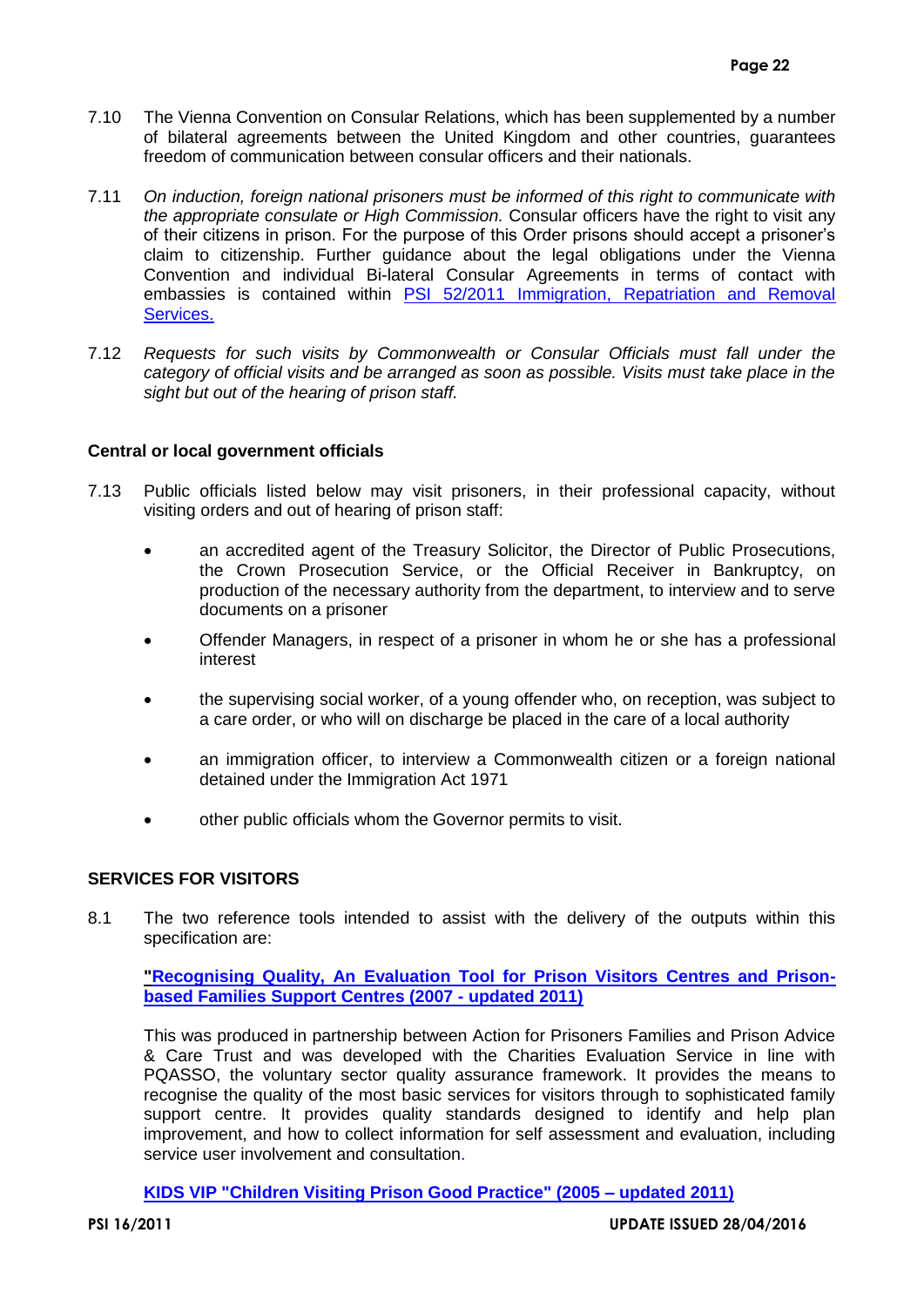7.10 The Vienna Convention on Consular Relations, which has been supplemented by a number of bilateral agreements between the United Kingdom and other countries, guarantees freedom of communication between consular officers and their nationals.

7.11 *On induction, foreign national prisoners must be informed of this right to communicate with the appropriate consulate or High Commission.* Consular officers have the right to visit any of their citizens in prison. For the purpose of this Order prisons should accept a prisoner's claim to citizenship. Further guidance about the legal obligations under the Vienna Convention and individual Bi-lateral Consular Agreements in terms of contact with embassies is contained within PSI 52/2011 Immigration, Repatriation and Removal Services.

7.12 *Requests for such visits by Commonwealth or Consular Officials must fall under the category of official visits and be arranged as soon as possible. Visits must take place in the sight but out of the hearing of prison staff.*

### Central or local government officials

7.13 Public officials listed below may visit prisoners, in their professional capacity, without visiting orders and out of hearing of prison staff:

- an accredited agent of the Treasury Solicitor, the Director of Public Prosecutions, the Crown Prosecution Service, or the Official Receiver in Bankruptcy, on production of the necessary authority from the department, to interview and to serve documents on a prisoner
- Offender Managers, in respect of a prisoner in whom he or she has a professional interest
- the supervising social worker, of a young offender who, on reception, was subject to a care order, or who will on discharge be placed in the care of a local authority
- an immigration officer, to interview a Commonwealth citizen or a foreign national detained under the Immigration Act 1971
- other public officials whom the Governor permits to visit.

## SERVICES FOR VISITORS

8.1 The two reference tools intended to assist with the delivery of the outputs within this specification are:

**"Recognising Quality, An Evaluation Tool for Prison Visitors Centres and Prison-based Families Support Centres (2007 - updated 2011)**

This was produced in partnership between Action for Prisoners Families and Prison Advice & Care Trust and was developed with the Charities Evaluation Service in line with PQASSO, the voluntary sector quality assurance framework. It provides the means to recognise the quality of the most basic services for visitors through to sophisticated family support centre. It provides quality standards designed to identify and help plan improvement, and how to collect information for self assessment and evaluation, including service user involvement and consultation.

**KIDS VIP "Children Visiting Prison Good Practice" (2005 – updated 2011)**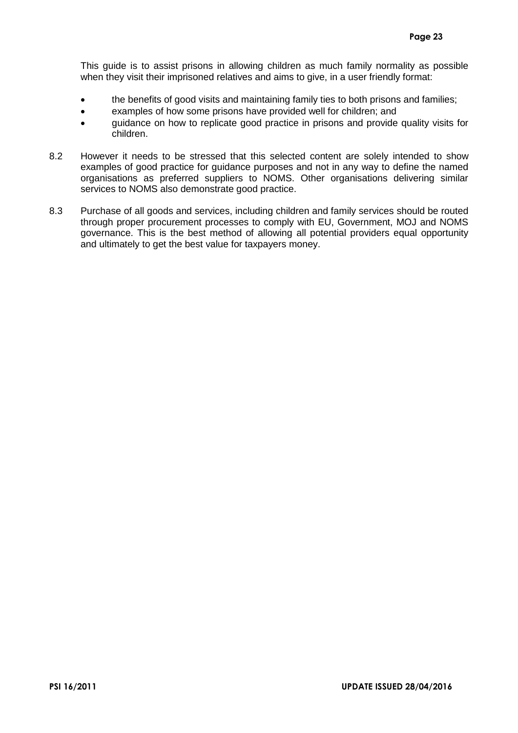This guide is to assist prisons in allowing children as much family normality as possible when they visit their imprisoned relatives and aims to give, in a user friendly format:

- the benefits of good visits and maintaining family ties to both prisons and families;
- examples of how some prisons have provided well for children; and
- guidance on how to replicate good practice in prisons and provide quality visits for children.

8.2 However it needs to be stressed that this selected content are solely intended to show examples of good practice for guidance purposes and not in any way to define the named organisations as preferred suppliers to NOMS. Other organisations delivering similar services to NOMS also demonstrate good practice.

8.3 Purchase of all goods and services, including children and family services should be routed through proper procurement processes to comply with EU, Government, MOJ and NOMS governance. This is the best method of allowing all potential providers equal opportunity and ultimately to get the best value for taxpayers money.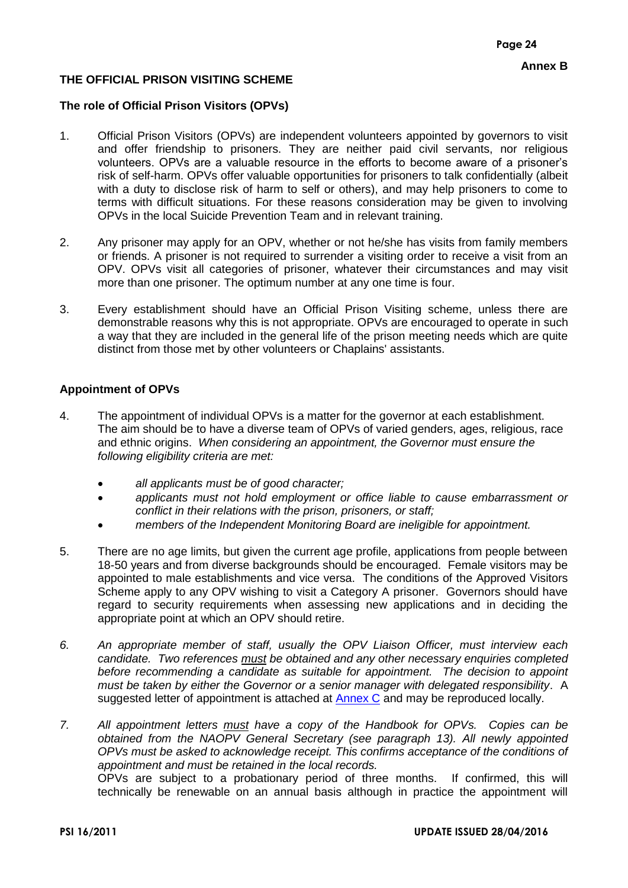**Annex B**

## THE OFFICIAL PRISON VISITING SCHEME

### The role of Official Prison Visitors (OPVs)

1. Official Prison Visitors (OPVs) are independent volunteers appointed by governors to visit and offer friendship to prisoners. They are neither paid civil servants, nor religious volunteers. OPVs are a valuable resource in the efforts to become aware of a prisoner's risk of self-harm. OPVs offer valuable opportunities for prisoners to talk confidentially (albeit with a duty to disclose risk of harm to self or others), and may help prisoners to come to terms with difficult situations. For these reasons consideration may be given to involving OPVs in the local Suicide Prevention Team and in relevant training.

2. Any prisoner may apply for an OPV, whether or not he/she has visits from family members or friends. A prisoner is not required to surrender a visiting order to receive a visit from an OPV. OPVs visit all categories of prisoner, whatever their circumstances and may visit more than one prisoner. The optimum number at any one time is four.

3. Every establishment should have an Official Prison Visiting scheme, unless there are demonstrable reasons why this is not appropriate. OPVs are encouraged to operate in such a way that they are included in the general life of the prison meeting needs which are quite distinct from those met by other volunteers or Chaplains' assistants.

### Appointment of OPVs

4. The appointment of individual OPVs is a matter for the governor at each establishment. The aim should be to have a diverse team of OPVs of varied genders, ages, religious, race and ethnic origins. *When considering an appointment, the Governor must ensure the following eligibility criteria are met:*

   - *all applicants must be of good character;*
   - *applicants must not hold employment or office liable to cause embarrassment or conflict in their relations with the prison, prisoners, or staff;*
   - *members of the Independent Monitoring Board are ineligible for appointment.*

5. There are no age limits, but given the current age profile, applications from people between 18-50 years and from diverse backgrounds should be encouraged. Female visitors may be appointed to male establishments and vice versa. The conditions of the Approved Visitors Scheme apply to any OPV wishing to visit a Category A prisoner. Governors should have regard to security requirements when assessing new applications and in deciding the appropriate point at which an OPV should retire.

6. *An appropriate member of staff, usually the OPV Liaison Officer, must interview each candidate. Two references <u>must</u> be obtained and any other necessary enquiries completed before recommending a candidate as suitable for appointment. The decision to appoint must be taken by either the Governor or a senior manager with delegated responsibility*. A suggested letter of appointment is attached at [Annex C](#) and may be reproduced locally.

7. *All appointment letters <u>must</u> have a copy of the Handbook for OPVs. Copies can be obtained from the NAOPV General Secretary (see paragraph 13). All newly appointed OPVs must be asked to acknowledge receipt. This confirms acceptance of the conditions of appointment and must be retained in the local records.*
   OPVs are subject to a probationary period of three months. If confirmed, this will technically be renewable on an annual basis although in practice the appointment will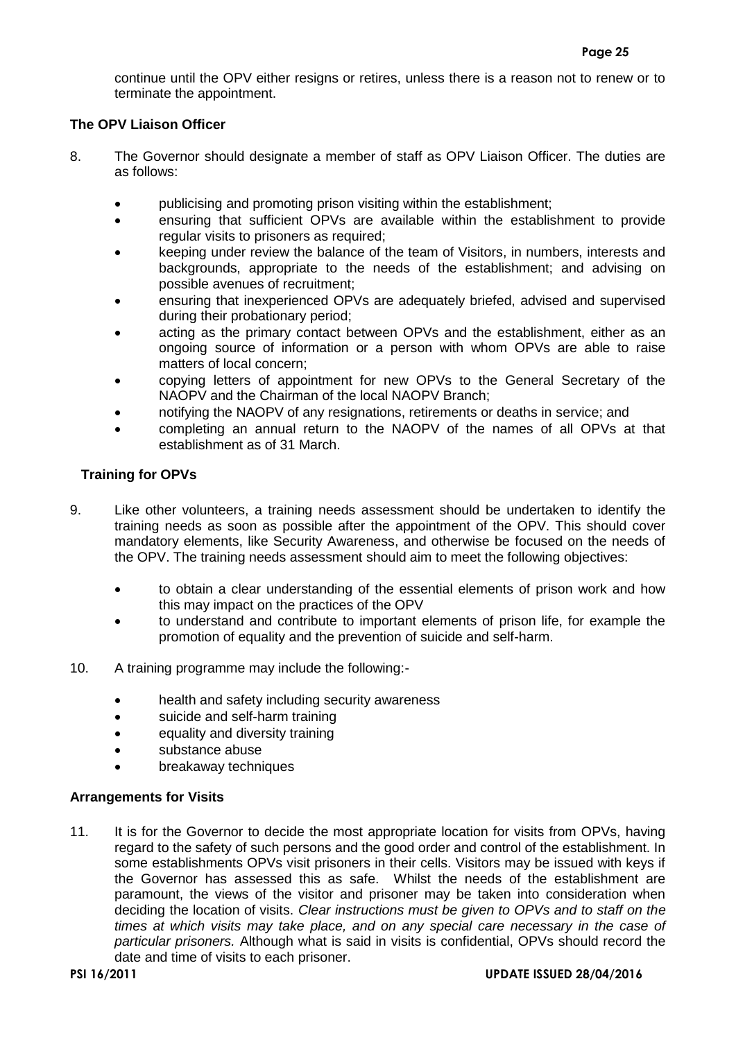continue until the OPV either resigns or retires, unless there is a reason not to renew or to terminate the appointment.

**The OPV Liaison Officer**

8. The Governor should designate a member of staff as OPV Liaison Officer. The duties are as follows:

- publicising and promoting prison visiting within the establishment;
- ensuring that sufficient OPVs are available within the establishment to provide regular visits to prisoners as required;
- keeping under review the balance of the team of Visitors, in numbers, interests and backgrounds, appropriate to the needs of the establishment; and advising on possible avenues of recruitment;
- ensuring that inexperienced OPVs are adequately briefed, advised and supervised during their probationary period;
- acting as the primary contact between OPVs and the establishment, either as an ongoing source of information or a person with whom OPVs are able to raise matters of local concern;
- copying letters of appointment for new OPVs to the General Secretary of the NAOPV and the Chairman of the local NAOPV Branch;
- notifying the NAOPV of any resignations, retirements or deaths in service; and
- completing an annual return to the NAOPV of the names of all OPVs at that establishment as of 31 March.

**Training for OPVs**

9. Like other volunteers, a training needs assessment should be undertaken to identify the training needs as soon as possible after the appointment of the OPV. This should cover mandatory elements, like Security Awareness, and otherwise be focused on the needs of the OPV. The training needs assessment should aim to meet the following objectives:

- to obtain a clear understanding of the essential elements of prison work and how this may impact on the practices of the OPV
- to understand and contribute to important elements of prison life, for example the promotion of equality and the prevention of suicide and self-harm.

10. A training programme may include the following:-

- health and safety including security awareness
- suicide and self-harm training
- equality and diversity training
- substance abuse
- breakaway techniques

**Arrangements for Visits**

11. It is for the Governor to decide the most appropriate location for visits from OPVs, having regard to the safety of such persons and the good order and control of the establishment. In some establishments OPVs visit prisoners in their cells. Visitors may be issued with keys if the Governor has assessed this as safe. Whilst the needs of the establishment are paramount, the views of the visitor and prisoner may be taken into consideration when deciding the location of visits. *Clear instructions must be given to OPVs and to staff on the times at which visits may take place, and on any special care necessary in the case of particular prisoners.* Although what is said in visits is confidential, OPVs should record the date and time of visits to each prisoner.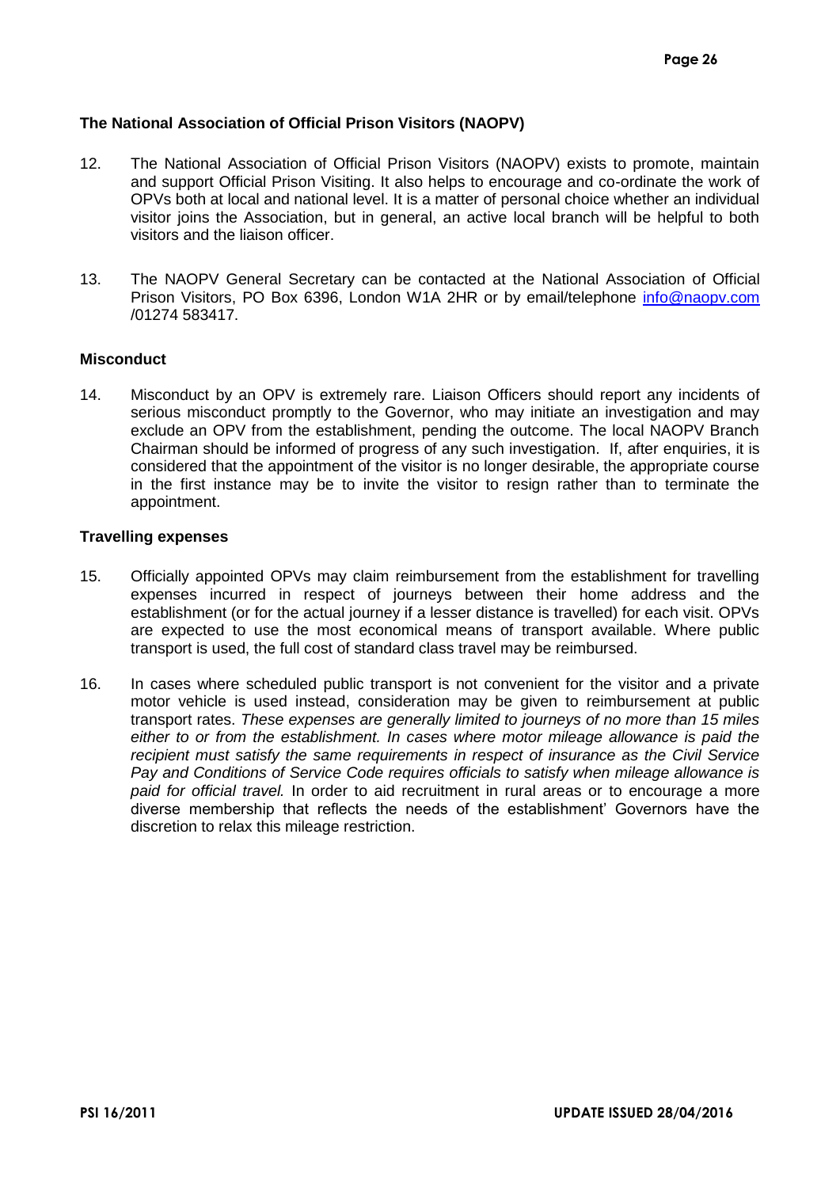### The National Association of Official Prison Visitors (NAOPV)

12. The National Association of Official Prison Visitors (NAOPV) exists to promote, maintain and support Official Prison Visiting. It also helps to encourage and co-ordinate the work of OPVs both at local and national level. It is a matter of personal choice whether an individual visitor joins the Association, but in general, an active local branch will be helpful to both visitors and the liaison officer.

13. The NAOPV General Secretary can be contacted at the National Association of Official Prison Visitors, PO Box 6396, London W1A 2HR or by email/telephone [info@naopv.com](mailto:info@naopv.com) /01274 583417.

### Misconduct

14. Misconduct by an OPV is extremely rare. Liaison Officers should report any incidents of serious misconduct promptly to the Governor, who may initiate an investigation and may exclude an OPV from the establishment, pending the outcome. The local NAOPV Branch Chairman should be informed of progress of any such investigation. If, after enquiries, it is considered that the appointment of the visitor is no longer desirable, the appropriate course in the first instance may be to invite the visitor to resign rather than to terminate the appointment.

### Travelling expenses

15. Officially appointed OPVs may claim reimbursement from the establishment for travelling expenses incurred in respect of journeys between their home address and the establishment (or for the actual journey if a lesser distance is travelled) for each visit. OPVs are expected to use the most economical means of transport available. Where public transport is used, the full cost of standard class travel may be reimbursed.

16. In cases where scheduled public transport is not convenient for the visitor and a private motor vehicle is used instead, consideration may be given to reimbursement at public transport rates. *These expenses are generally limited to journeys of no more than 15 miles either to or from the establishment. In cases where motor mileage allowance is paid the recipient must satisfy the same requirements in respect of insurance as the Civil Service Pay and Conditions of Service Code requires officials to satisfy when mileage allowance is paid for official travel.* In order to aid recruitment in rural areas or to encourage a more diverse membership that reflects the needs of the establishment' Governors have the discretion to relax this mileage restriction.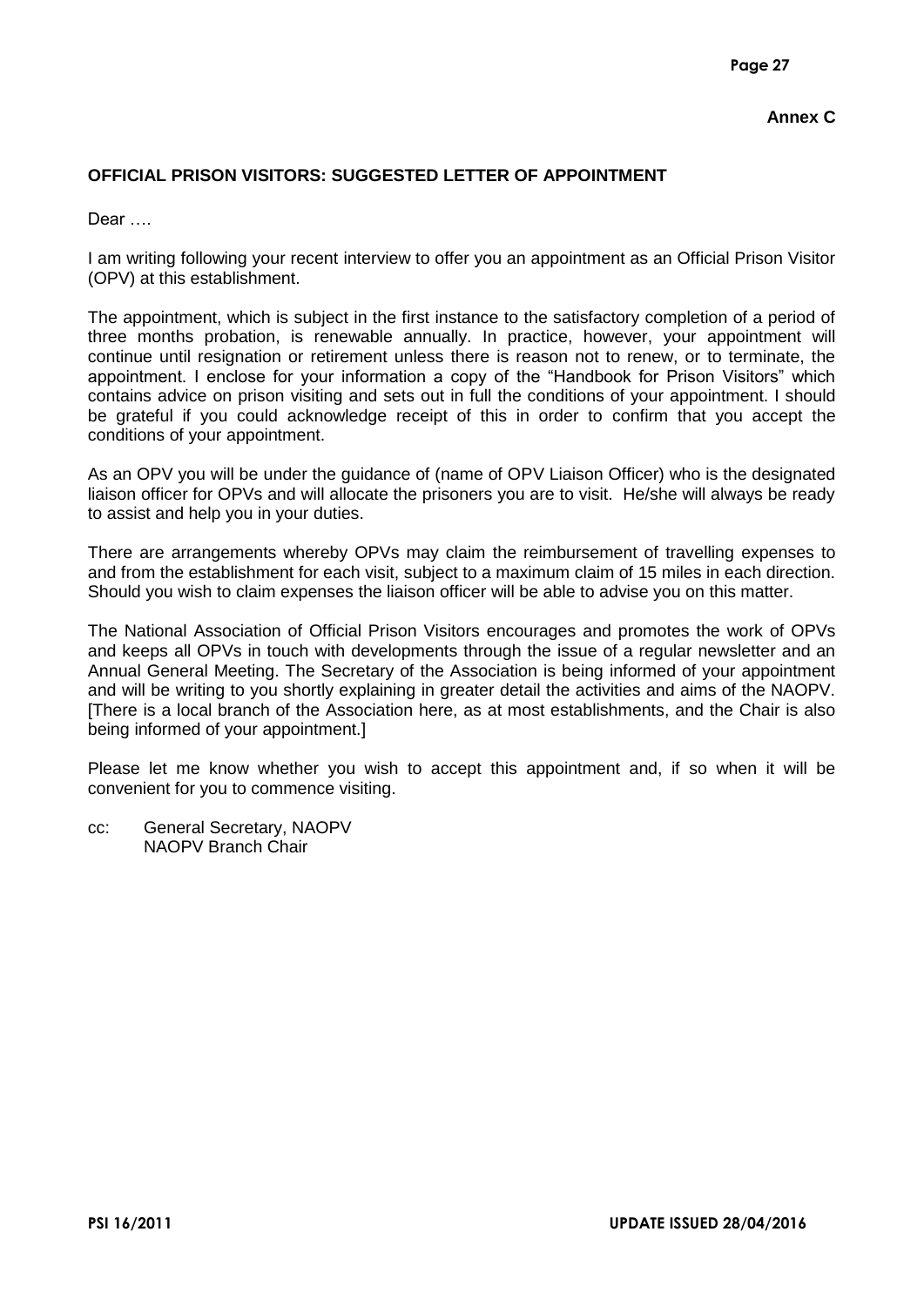**Annex C**

## OFFICIAL PRISON VISITORS: SUGGESTED LETTER OF APPOINTMENT

Dear ….

I am writing following your recent interview to offer you an appointment as an Official Prison Visitor (OPV) at this establishment.

The appointment, which is subject in the first instance to the satisfactory completion of a period of three months probation, is renewable annually. In practice, however, your appointment will continue until resignation or retirement unless there is reason not to renew, or to terminate, the appointment. I enclose for your information a copy of the "Handbook for Prison Visitors" which contains advice on prison visiting and sets out in full the conditions of your appointment. I should be grateful if you could acknowledge receipt of this in order to confirm that you accept the conditions of your appointment.

As an OPV you will be under the guidance of (name of OPV Liaison Officer) who is the designated liaison officer for OPVs and will allocate the prisoners you are to visit. He/she will always be ready to assist and help you in your duties.

There are arrangements whereby OPVs may claim the reimbursement of travelling expenses to and from the establishment for each visit, subject to a maximum claim of 15 miles in each direction. Should you wish to claim expenses the liaison officer will be able to advise you on this matter.

The National Association of Official Prison Visitors encourages and promotes the work of OPVs and keeps all OPVs in touch with developments through the issue of a regular newsletter and an Annual General Meeting. The Secretary of the Association is being informed of your appointment and will be writing to you shortly explaining in greater detail the activities and aims of the NAOPV. [There is a local branch of the Association here, as at most establishments, and the Chair is also being informed of your appointment.]

Please let me know whether you wish to accept this appointment and, if so when it will be convenient for you to commence visiting.

cc: General Secretary, NAOPV
NAOPV Branch Chair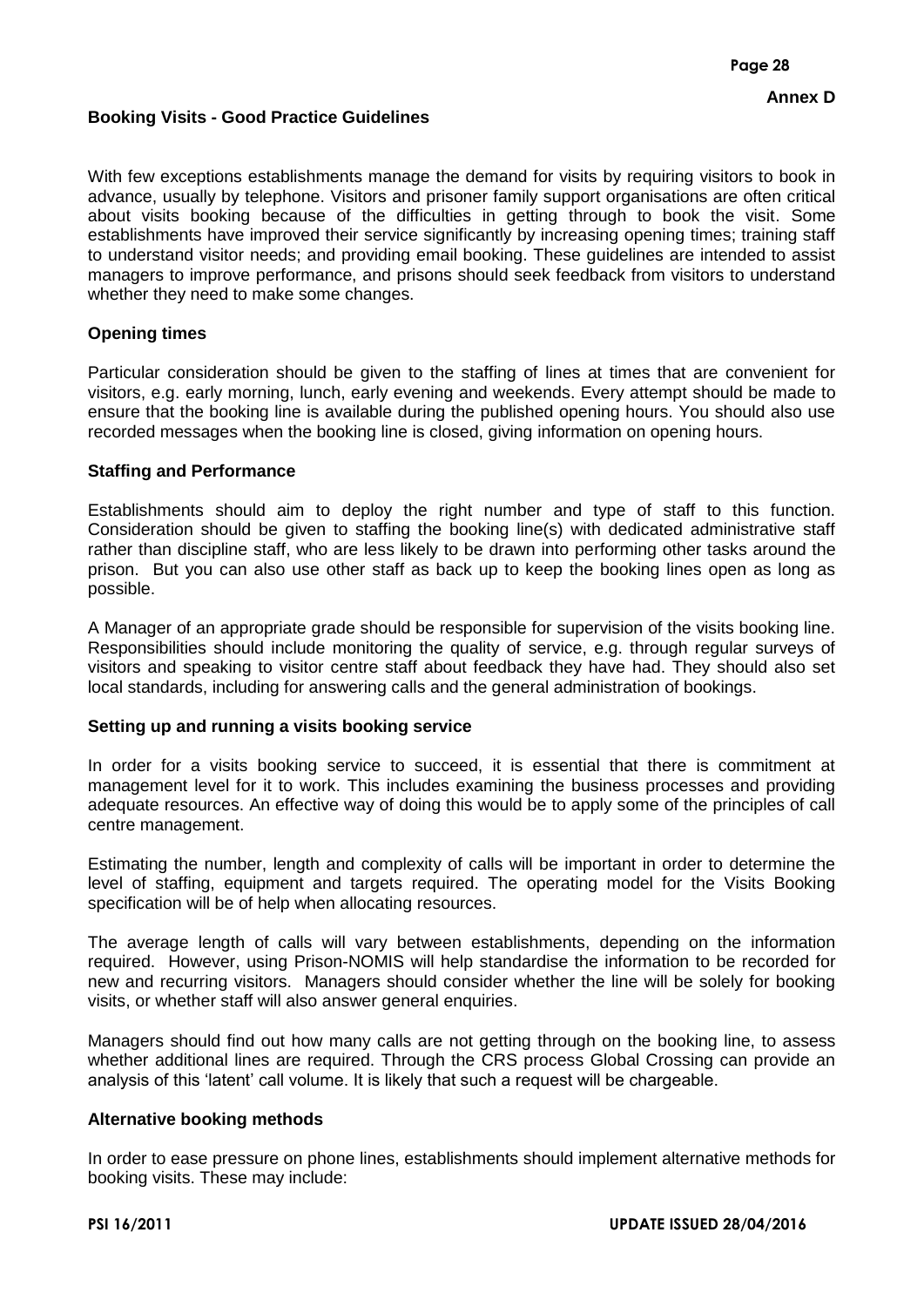**Annex D**

## Booking Visits - Good Practice Guidelines

With few exceptions establishments manage the demand for visits by requiring visitors to book in advance, usually by telephone. Visitors and prisoner family support organisations are often critical about visits booking because of the difficulties in getting through to book the visit. Some establishments have improved their service significantly by increasing opening times; training staff to understand visitor needs; and providing email booking. These guidelines are intended to assist managers to improve performance, and prisons should seek feedback from visitors to understand whether they need to make some changes.

### Opening times

Particular consideration should be given to the staffing of lines at times that are convenient for visitors, e.g. early morning, lunch, early evening and weekends. Every attempt should be made to ensure that the booking line is available during the published opening hours. You should also use recorded messages when the booking line is closed, giving information on opening hours.

### Staffing and Performance

Establishments should aim to deploy the right number and type of staff to this function. Consideration should be given to staffing the booking line(s) with dedicated administrative staff rather than discipline staff, who are less likely to be drawn into performing other tasks around the prison. But you can also use other staff as back up to keep the booking lines open as long as possible.

A Manager of an appropriate grade should be responsible for supervision of the visits booking line. Responsibilities should include monitoring the quality of service, e.g. through regular surveys of visitors and speaking to visitor centre staff about feedback they have had. They should also set local standards, including for answering calls and the general administration of bookings.

### Setting up and running a visits booking service

In order for a visits booking service to succeed, it is essential that there is commitment at management level for it to work. This includes examining the business processes and providing adequate resources. An effective way of doing this would be to apply some of the principles of call centre management.

Estimating the number, length and complexity of calls will be important in order to determine the level of staffing, equipment and targets required. The operating model for the Visits Booking specification will be of help when allocating resources.

The average length of calls will vary between establishments, depending on the information required. However, using Prison-NOMIS will help standardise the information to be recorded for new and recurring visitors. Managers should consider whether the line will be solely for booking visits, or whether staff will also answer general enquiries.

Managers should find out how many calls are not getting through on the booking line, to assess whether additional lines are required. Through the CRS process Global Crossing can provide an analysis of this 'latent' call volume. It is likely that such a request will be chargeable.

### Alternative booking methods

In order to ease pressure on phone lines, establishments should implement alternative methods for booking visits. These may include: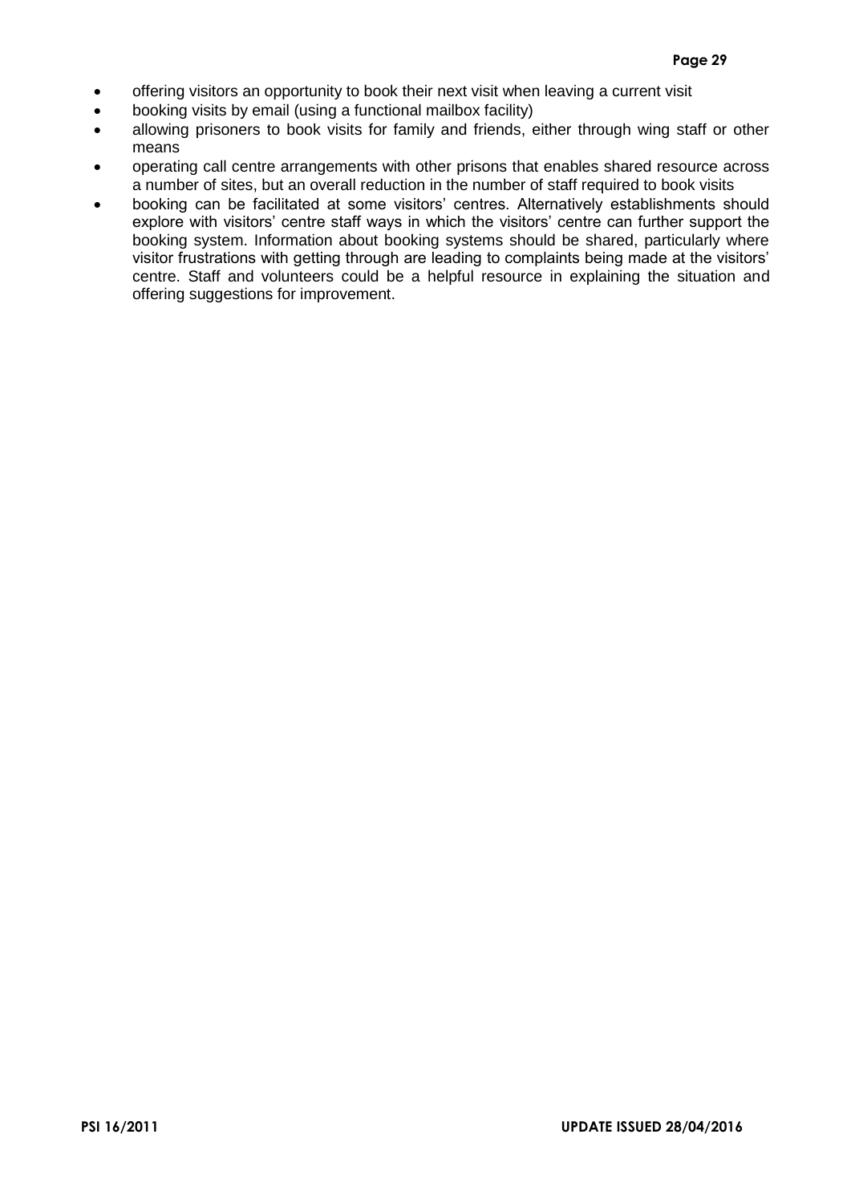- offering visitors an opportunity to book their next visit when leaving a current visit
- booking visits by email (using a functional mailbox facility)
- allowing prisoners to book visits for family and friends, either through wing staff or other means
- operating call centre arrangements with other prisons that enables shared resource across a number of sites, but an overall reduction in the number of staff required to book visits
- booking can be facilitated at some visitors' centres. Alternatively establishments should explore with visitors' centre staff ways in which the visitors' centre can further support the booking system. Information about booking systems should be shared, particularly where visitor frustrations with getting through are leading to complaints being made at the visitors' centre. Staff and volunteers could be a helpful resource in explaining the situation and offering suggestions for improvement.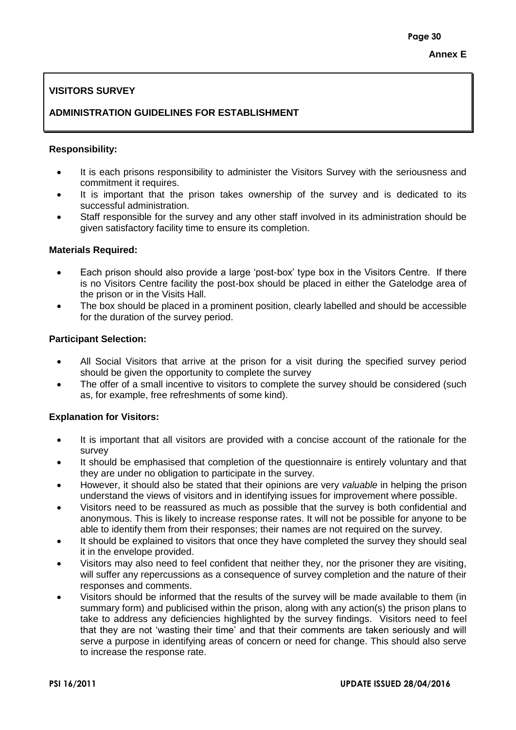**Annex E**

## VISITORS SURVEY

## ADMINISTRATION GUIDELINES FOR ESTABLISHMENT

**Responsibility:**

- It is each prisons responsibility to administer the Visitors Survey with the seriousness and commitment it requires.
- It is important that the prison takes ownership of the survey and is dedicated to its successful administration.
- Staff responsible for the survey and any other staff involved in its administration should be given satisfactory facility time to ensure its completion.

**Materials Required:**

- Each prison should also provide a large 'post-box' type box in the Visitors Centre. If there is no Visitors Centre facility the post-box should be placed in either the Gatelodge area of the prison or in the Visits Hall.
- The box should be placed in a prominent position, clearly labelled and should be accessible for the duration of the survey period.

**Participant Selection:**

- All Social Visitors that arrive at the prison for a visit during the specified survey period should be given the opportunity to complete the survey
- The offer of a small incentive to visitors to complete the survey should be considered (such as, for example, free refreshments of some kind).

**Explanation for Visitors:**

- It is important that all visitors are provided with a concise account of the rationale for the survey
- It should be emphasised that completion of the questionnaire is entirely voluntary and that they are under no obligation to participate in the survey.
- However, it should also be stated that their opinions are very *valuable* in helping the prison understand the views of visitors and in identifying issues for improvement where possible.
- Visitors need to be reassured as much as possible that the survey is both confidential and anonymous. This is likely to increase response rates. It will not be possible for anyone to be able to identify them from their responses; their names are not required on the survey.
- It should be explained to visitors that once they have completed the survey they should seal it in the envelope provided.
- Visitors may also need to feel confident that neither they, nor the prisoner they are visiting, will suffer any repercussions as a consequence of survey completion and the nature of their responses and comments.
- Visitors should be informed that the results of the survey will be made available to them (in summary form) and publicised within the prison, along with any action(s) the prison plans to take to address any deficiencies highlighted by the survey findings. Visitors need to feel that they are not 'wasting their time' and that their comments are taken seriously and will serve a purpose in identifying areas of concern or need for change. This should also serve to increase the response rate.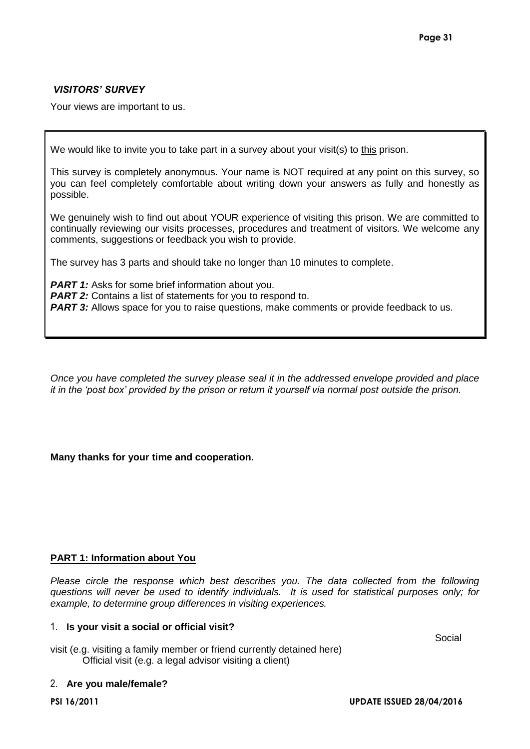***VISITORS' SURVEY***

Your views are important to us.

We would like to invite you to take part in a survey about your visit(s) to this prison.

This survey is completely anonymous. Your name is NOT required at any point on this survey, so you can feel completely comfortable about writing down your answers as fully and honestly as possible.

We genuinely wish to find out about YOUR experience of visiting this prison. We are committed to continually reviewing our visits processes, procedures and treatment of visitors. We welcome any comments, suggestions or feedback you wish to provide.

The survey has 3 parts and should take no longer than 10 minutes to complete.

***PART 1:*** Asks for some brief information about you.
***PART 2:*** Contains a list of statements for you to respond to.
***PART 3:*** Allows space for you to raise questions, make comments or provide feedback to us.

*Once you have completed the survey please seal it in the addressed envelope provided and place it in the 'post box' provided by the prison or return it yourself via normal post outside the prison.*

**Many thanks for your time and cooperation.**

## PART 1: Information about You

*Please circle the response which best describes you. The data collected from the following questions will never be used to identify individuals. It is used for statistical purposes only; for example, to determine group differences in visiting experiences.*

1. **Is your visit a social or official visit?**

   Social visit (e.g. visiting a family member or friend currently detained here)
   Official visit (e.g. a legal advisor visiting a client)

2. **Are you male/female?**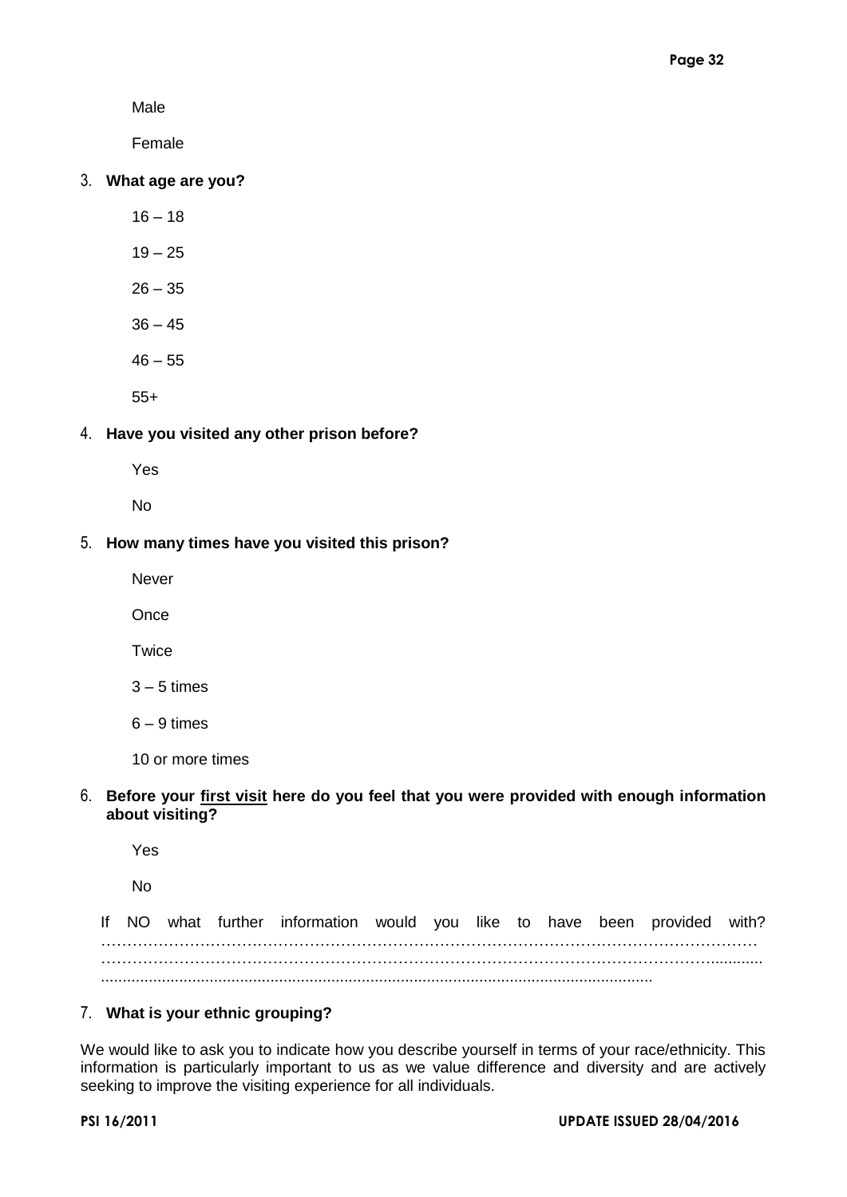Male

Female

3. **What age are you?**

16 – 18

19 – 25

26 – 35

36 – 45

46 – 55

55+

4. **Have you visited any other prison before?**

Yes

No

5. **How many times have you visited this prison?**

Never

Once

Twice

3 – 5 times

6 – 9 times

10 or more times

6. **Before your <u>first visit</u> here do you feel that you were provided with enough information about visiting?**

Yes

No

If NO what further information would you like to have been provided with? ……………………………………………………………………………………………………………… ……………………………………………………………………………………………………………….......... ...............................................................................................................................

7. **What is your ethnic grouping?**

We would like to ask you to indicate how you describe yourself in terms of your race/ethnicity. This information is particularly important to us as we value difference and diversity and are actively seeking to improve the visiting experience for all individuals.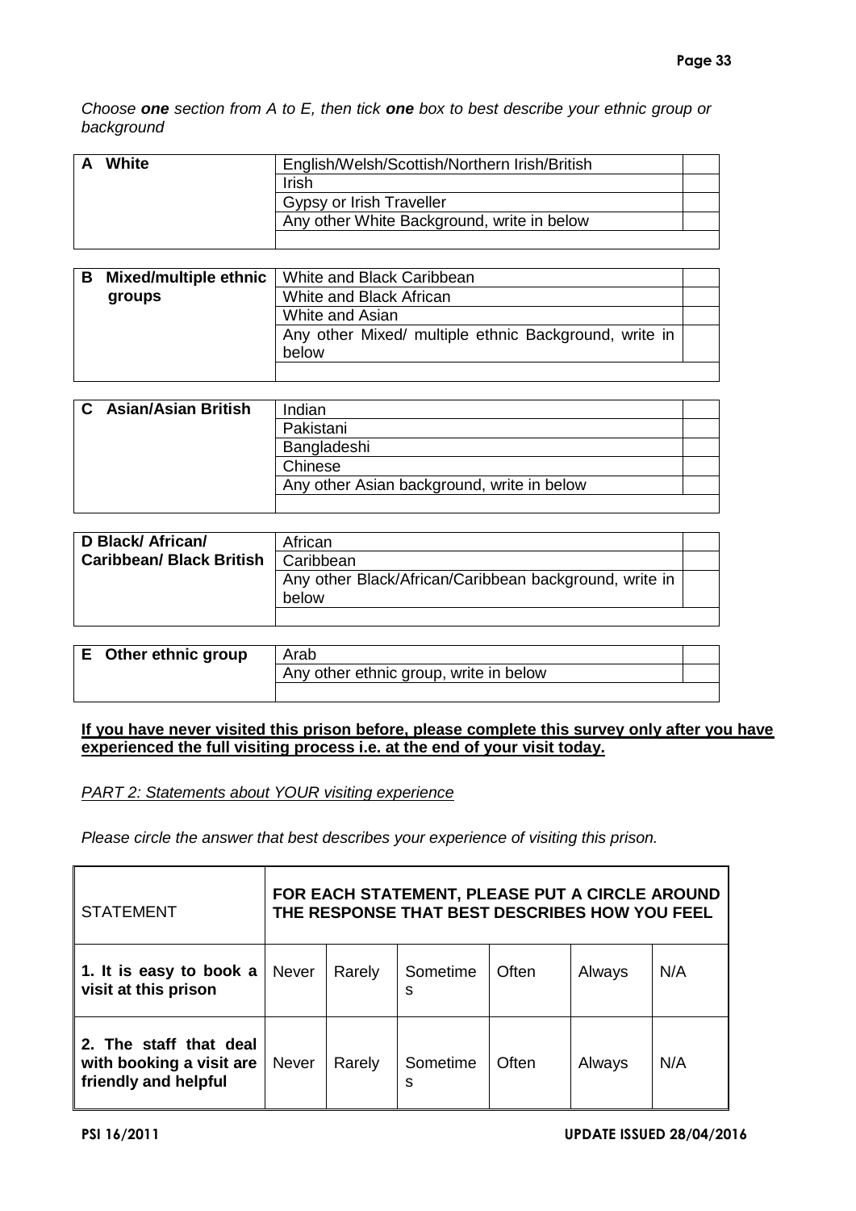*Choose **one** section from A to E, then tick **one** box to best describe your ethnic group or background*

| **A White** | English/Welsh/Scottish/Northern Irish/British | |
|---|---|---|
| | Irish | |
| | Gypsy or Irish Traveller | |
| | Any other White Background, write in below | |
| | | |

| **B Mixed/multiple ethnic groups** | White and Black Caribbean | |
|---|---|---|
| | White and Black African | |
| | White and Asian | |
| | Any other Mixed/ multiple ethnic Background, write in below | |
| | | |

| **C Asian/Asian British** | Indian | |
|---|---|---|
| | Pakistani | |
| | Bangladeshi | |
| | Chinese | |
| | Any other Asian background, write in below | |
| | | |

| **D Black/ African/ Caribbean/ Black British** | African | |
|---|---|---|
| | Caribbean | |
| | Any other Black/African/Caribbean background, write in below | |
| | | |

| **E Other ethnic group** | Arab | |
|---|---|---|
| | Any other ethnic group, write in below | |
| | | |

**<u>If you have never visited this prison before, please complete this survey only after you have experienced the full visiting process i.e. at the end of your visit today.</u>**

*<u>PART 2: Statements about YOUR visiting experience</u>*

*Please circle the answer that best describes your experience of visiting this prison.*

| STATEMENT | **FOR EACH STATEMENT, PLEASE PUT A CIRCLE AROUND THE RESPONSE THAT BEST DESCRIBES HOW YOU FEEL** | | | | | |
|---|---|---|---|---|---|---|
| **1. It is easy to book a visit at this prison** | Never | Rarely | Sometimes | Often | Always | N/A |
| **2. The staff that deal with booking a visit are friendly and helpful** | Never | Rarely | Sometimes | Often | Always | N/A |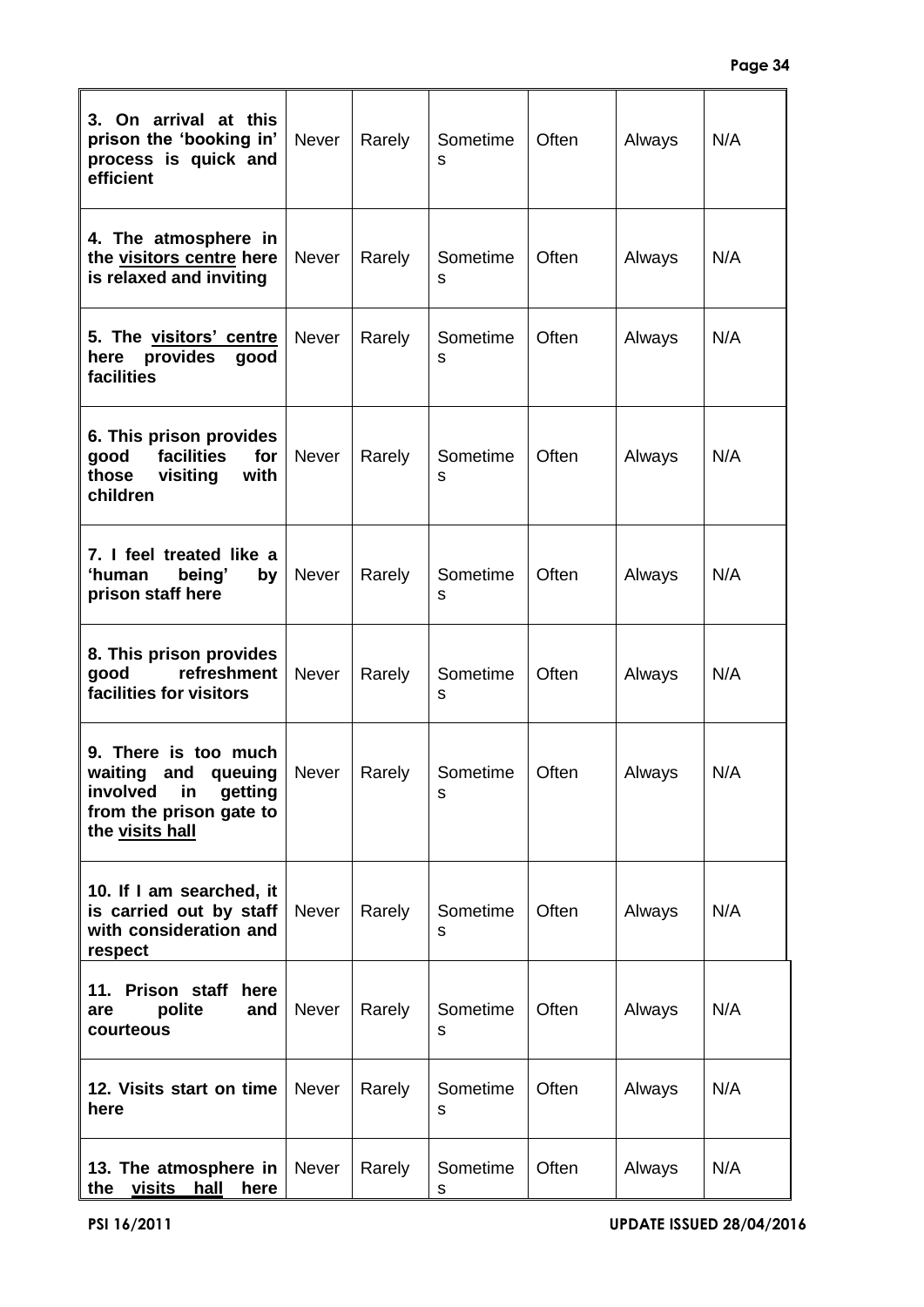| 3. On arrival at this prison the 'booking in' process is quick and efficient | Never | Rarely | Sometimes | Often | Always | N/A |
|---|---|---|---|---|---|---|
| 4. The atmosphere in the visitors centre here is relaxed and inviting | Never | Rarely | Sometimes | Often | Always | N/A |
| 5. The visitors' centre here provides good facilities | Never | Rarely | Sometimes | Often | Always | N/A |
| 6. This prison provides good facilities for those visiting with children | Never | Rarely | Sometimes | Often | Always | N/A |
| 7. I feel treated like a 'human being' by prison staff here | Never | Rarely | Sometimes | Often | Always | N/A |
| 8. This prison provides good refreshment facilities for visitors | Never | Rarely | Sometimes | Often | Always | N/A |
| 9. There is too much waiting and queuing involved in getting from the prison gate to the visits hall | Never | Rarely | Sometimes | Often | Always | N/A |
| 10. If I am searched, it is carried out by staff with consideration and respect | Never | Rarely | Sometimes | Often | Always | N/A |
| 11. Prison staff here are polite and courteous | Never | Rarely | Sometimes | Often | Always | N/A |
| 12. Visits start on time here | Never | Rarely | Sometimes | Often | Always | N/A |
| 13. The atmosphere in the visits hall here | Never | Rarely | Sometimes | Often | Always | N/A |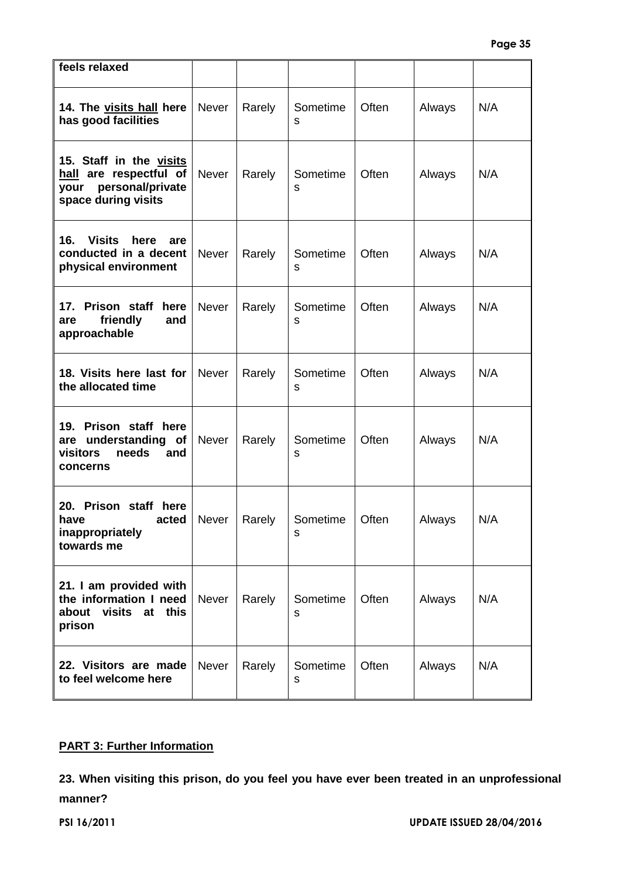| feels relaxed | | | | | | |
|---|---|---|---|---|---|---|
| **14. The visits hall here has good facilities** | Never | Rarely | Sometimes | Often | Always | N/A |
| **15. Staff in the visits hall are respectful of your personal/private space during visits** | Never | Rarely | Sometimes | Often | Always | N/A |
| **16. Visits here are conducted in a decent physical environment** | Never | Rarely | Sometimes | Often | Always | N/A |
| **17. Prison staff here are friendly and approachable** | Never | Rarely | Sometimes | Often | Always | N/A |
| **18. Visits here last for the allocated time** | Never | Rarely | Sometimes | Often | Always | N/A |
| **19. Prison staff here are understanding of visitors needs and concerns** | Never | Rarely | Sometimes | Often | Always | N/A |
| **20. Prison staff here have acted inappropriately towards me** | Never | Rarely | Sometimes | Often | Always | N/A |
| **21. I am provided with the information I need about visits at this prison** | Never | Rarely | Sometimes | Often | Always | N/A |
| **22. Visitors are made to feel welcome here** | Never | Rarely | Sometimes | Often | Always | N/A |

**PART 3: Further Information**

**23. When visiting this prison, do you feel you have ever been treated in an unprofessional manner?**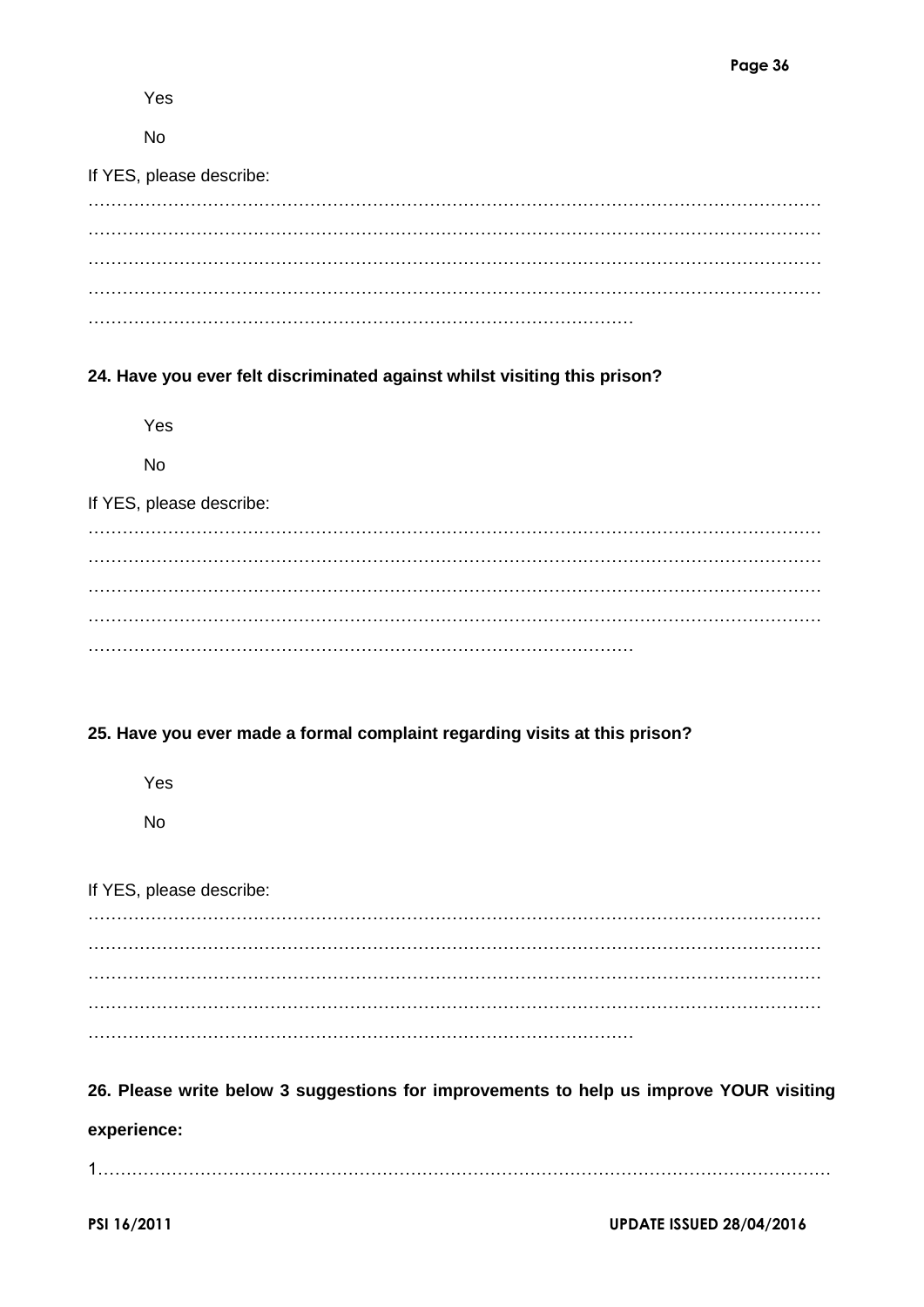Yes

No

If YES, please describe:

…………………………………………………………………………………………………………………
…………………………………………………………………………………………………………………
…………………………………………………………………………………………………………………
…………………………………………………………………………………………………………………
……………………………………………………………………………………

**24. Have you ever felt discriminated against whilst visiting this prison?**

Yes

No

If YES, please describe:

…………………………………………………………………………………………………………………
…………………………………………………………………………………………………………………
…………………………………………………………………………………………………………………
…………………………………………………………………………………………………………………
……………………………………………………………………………………

**25. Have you ever made a formal complaint regarding visits at this prison?**

Yes

No

If YES, please describe:

…………………………………………………………………………………………………………………
…………………………………………………………………………………………………………………
…………………………………………………………………………………………………………………
…………………………………………………………………………………………………………………
……………………………………………………………………………………

**26. Please write below 3 suggestions for improvements to help us improve YOUR visiting experience:**

1…………………………………………………………………………………………………………………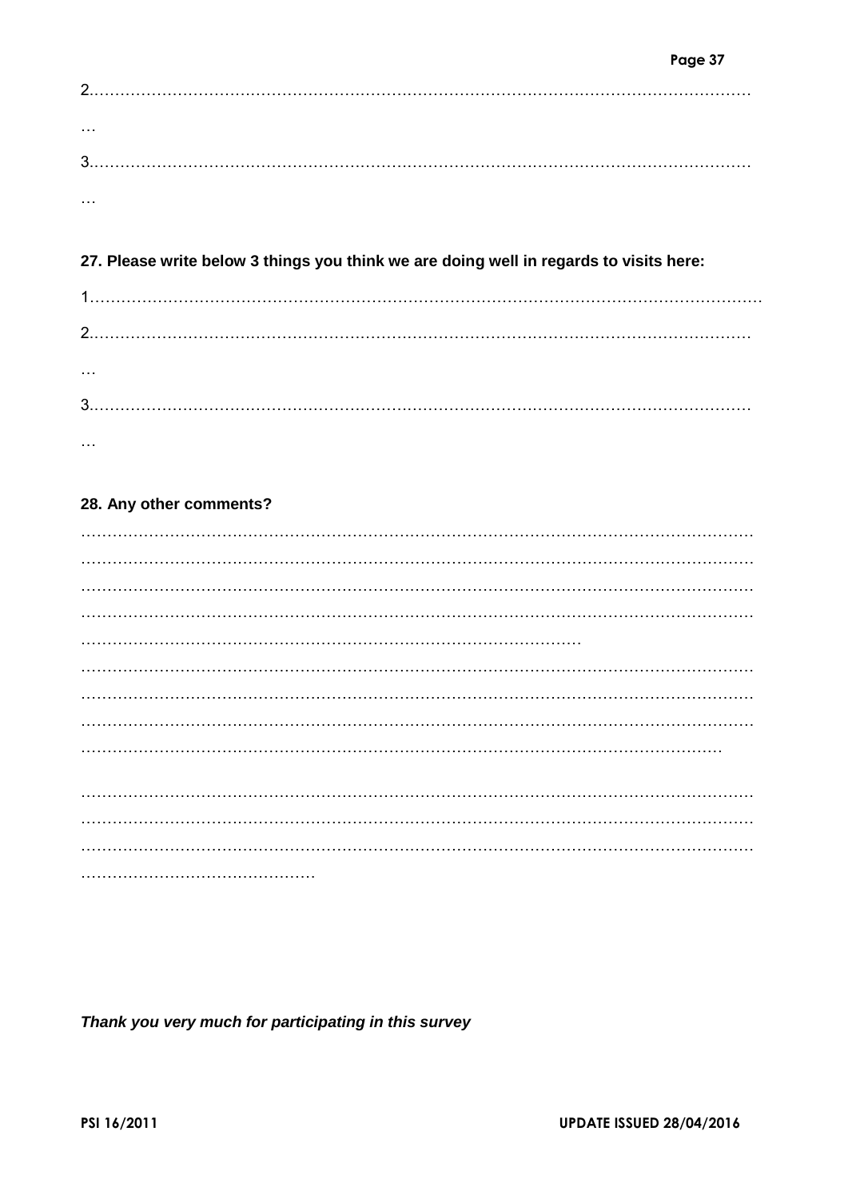2.………………………………………………………………………………………………………………

…

3.………………………………………………………………………………………………………………

…

**27. Please write below 3 things you think we are doing well in regards to visits here:**

1………………………………………………………………………………………………………………

2.………………………………………………………………………………………………………………

…

3.………………………………………………………………………………………………………………

…

**28. Any other comments?**

………………………………………………………………………………………………………………
………………………………………………………………………………………………………………
………………………………………………………………………………………………………………
………………………………………………………………………………………………………………
…………………………………………………………………………………
………………………………………………………………………………………………………………
………………………………………………………………………………………………………………
………………………………………………………………………………………………………………
……………………………………………………………………………………………………………

………………………………………………………………………………………………………………
………………………………………………………………………………………………………………
………………………………………………………………………………………………………………
………………………………………

***Thank you very much for participating in this survey***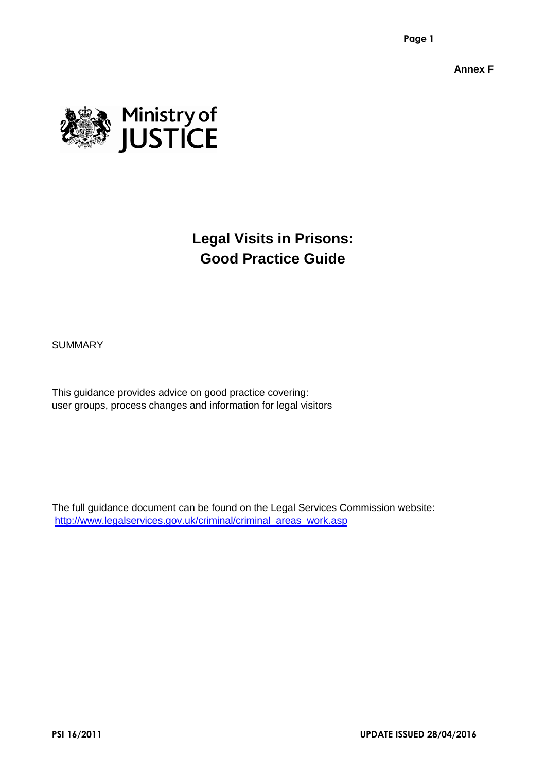Annex F

Ministry of JUSTICE

# Legal Visits in Prisons: Good Practice Guide

SUMMARY

This guidance provides advice on good practice covering:
user groups, process changes and information for legal visitors

The full guidance document can be found on the Legal Services Commission website:
http://www.legalservices.gov.uk/criminal/criminal_areas_work.asp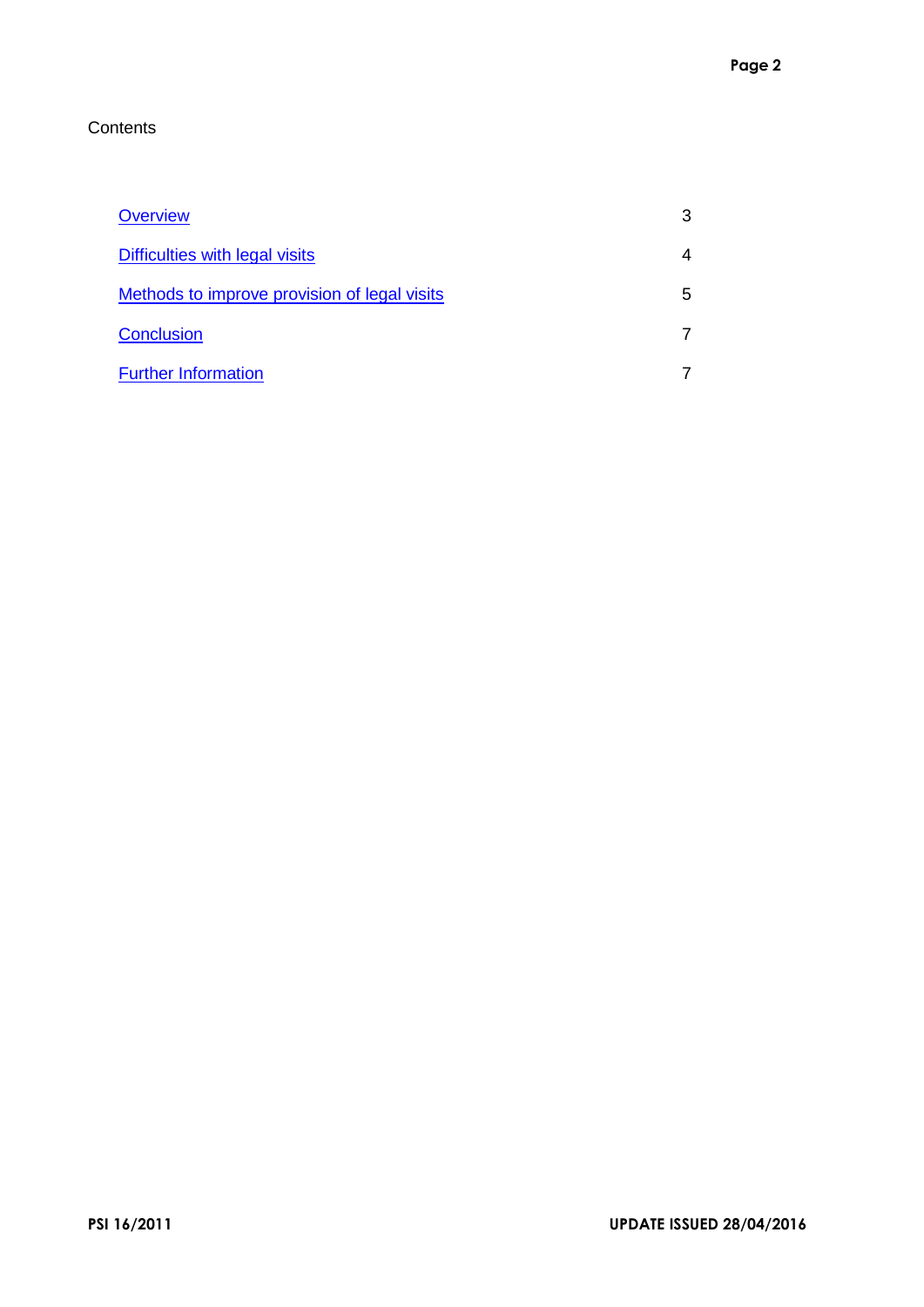Contents

| | |
|---|---|
| Overview | 3 |
| Difficulties with legal visits | 4 |
| Methods to improve provision of legal visits | 5 |
| Conclusion | 7 |
| Further Information | 7 |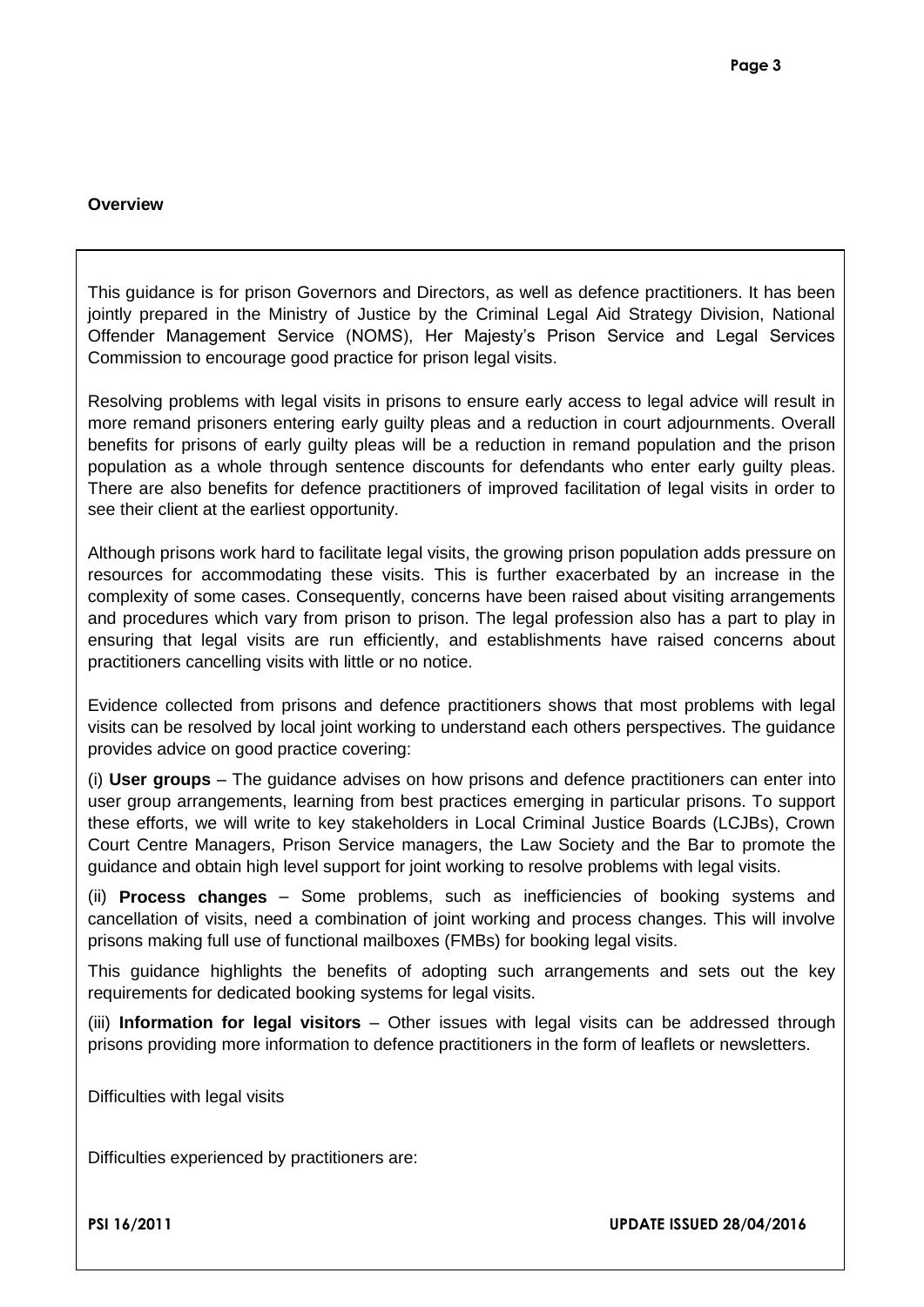**Overview**

This guidance is for prison Governors and Directors, as well as defence practitioners. It has been jointly prepared in the Ministry of Justice by the Criminal Legal Aid Strategy Division, National Offender Management Service (NOMS), Her Majesty's Prison Service and Legal Services Commission to encourage good practice for prison legal visits.

Resolving problems with legal visits in prisons to ensure early access to legal advice will result in more remand prisoners entering early guilty pleas and a reduction in court adjournments. Overall benefits for prisons of early guilty pleas will be a reduction in remand population and the prison population as a whole through sentence discounts for defendants who enter early guilty pleas. There are also benefits for defence practitioners of improved facilitation of legal visits in order to see their client at the earliest opportunity.

Although prisons work hard to facilitate legal visits, the growing prison population adds pressure on resources for accommodating these visits. This is further exacerbated by an increase in the complexity of some cases. Consequently, concerns have been raised about visiting arrangements and procedures which vary from prison to prison. The legal profession also has a part to play in ensuring that legal visits are run efficiently, and establishments have raised concerns about practitioners cancelling visits with little or no notice.

Evidence collected from prisons and defence practitioners shows that most problems with legal visits can be resolved by local joint working to understand each others perspectives. The guidance provides advice on good practice covering:

(i) **User groups** – The guidance advises on how prisons and defence practitioners can enter into user group arrangements, learning from best practices emerging in particular prisons. To support these efforts, we will write to key stakeholders in Local Criminal Justice Boards (LCJBs), Crown Court Centre Managers, Prison Service managers, the Law Society and the Bar to promote the guidance and obtain high level support for joint working to resolve problems with legal visits.

(ii) **Process changes** – Some problems, such as inefficiencies of booking systems and cancellation of visits, need a combination of joint working and process changes. This will involve prisons making full use of functional mailboxes (FMBs) for booking legal visits.

This guidance highlights the benefits of adopting such arrangements and sets out the key requirements for dedicated booking systems for legal visits.

(iii) **Information for legal visitors** – Other issues with legal visits can be addressed through prisons providing more information to defence practitioners in the form of leaflets or newsletters.

Difficulties with legal visits

Difficulties experienced by practitioners are: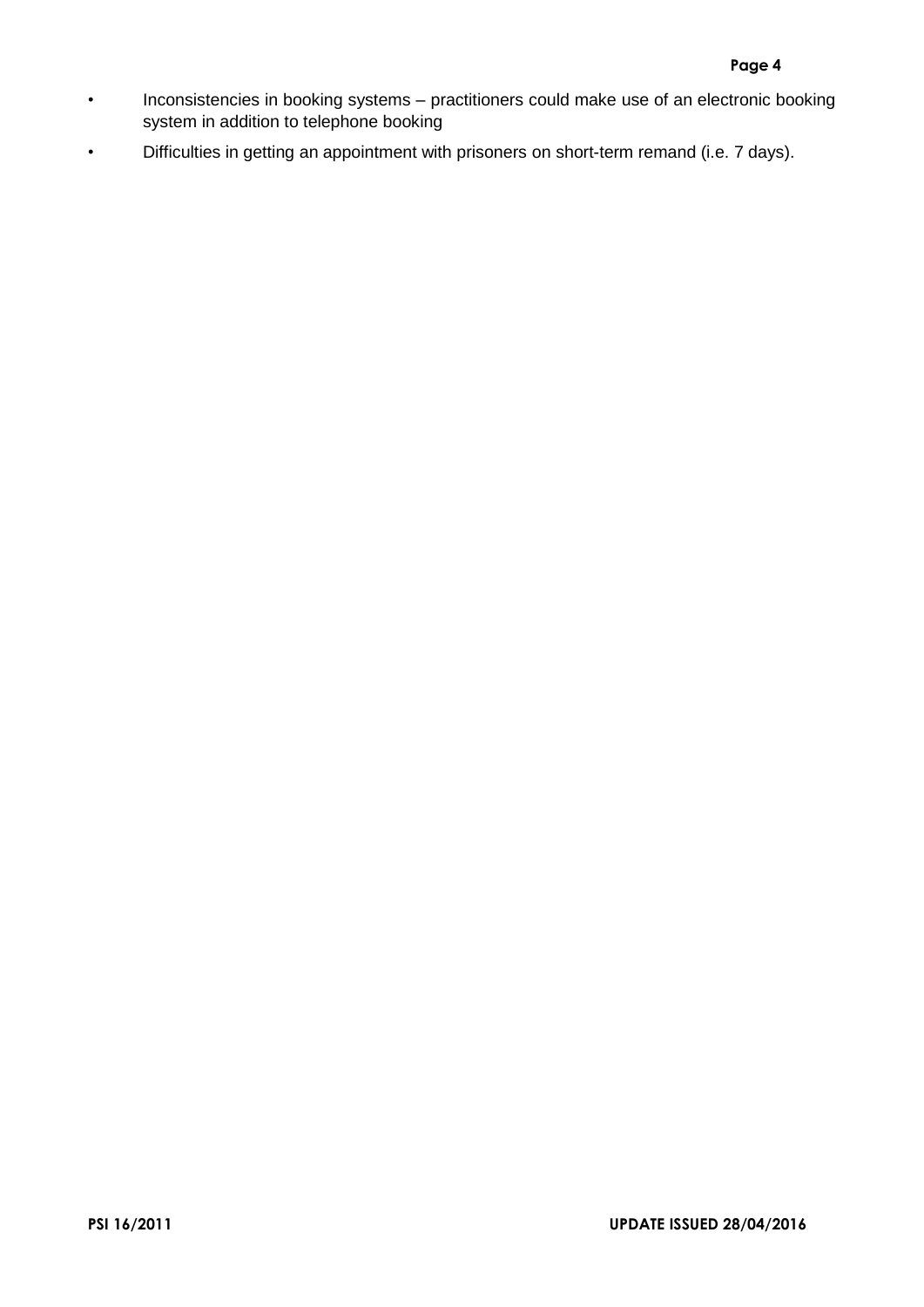- Inconsistencies in booking systems – practitioners could make use of an electronic booking system in addition to telephone booking
- Difficulties in getting an appointment with prisoners on short-term remand (i.e. 7 days).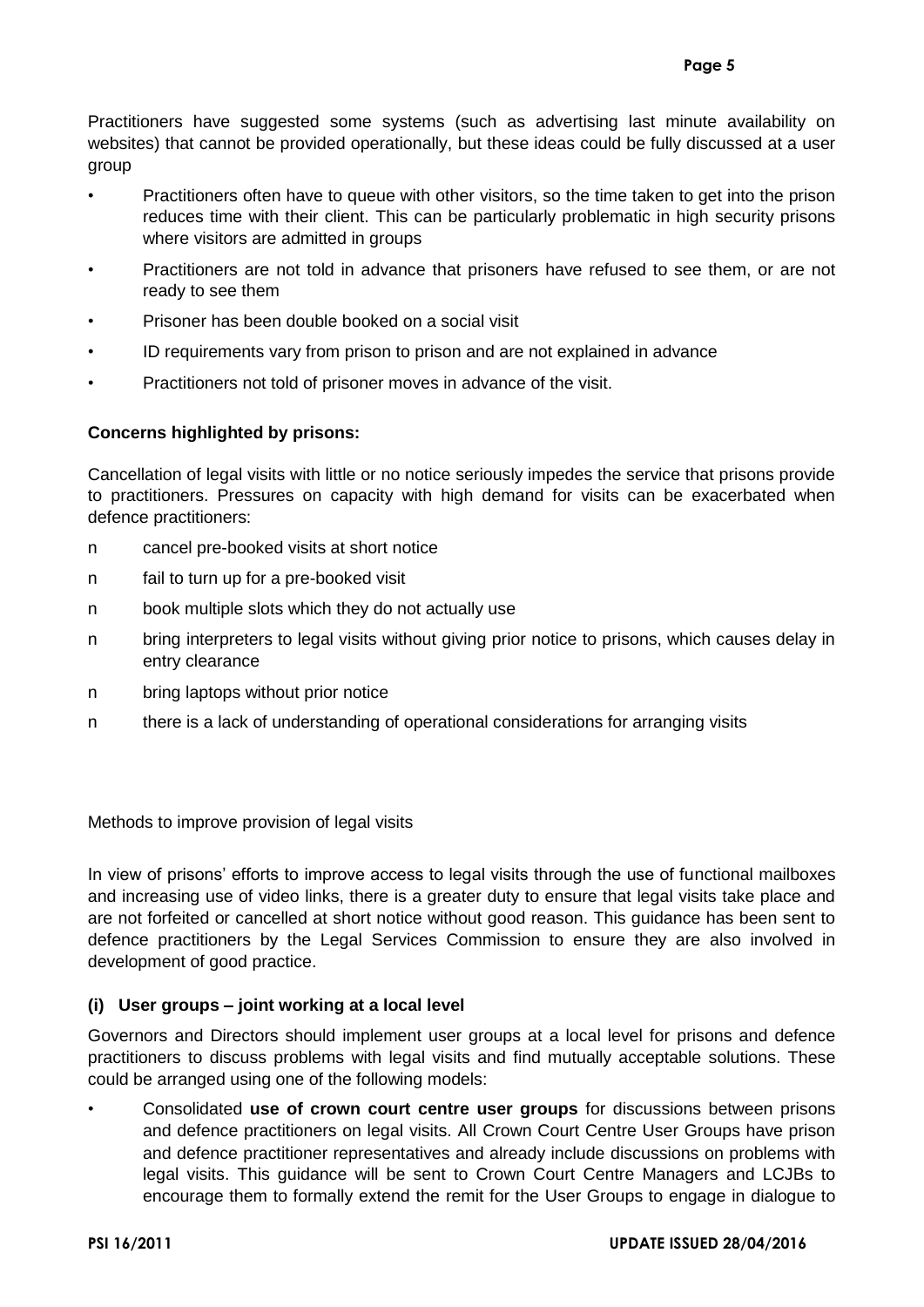Practitioners have suggested some systems (such as advertising last minute availability on websites) that cannot be provided operationally, but these ideas could be fully discussed at a user group

- Practitioners often have to queue with other visitors, so the time taken to get into the prison reduces time with their client. This can be particularly problematic in high security prisons where visitors are admitted in groups
- Practitioners are not told in advance that prisoners have refused to see them, or are not ready to see them
- Prisoner has been double booked on a social visit
- ID requirements vary from prison to prison and are not explained in advance
- Practitioners not told of prisoner moves in advance of the visit.

**Concerns highlighted by prisons:**

Cancellation of legal visits with little or no notice seriously impedes the service that prisons provide to practitioners. Pressures on capacity with high demand for visits can be exacerbated when defence practitioners:

- cancel pre-booked visits at short notice
- fail to turn up for a pre-booked visit
- book multiple slots which they do not actually use
- bring interpreters to legal visits without giving prior notice to prisons, which causes delay in entry clearance
- bring laptops without prior notice
- there is a lack of understanding of operational considerations for arranging visits

Methods to improve provision of legal visits

In view of prisons' efforts to improve access to legal visits through the use of functional mailboxes and increasing use of video links, there is a greater duty to ensure that legal visits take place and are not forfeited or cancelled at short notice without good reason. This guidance has been sent to defence practitioners by the Legal Services Commission to ensure they are also involved in development of good practice.

**(i) User groups – joint working at a local level**

Governors and Directors should implement user groups at a local level for prisons and defence practitioners to discuss problems with legal visits and find mutually acceptable solutions. These could be arranged using one of the following models:

- Consolidated **use of crown court centre user groups** for discussions between prisons and defence practitioners on legal visits. All Crown Court Centre User Groups have prison and defence practitioner representatives and already include discussions on problems with legal visits. This guidance will be sent to Crown Court Centre Managers and LCJBs to encourage them to formally extend the remit for the User Groups to engage in dialogue to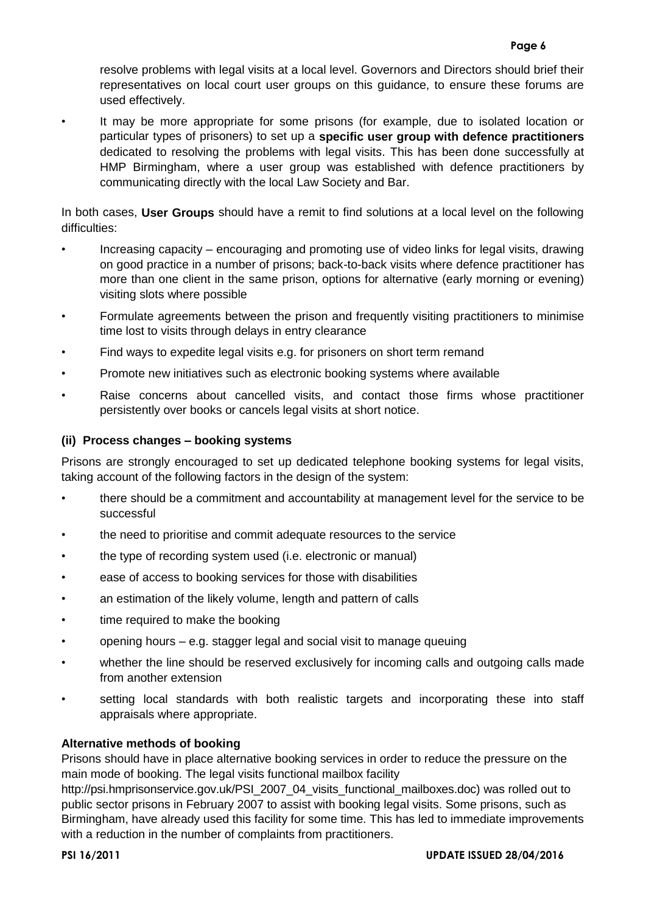resolve problems with legal visits at a local level. Governors and Directors should brief their representatives on local court user groups on this guidance, to ensure these forums are used effectively.

- It may be more appropriate for some prisons (for example, due to isolated location or particular types of prisoners) to set up a **specific user group with defence practitioners** dedicated to resolving the problems with legal visits. This has been done successfully at HMP Birmingham, where a user group was established with defence practitioners by communicating directly with the local Law Society and Bar.

In both cases, **User Groups** should have a remit to find solutions at a local level on the following difficulties:

- Increasing capacity – encouraging and promoting use of video links for legal visits, drawing on good practice in a number of prisons; back-to-back visits where defence practitioner has more than one client in the same prison, options for alternative (early morning or evening) visiting slots where possible
- Formulate agreements between the prison and frequently visiting practitioners to minimise time lost to visits through delays in entry clearance
- Find ways to expedite legal visits e.g. for prisoners on short term remand
- Promote new initiatives such as electronic booking systems where available
- Raise concerns about cancelled visits, and contact those firms whose practitioner persistently over books or cancels legal visits at short notice.

### (ii) Process changes – booking systems

Prisons are strongly encouraged to set up dedicated telephone booking systems for legal visits, taking account of the following factors in the design of the system:

- there should be a commitment and accountability at management level for the service to be successful
- the need to prioritise and commit adequate resources to the service
- the type of recording system used (i.e. electronic or manual)
- ease of access to booking services for those with disabilities
- an estimation of the likely volume, length and pattern of calls
- time required to make the booking
- opening hours – e.g. stagger legal and social visit to manage queuing
- whether the line should be reserved exclusively for incoming calls and outgoing calls made from another extension
- setting local standards with both realistic targets and incorporating these into staff appraisals where appropriate.

**Alternative methods of booking**

Prisons should have in place alternative booking services in order to reduce the pressure on the main mode of booking. The legal visits functional mailbox facility http://psi.hmprisonservice.gov.uk/PSI_2007_04_visits_functional_mailboxes.doc) was rolled out to public sector prisons in February 2007 to assist with booking legal visits. Some prisons, such as Birmingham, have already used this facility for some time. This has led to immediate improvements with a reduction in the number of complaints from practitioners.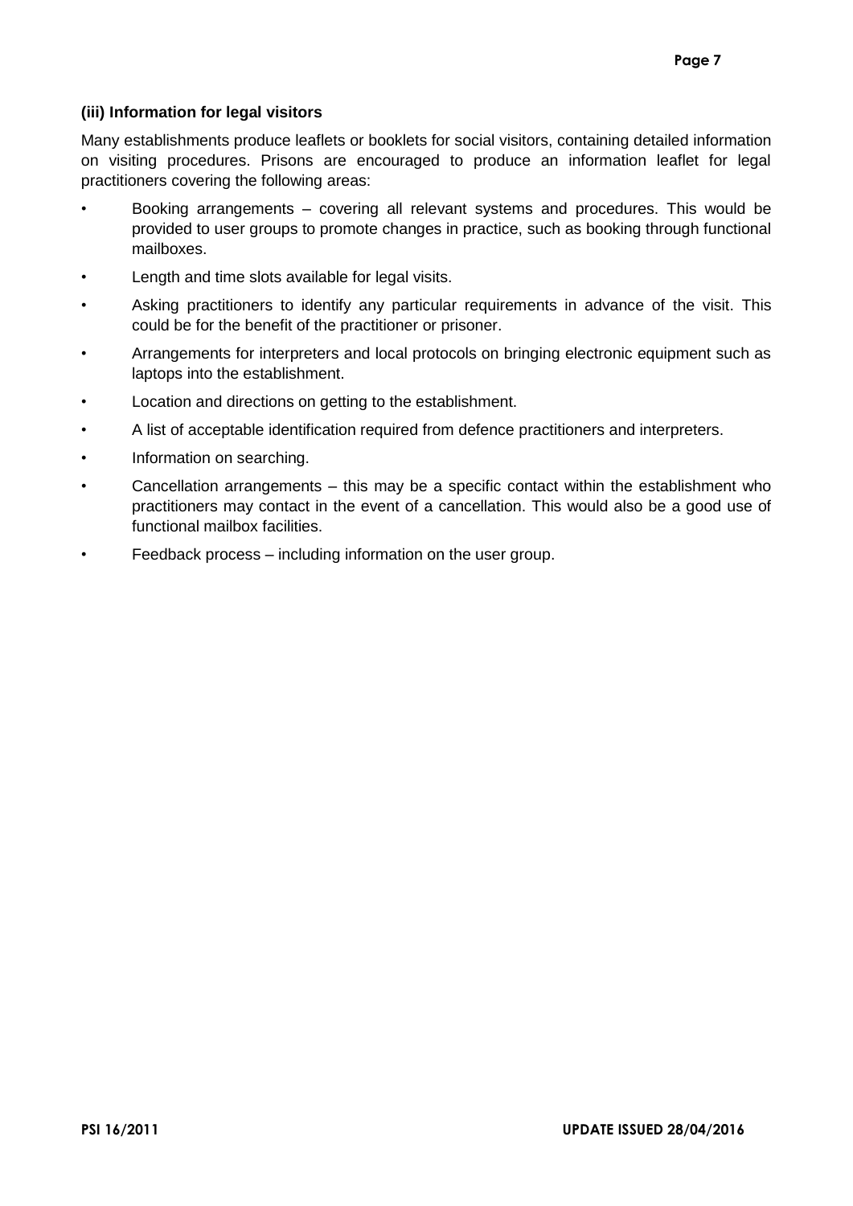### (iii) Information for legal visitors

Many establishments produce leaflets or booklets for social visitors, containing detailed information on visiting procedures. Prisons are encouraged to produce an information leaflet for legal practitioners covering the following areas:

- Booking arrangements – covering all relevant systems and procedures. This would be provided to user groups to promote changes in practice, such as booking through functional mailboxes.
- Length and time slots available for legal visits.
- Asking practitioners to identify any particular requirements in advance of the visit. This could be for the benefit of the practitioner or prisoner.
- Arrangements for interpreters and local protocols on bringing electronic equipment such as laptops into the establishment.
- Location and directions on getting to the establishment.
- A list of acceptable identification required from defence practitioners and interpreters.
- Information on searching.
- Cancellation arrangements – this may be a specific contact within the establishment who practitioners may contact in the event of a cancellation. This would also be a good use of functional mailbox facilities.
- Feedback process – including information on the user group.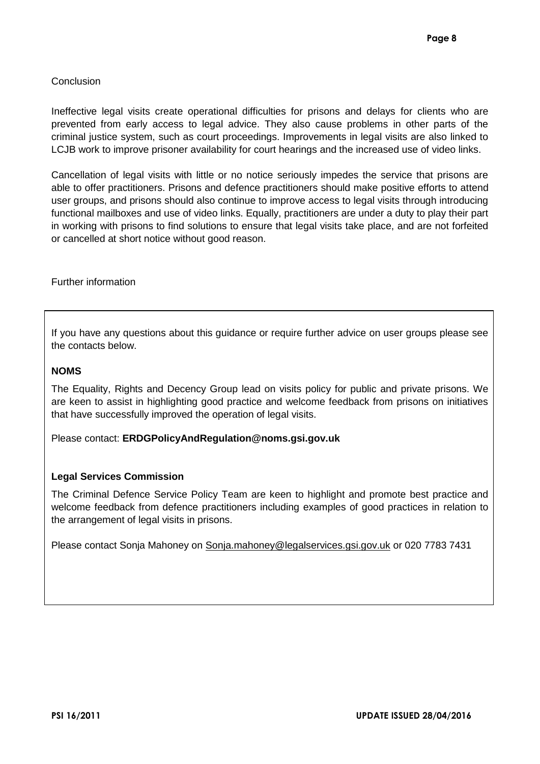Conclusion

Ineffective legal visits create operational difficulties for prisons and delays for clients who are prevented from early access to legal advice. They also cause problems in other parts of the criminal justice system, such as court proceedings. Improvements in legal visits are also linked to LCJB work to improve prisoner availability for court hearings and the increased use of video links.

Cancellation of legal visits with little or no notice seriously impedes the service that prisons are able to offer practitioners. Prisons and defence practitioners should make positive efforts to attend user groups, and prisons should also continue to improve access to legal visits through introducing functional mailboxes and use of video links. Equally, practitioners are under a duty to play their part in working with prisons to find solutions to ensure that legal visits take place, and are not forfeited or cancelled at short notice without good reason.

Further information

If you have any questions about this guidance or require further advice on user groups please see the contacts below.

**NOMS**

The Equality, Rights and Decency Group lead on visits policy for public and private prisons. We are keen to assist in highlighting good practice and welcome feedback from prisons on initiatives that have successfully improved the operation of legal visits.

Please contact: **ERDGPolicyAndRegulation@noms.gsi.gov.uk**

**Legal Services Commission**

The Criminal Defence Service Policy Team are keen to highlight and promote best practice and welcome feedback from defence practitioners including examples of good practices in relation to the arrangement of legal visits in prisons.

Please contact Sonja Mahoney on Sonja.mahoney@legalservices.gsi.gov.uk or 020 7783 7431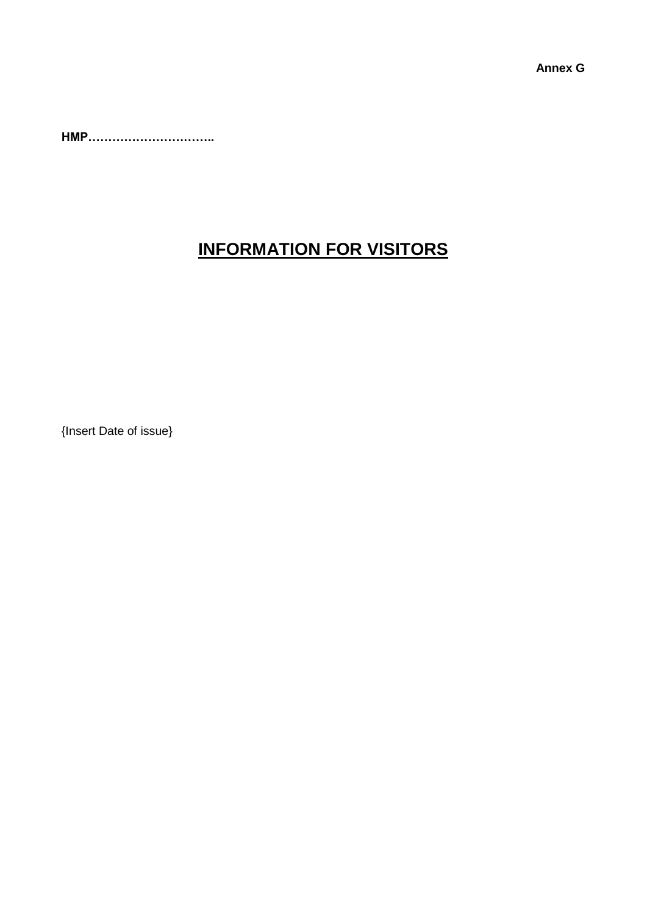**Annex G**

**HMP…………………………..**

# INFORMATION FOR VISITORS

{Insert Date of issue}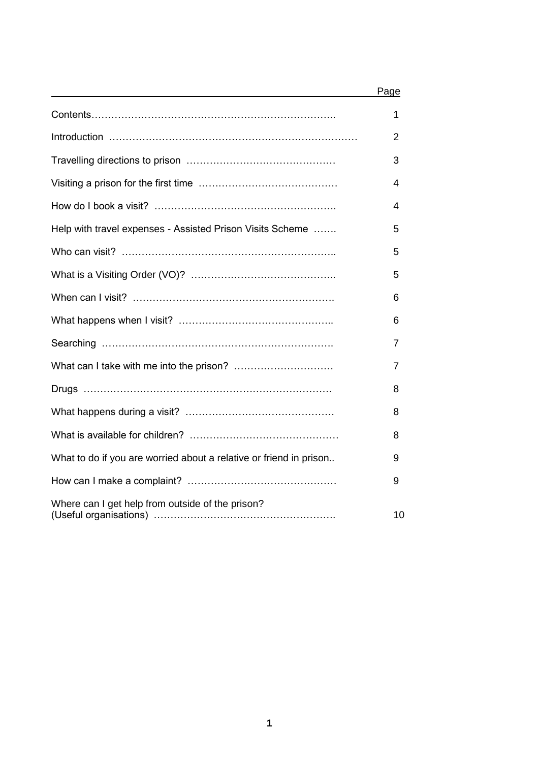| | Page |
|---|---|
| Contents | 1 |
| Introduction | 2 |
| Travelling directions to prison | 3 |
| Visiting a prison for the first time | 4 |
| How do I book a visit? | 4 |
| Help with travel expenses - Assisted Prison Visits Scheme | 5 |
| Who can visit? | 5 |
| What is a Visiting Order (VO)? | 5 |
| When can I visit? | 6 |
| What happens when I visit? | 6 |
| Searching | 7 |
| What can I take with me into the prison? | 7 |
| Drugs | 8 |
| What happens during a visit? | 8 |
| What is available for children? | 8 |
| What to do if you are worried about a relative or friend in prison.. | 9 |
| How can I make a complaint? | 9 |
| Where can I get help from outside of the prison? (Useful organisations) | 10 |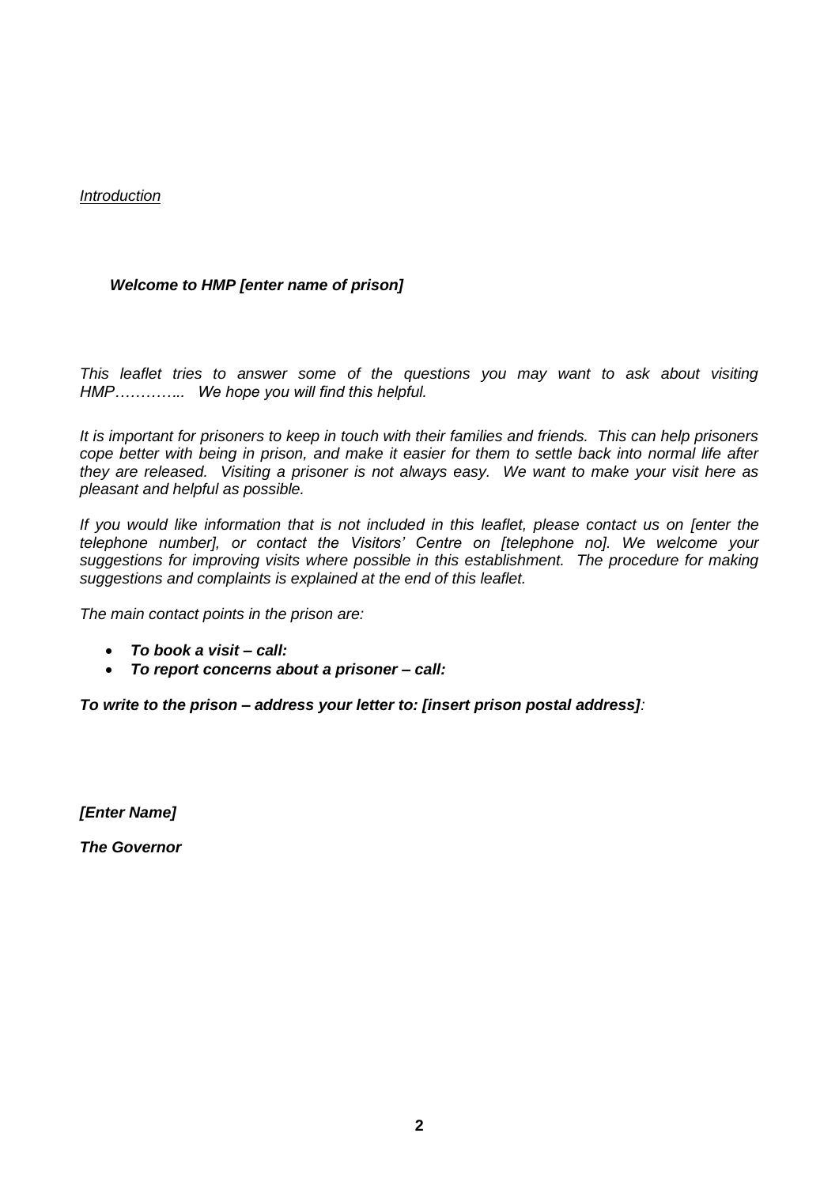*Introduction*

***Welcome to HMP [enter name of prison]***

*This leaflet tries to answer some of the questions you may want to ask about visiting HMP………….. We hope you will find this helpful.*

*It is important for prisoners to keep in touch with their families and friends. This can help prisoners cope better with being in prison, and make it easier for them to settle back into normal life after they are released. Visiting a prisoner is not always easy. We want to make your visit here as pleasant and helpful as possible.*

*If you would like information that is not included in this leaflet, please contact us on [enter the telephone number], or contact the Visitors' Centre on [telephone no]. We welcome your suggestions for improving visits where possible in this establishment. The procedure for making suggestions and complaints is explained at the end of this leaflet.*

*The main contact points in the prison are:*

- ***To book a visit – call:***
- ***To report concerns about a prisoner – call:***

***To write to the prison – address your letter to: [insert prison postal address]****:*

***[Enter Name]***

***The Governor***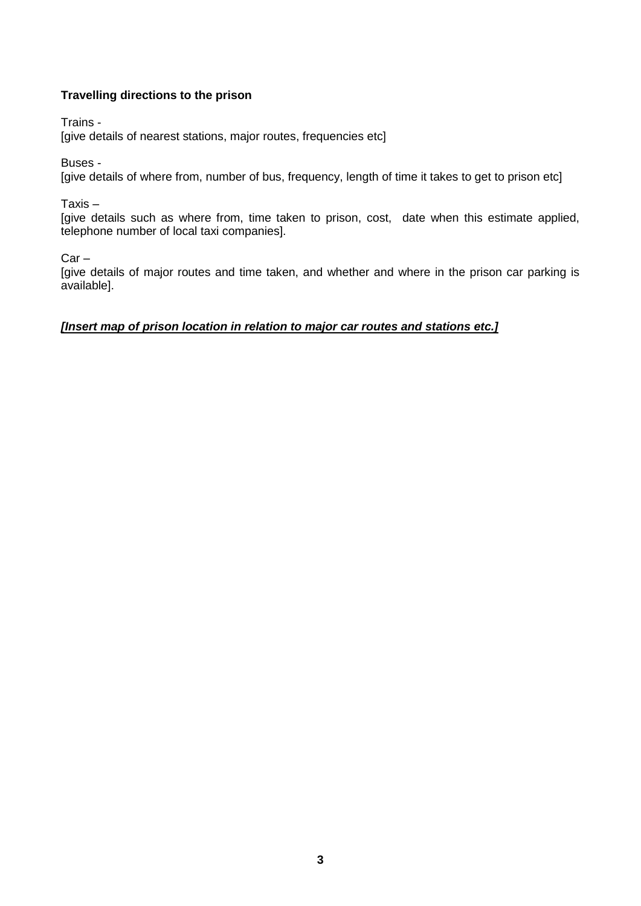**Travelling directions to the prison**

Trains -
[give details of nearest stations, major routes, frequencies etc]

Buses -
[give details of where from, number of bus, frequency, length of time it takes to get to prison etc]

Taxis –
[give details such as where from, time taken to prison, cost, date when this estimate applied, telephone number of local taxi companies].

Car –
[give details of major routes and time taken, and whether and where in the prison car parking is available].

***[Insert map of prison location in relation to major car routes and stations etc.]***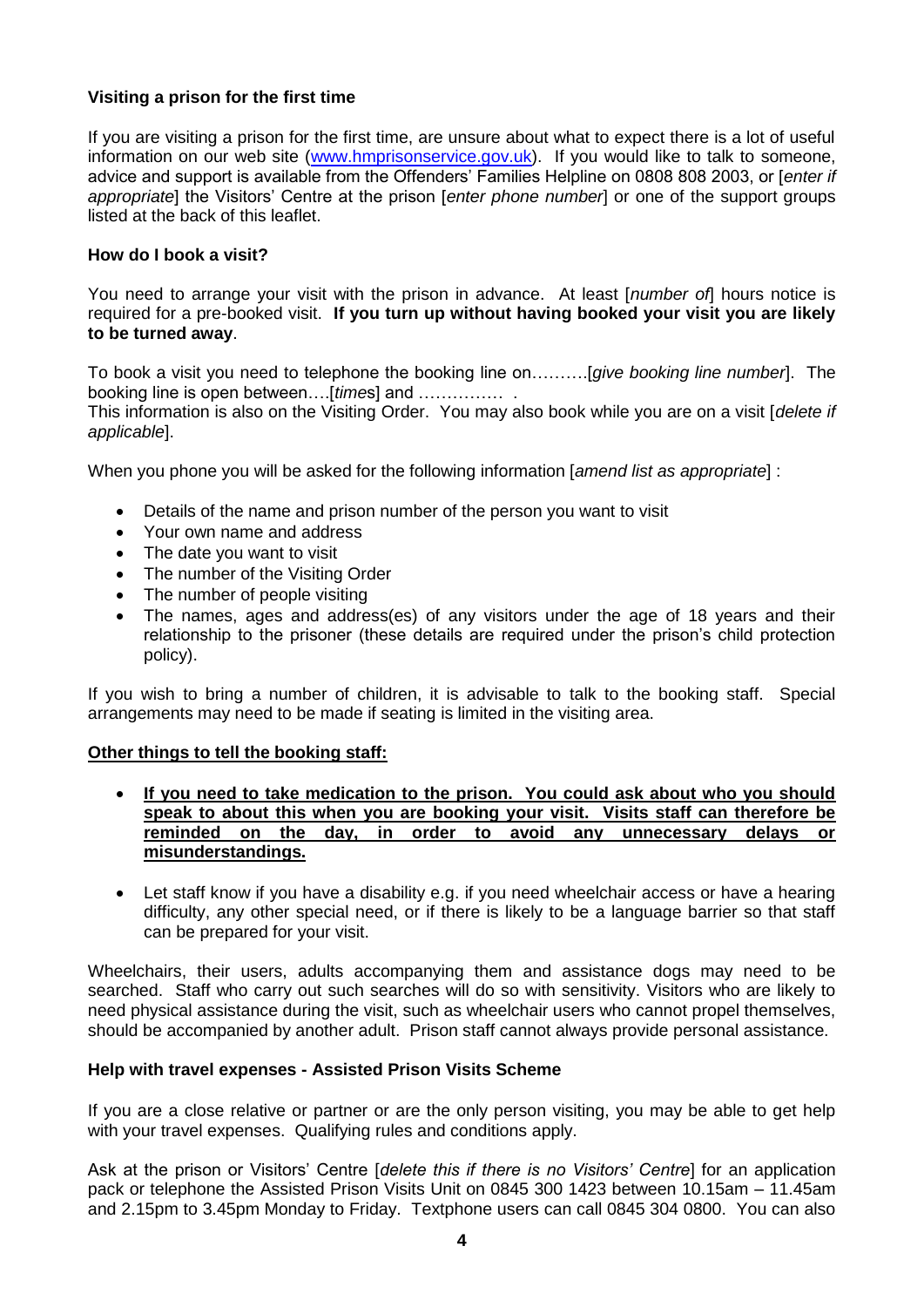**Visiting a prison for the first time**

If you are visiting a prison for the first time, are unsure about what to expect there is a lot of useful information on our web site (www.hmprisonservice.gov.uk). If you would like to talk to someone, advice and support is available from the Offenders' Families Helpline on 0808 808 2003, or [*enter if appropriate*] the Visitors' Centre at the prison [*enter phone number*] or one of the support groups listed at the back of this leaflet.

**How do I book a visit?**

You need to arrange your visit with the prison in advance. At least [*number of*] hours notice is required for a pre-booked visit. **If you turn up without having booked your visit you are likely to be turned away**.

To book a visit you need to telephone the booking line on……….[*give booking line number*]. The booking line is open between….[*times*] and …………… .
This information is also on the Visiting Order. You may also book while you are on a visit [*delete if applicable*].

When you phone you will be asked for the following information [*amend list as appropriate*] :

- Details of the name and prison number of the person you want to visit
- Your own name and address
- The date you want to visit
- The number of the Visiting Order
- The number of people visiting
- The names, ages and address(es) of any visitors under the age of 18 years and their relationship to the prisoner (these details are required under the prison's child protection policy).

If you wish to bring a number of children, it is advisable to talk to the booking staff. Special arrangements may need to be made if seating is limited in the visiting area.

<u>**Other things to tell the booking staff:**</u>

- <u>**If you need to take medication to the prison. You could ask about who you should speak to about this when you are booking your visit. Visits staff can therefore be reminded on the day, in order to avoid any unnecessary delays or misunderstandings.**</u>

- Let staff know if you have a disability e.g. if you need wheelchair access or have a hearing difficulty, any other special need, or if there is likely to be a language barrier so that staff can be prepared for your visit.

Wheelchairs, their users, adults accompanying them and assistance dogs may need to be searched. Staff who carry out such searches will do so with sensitivity. Visitors who are likely to need physical assistance during the visit, such as wheelchair users who cannot propel themselves, should be accompanied by another adult. Prison staff cannot always provide personal assistance.

**Help with travel expenses - Assisted Prison Visits Scheme**

If you are a close relative or partner or are the only person visiting, you may be able to get help with your travel expenses. Qualifying rules and conditions apply.

Ask at the prison or Visitors' Centre [*delete this if there is no Visitors' Centre*] for an application pack or telephone the Assisted Prison Visits Unit on 0845 300 1423 between 10.15am – 11.45am and 2.15pm to 3.45pm Monday to Friday. Textphone users can call 0845 304 0800. You can also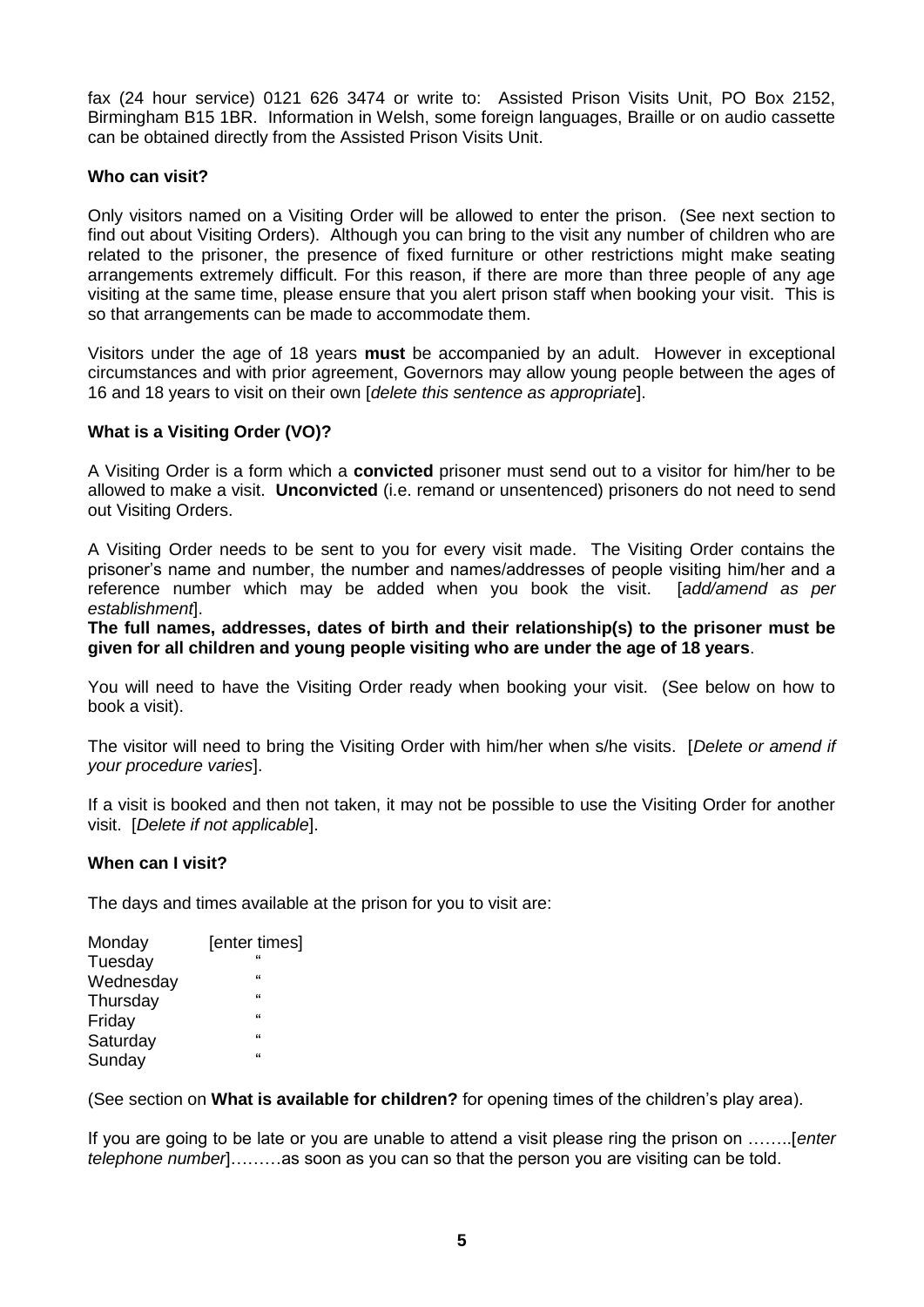fax (24 hour service) 0121 626 3474 or write to: Assisted Prison Visits Unit, PO Box 2152, Birmingham B15 1BR. Information in Welsh, some foreign languages, Braille or on audio cassette can be obtained directly from the Assisted Prison Visits Unit.

### Who can visit?

Only visitors named on a Visiting Order will be allowed to enter the prison. (See next section to find out about Visiting Orders). Although you can bring to the visit any number of children who are related to the prisoner, the presence of fixed furniture or other restrictions might make seating arrangements extremely difficult. For this reason, if there are more than three people of any age visiting at the same time, please ensure that you alert prison staff when booking your visit. This is so that arrangements can be made to accommodate them.

Visitors under the age of 18 years **must** be accompanied by an adult. However in exceptional circumstances and with prior agreement, Governors may allow young people between the ages of 16 and 18 years to visit on their own [*delete this sentence as appropriate*].

### What is a Visiting Order (VO)?

A Visiting Order is a form which a **convicted** prisoner must send out to a visitor for him/her to be allowed to make a visit. **Unconvicted** (i.e. remand or unsentenced) prisoners do not need to send out Visiting Orders.

A Visiting Order needs to be sent to you for every visit made. The Visiting Order contains the prisoner's name and number, the number and names/addresses of people visiting him/her and a reference number which may be added when you book the visit. [*add/amend as per establishment*].

**The full names, addresses, dates of birth and their relationship(s) to the prisoner must be given for all children and young people visiting who are under the age of 18 years**.

You will need to have the Visiting Order ready when booking your visit. (See below on how to book a visit).

The visitor will need to bring the Visiting Order with him/her when s/he visits. [*Delete or amend if your procedure varies*].

If a visit is booked and then not taken, it may not be possible to use the Visiting Order for another visit. [*Delete if not applicable*].

### When can I visit?

The days and times available at the prison for you to visit are:

| | |
|---|---|
| Monday | [enter times] |
| Tuesday | " |
| Wednesday | " |
| Thursday | " |
| Friday | " |
| Saturday | " |
| Sunday | " |

(See section on **What is available for children?** for opening times of the children's play area).

If you are going to be late or you are unable to attend a visit please ring the prison on ……..[*enter telephone number*]………as soon as you can so that the person you are visiting can be told.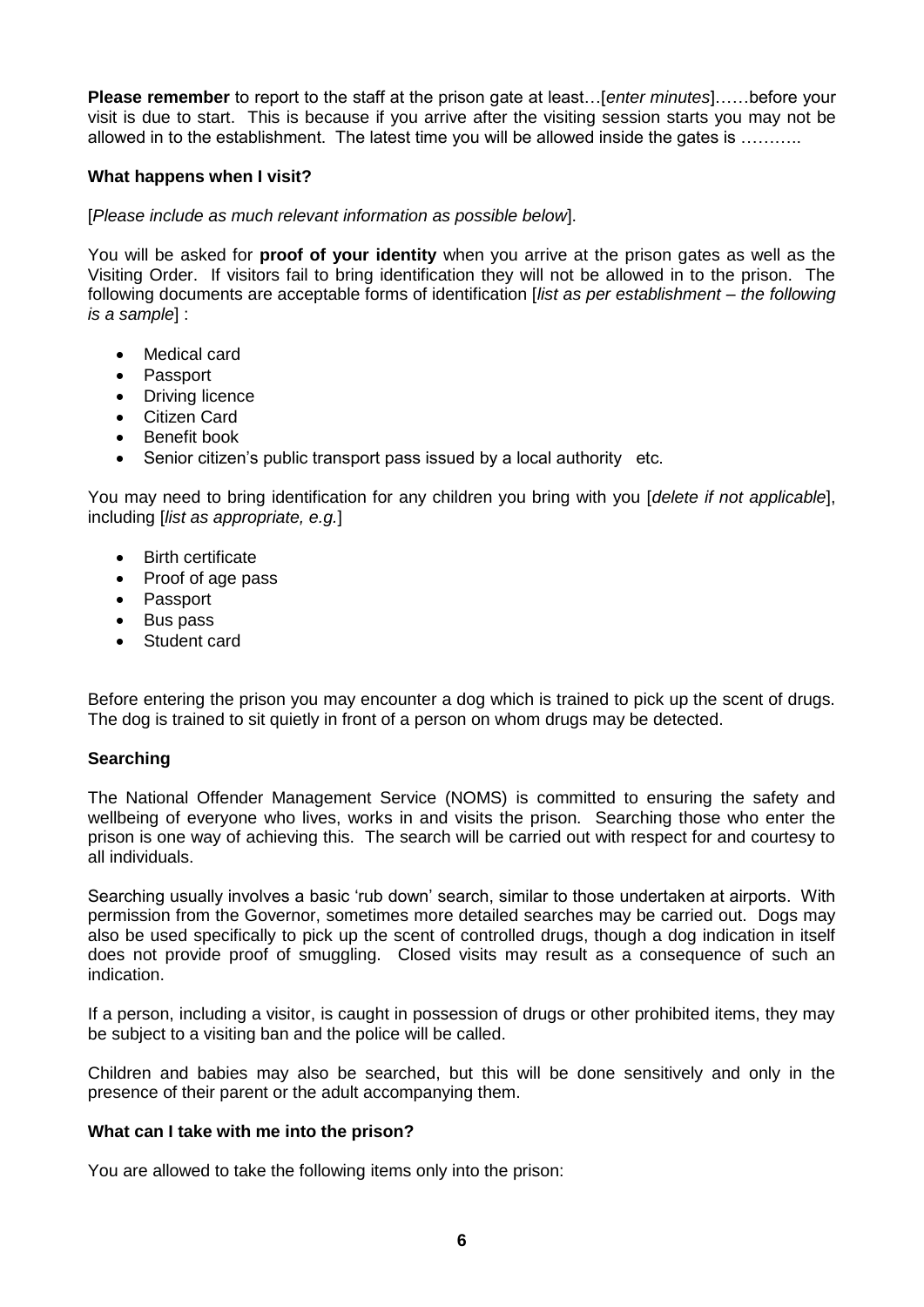**Please remember** to report to the staff at the prison gate at least…[*enter minutes*]……before your visit is due to start. This is because if you arrive after the visiting session starts you may not be allowed in to the establishment. The latest time you will be allowed inside the gates is ………..

**What happens when I visit?**

[*Please include as much relevant information as possible below*].

You will be asked for **proof of your identity** when you arrive at the prison gates as well as the Visiting Order. If visitors fail to bring identification they will not be allowed in to the prison. The following documents are acceptable forms of identification [*list as per establishment – the following is a sample*] :

- Medical card
- Passport
- Driving licence
- Citizen Card
- Benefit book
- Senior citizen's public transport pass issued by a local authority etc.

You may need to bring identification for any children you bring with you [*delete if not applicable*], including [*list as appropriate, e.g.*]

- Birth certificate
- Proof of age pass
- Passport
- Bus pass
- Student card

Before entering the prison you may encounter a dog which is trained to pick up the scent of drugs. The dog is trained to sit quietly in front of a person on whom drugs may be detected.

**Searching**

The National Offender Management Service (NOMS) is committed to ensuring the safety and wellbeing of everyone who lives, works in and visits the prison. Searching those who enter the prison is one way of achieving this. The search will be carried out with respect for and courtesy to all individuals.

Searching usually involves a basic 'rub down' search, similar to those undertaken at airports. With permission from the Governor, sometimes more detailed searches may be carried out. Dogs may also be used specifically to pick up the scent of controlled drugs, though a dog indication in itself does not provide proof of smuggling. Closed visits may result as a consequence of such an indication.

If a person, including a visitor, is caught in possession of drugs or other prohibited items, they may be subject to a visiting ban and the police will be called.

Children and babies may also be searched, but this will be done sensitively and only in the presence of their parent or the adult accompanying them.

**What can I take with me into the prison?**

You are allowed to take the following items only into the prison: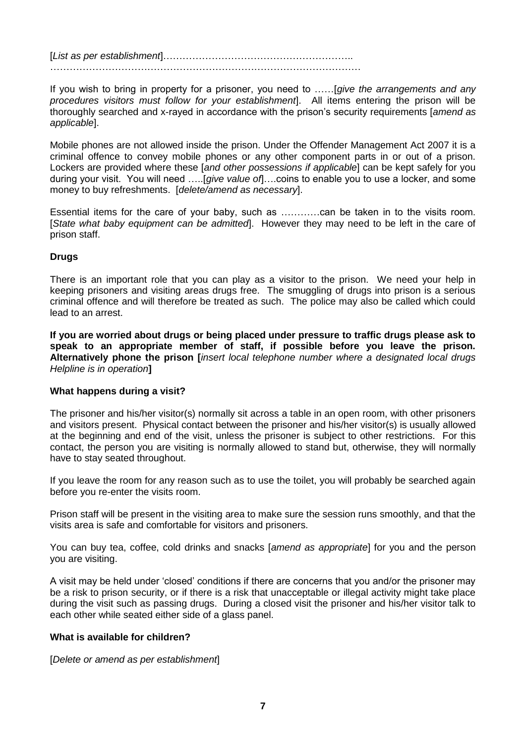[*List as per establishment*]…………………………………………………..
………………………………………………………………………………….

If you wish to bring in property for a prisoner, you need to ……[*give the arrangements and any procedures visitors must follow for your establishment*]. All items entering the prison will be thoroughly searched and x-rayed in accordance with the prison's security requirements [*amend as applicable*].

Mobile phones are not allowed inside the prison. Under the Offender Management Act 2007 it is a criminal offence to convey mobile phones or any other component parts in or out of a prison. Lockers are provided where these [*and other possessions if applicable*] can be kept safely for you during your visit. You will need …..[*give value of*]….coins to enable you to use a locker, and some money to buy refreshments. [*delete/amend as necessary*].

Essential items for the care of your baby, such as …………can be taken in to the visits room. [*State what baby equipment can be admitted*]. However they may need to be left in the care of prison staff.

**Drugs**

There is an important role that you can play as a visitor to the prison. We need your help in keeping prisoners and visiting areas drugs free. The smuggling of drugs into prison is a serious criminal offence and will therefore be treated as such. The police may also be called which could lead to an arrest.

**If you are worried about drugs or being placed under pressure to traffic drugs please ask to speak to an appropriate member of staff, if possible before you leave the prison. Alternatively phone the prison [***insert local telephone number where a designated local drugs Helpline is in operation***]**

**What happens during a visit?**

The prisoner and his/her visitor(s) normally sit across a table in an open room, with other prisoners and visitors present. Physical contact between the prisoner and his/her visitor(s) is usually allowed at the beginning and end of the visit, unless the prisoner is subject to other restrictions. For this contact, the person you are visiting is normally allowed to stand but, otherwise, they will normally have to stay seated throughout.

If you leave the room for any reason such as to use the toilet, you will probably be searched again before you re-enter the visits room.

Prison staff will be present in the visiting area to make sure the session runs smoothly, and that the visits area is safe and comfortable for visitors and prisoners.

You can buy tea, coffee, cold drinks and snacks [*amend as appropriate*] for you and the person you are visiting.

A visit may be held under 'closed' conditions if there are concerns that you and/or the prisoner may be a risk to prison security, or if there is a risk that unacceptable or illegal activity might take place during the visit such as passing drugs. During a closed visit the prisoner and his/her visitor talk to each other while seated either side of a glass panel.

**What is available for children?**

[*Delete or amend as per establishment*]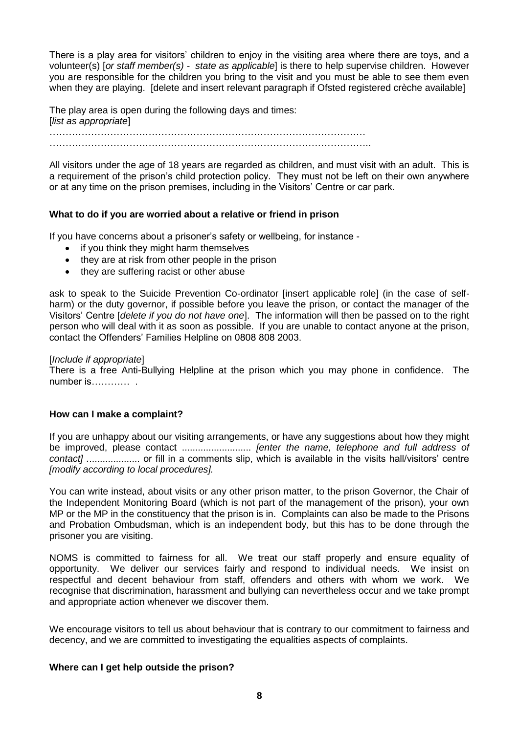There is a play area for visitors' children to enjoy in the visiting area where there are toys, and a volunteer(s) [*or staff member(s) - state as applicable*] is there to help supervise children. However you are responsible for the children you bring to the visit and you must be able to see them even when they are playing. [delete and insert relevant paragraph if Ofsted registered crèche available]

The play area is open during the following days and times:
[*list as appropriate*]
…………………………………………………………………………………………
…………………………………………………………………………………………..

All visitors under the age of 18 years are regarded as children, and must visit with an adult. This is a requirement of the prison's child protection policy. They must not be left on their own anywhere or at any time on the prison premises, including in the Visitors' Centre or car park.

**What to do if you are worried about a relative or friend in prison**

If you have concerns about a prisoner's safety or wellbeing, for instance -

- if you think they might harm themselves
- they are at risk from other people in the prison
- they are suffering racist or other abuse

ask to speak to the Suicide Prevention Co-ordinator [insert applicable role] (in the case of self-harm) or the duty governor, if possible before you leave the prison, or contact the manager of the Visitors' Centre [*delete if you do not have one*]. The information will then be passed on to the right person who will deal with it as soon as possible. If you are unable to contact anyone at the prison, contact the Offenders' Families Helpline on 0808 808 2003.

[*Include if appropriate*]
There is a free Anti-Bullying Helpline at the prison which you may phone in confidence. The number is………… .

**How can I make a complaint?**

If you are unhappy about our visiting arrangements, or have any suggestions about how they might be improved, please contact .......................... *[enter the name, telephone and full address of contact]* .................... or fill in a comments slip, which is available in the visits hall/visitors' centre *[modify according to local procedures].*

You can write instead, about visits or any other prison matter, to the prison Governor, the Chair of the Independent Monitoring Board (which is not part of the management of the prison), your own MP or the MP in the constituency that the prison is in. Complaints can also be made to the Prisons and Probation Ombudsman, which is an independent body, but this has to be done through the prisoner you are visiting.

NOMS is committed to fairness for all. We treat our staff properly and ensure equality of opportunity. We deliver our services fairly and respond to individual needs. We insist on respectful and decent behaviour from staff, offenders and others with whom we work. We recognise that discrimination, harassment and bullying can nevertheless occur and we take prompt and appropriate action whenever we discover them.

We encourage visitors to tell us about behaviour that is contrary to our commitment to fairness and decency, and we are committed to investigating the equalities aspects of complaints.

**Where can I get help outside the prison?**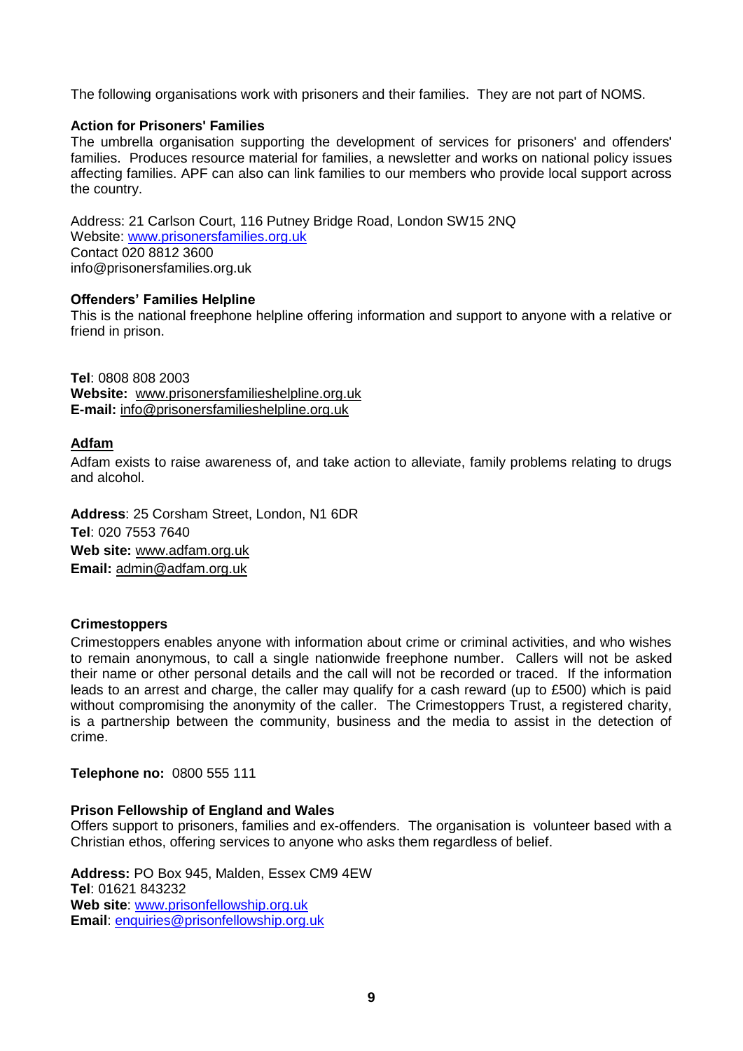The following organisations work with prisoners and their families. They are not part of NOMS.

**Action for Prisoners' Families**

The umbrella organisation supporting the development of services for prisoners' and offenders' families. Produces resource material for families, a newsletter and works on national policy issues affecting families. APF can also can link families to our members who provide local support across the country.

Address: 21 Carlson Court, 116 Putney Bridge Road, London SW15 2NQ
Website: www.prisonersfamilies.org.uk
Contact 020 8812 3600
info@prisonersfamilies.org.uk

**Offenders' Families Helpline**

This is the national freephone helpline offering information and support to anyone with a relative or friend in prison.

**Tel**: 0808 808 2003
**Website:** www.prisonersfamilieshelpline.org.uk
**E-mail:** info@prisonersfamilieshelpline.org.uk

**Adfam**

Adfam exists to raise awareness of, and take action to alleviate, family problems relating to drugs and alcohol.

**Address**: 25 Corsham Street, London, N1 6DR
**Tel**: 020 7553 7640
**Web site:** www.adfam.org.uk
**Email:** admin@adfam.org.uk

**Crimestoppers**

Crimestoppers enables anyone with information about crime or criminal activities, and who wishes to remain anonymous, to call a single nationwide freephone number. Callers will not be asked their name or other personal details and the call will not be recorded or traced. If the information leads to an arrest and charge, the caller may qualify for a cash reward (up to £500) which is paid without compromising the anonymity of the caller. The Crimestoppers Trust, a registered charity, is a partnership between the community, business and the media to assist in the detection of crime.

**Telephone no:** 0800 555 111

**Prison Fellowship of England and Wales**

Offers support to prisoners, families and ex-offenders. The organisation is volunteer based with a Christian ethos, offering services to anyone who asks them regardless of belief.

**Address:** PO Box 945, Malden, Essex CM9 4EW
**Tel**: 01621 843232
**Web site**: www.prisonfellowship.org.uk
**Email**: enquiries@prisonfellowship.org.uk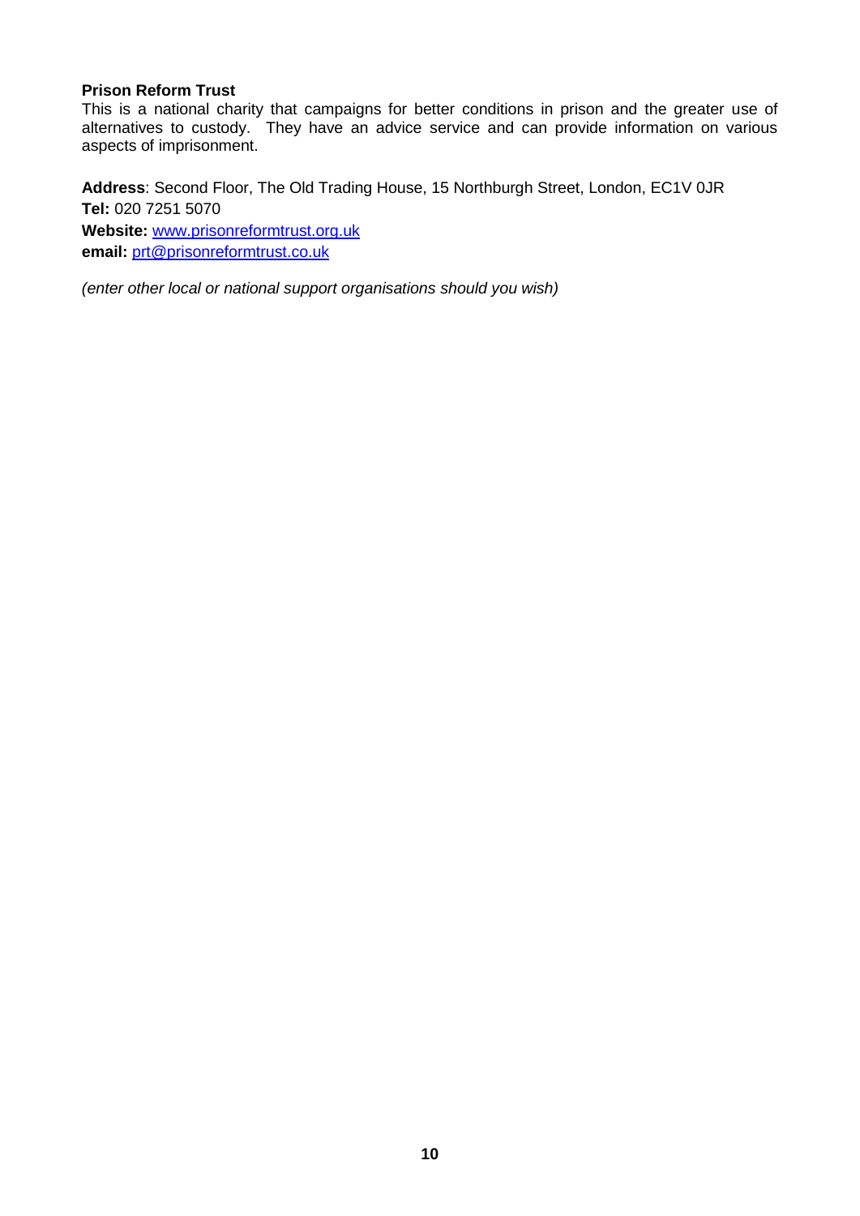**Prison Reform Trust**
This is a national charity that campaigns for better conditions in prison and the greater use of alternatives to custody. They have an advice service and can provide information on various aspects of imprisonment.

**Address**: Second Floor, The Old Trading House, 15 Northburgh Street, London, EC1V 0JR
**Tel:** 020 7251 5070
**Website:** www.prisonreformtrust.org.uk
**email:** prt@prisonreformtrust.co.uk

*(enter other local or national support organisations should you wish)*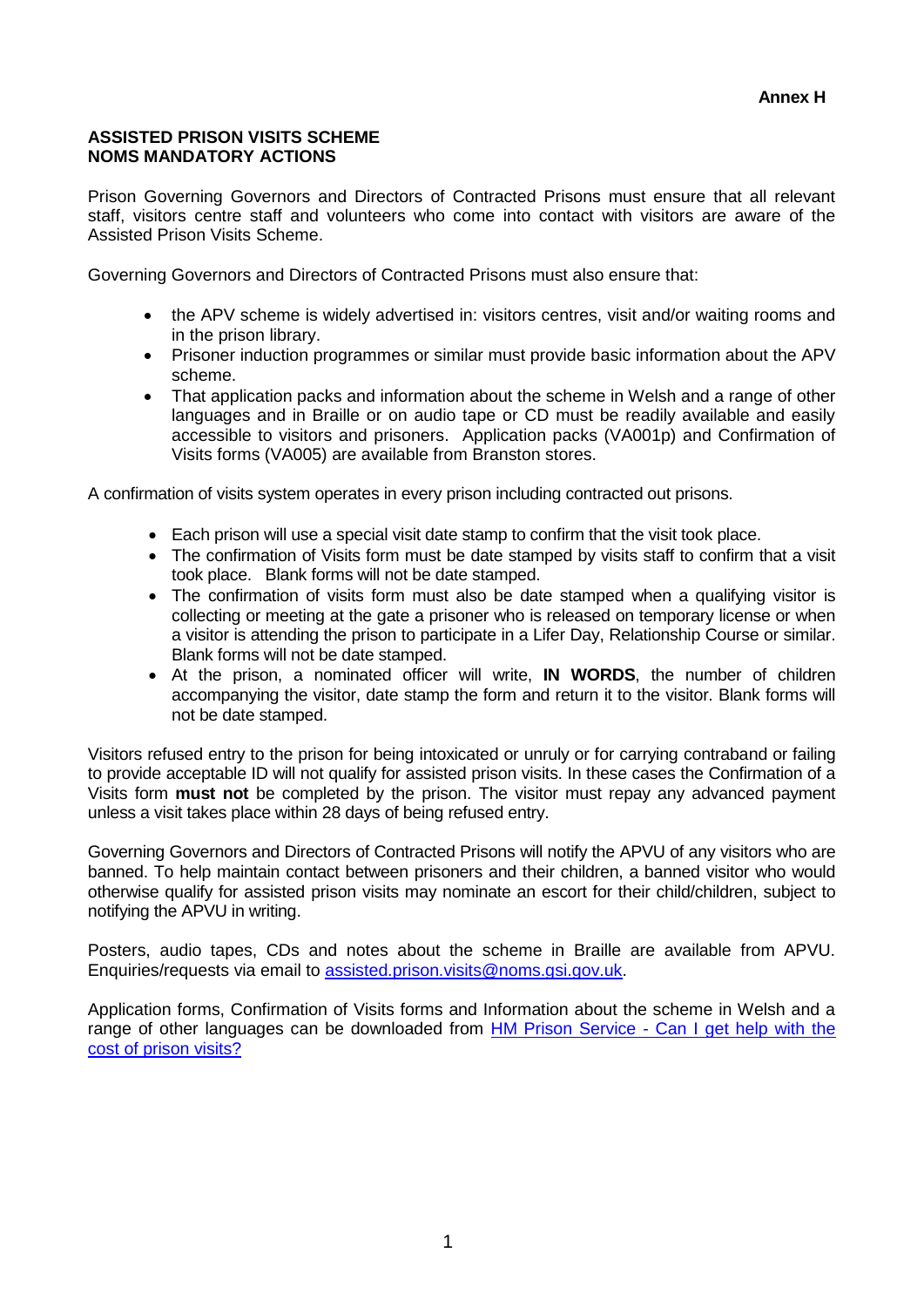**Annex H**

**ASSISTED PRISON VISITS SCHEME**
**NOMS MANDATORY ACTIONS**

Prison Governing Governors and Directors of Contracted Prisons must ensure that all relevant staff, visitors centre staff and volunteers who come into contact with visitors are aware of the Assisted Prison Visits Scheme.

Governing Governors and Directors of Contracted Prisons must also ensure that:

- the APV scheme is widely advertised in: visitors centres, visit and/or waiting rooms and in the prison library.
- Prisoner induction programmes or similar must provide basic information about the APV scheme.
- That application packs and information about the scheme in Welsh and a range of other languages and in Braille or on audio tape or CD must be readily available and easily accessible to visitors and prisoners. Application packs (VA001p) and Confirmation of Visits forms (VA005) are available from Branston stores.

A confirmation of visits system operates in every prison including contracted out prisons.

- Each prison will use a special visit date stamp to confirm that the visit took place.
- The confirmation of Visits form must be date stamped by visits staff to confirm that a visit took place. Blank forms will not be date stamped.
- The confirmation of visits form must also be date stamped when a qualifying visitor is collecting or meeting at the gate a prisoner who is released on temporary license or when a visitor is attending the prison to participate in a Lifer Day, Relationship Course or similar. Blank forms will not be date stamped.
- At the prison, a nominated officer will write, **IN WORDS**, the number of children accompanying the visitor, date stamp the form and return it to the visitor. Blank forms will not be date stamped.

Visitors refused entry to the prison for being intoxicated or unruly or for carrying contraband or failing to provide acceptable ID will not qualify for assisted prison visits. In these cases the Confirmation of a Visits form **must not** be completed by the prison. The visitor must repay any advanced payment unless a visit takes place within 28 days of being refused entry.

Governing Governors and Directors of Contracted Prisons will notify the APVU of any visitors who are banned. To help maintain contact between prisoners and their children, a banned visitor who would otherwise qualify for assisted prison visits may nominate an escort for their child/children, subject to notifying the APVU in writing.

Posters, audio tapes, CDs and notes about the scheme in Braille are available from APVU. Enquiries/requests via email to assisted.prison.visits@noms.gsi.gov.uk.

Application forms, Confirmation of Visits forms and Information about the scheme in Welsh and a range of other languages can be downloaded from HM Prison Service - Can I get help with the cost of prison visits?